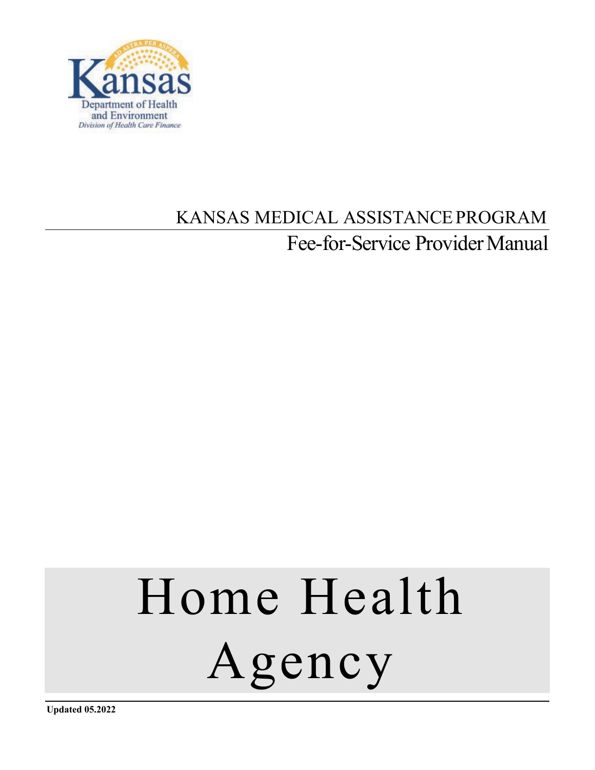Kansas
Department of Health and Environment
*Division of Health Care Finance*

KANSAS MEDICAL ASSISTANCE PROGRAM

Fee-for-Service Provider Manual

# Home Health Agency

**Updated 05.2022**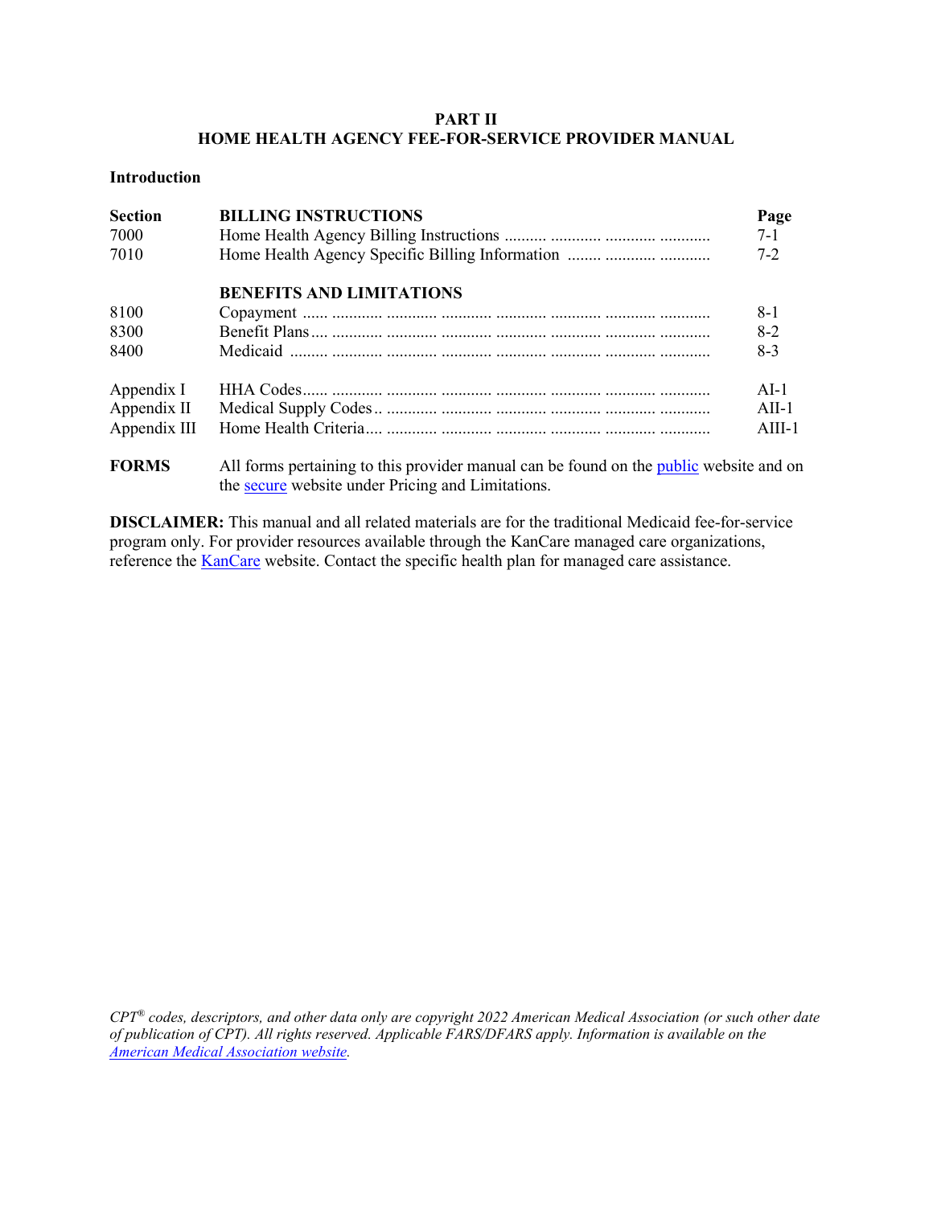**PART II**
**HOME HEALTH AGENCY FEE-FOR-SERVICE PROVIDER MANUAL**

**Introduction**

| **Section** | **BILLING INSTRUCTIONS** | **Page** |
|---|---|---|
| 7000 | Home Health Agency Billing Instructions | 7-1 |
| 7010 | Home Health Agency Specific Billing Information | 7-2 |
| | **BENEFITS AND LIMITATIONS** | |
| 8100 | Copayment | 8-1 |
| 8300 | Benefit Plans | 8-2 |
| 8400 | Medicaid | 8-3 |
| Appendix I | HHA Codes | AI-1 |
| Appendix II | Medical Supply Codes | AII-1 |
| Appendix III | Home Health Criteria | AIII-1 |

**FORMS** All forms pertaining to this provider manual can be found on the public website and on the secure website under Pricing and Limitations.

**DISCLAIMER:** This manual and all related materials are for the traditional Medicaid fee-for-service program only. For provider resources available through the KanCare managed care organizations, reference the KanCare website. Contact the specific health plan for managed care assistance.

*CPT® codes, descriptors, and other data only are copyright 2022 American Medical Association (or such other date of publication of CPT). All rights reserved. Applicable FARS/DFARS apply. Information is available on the American Medical Association website.*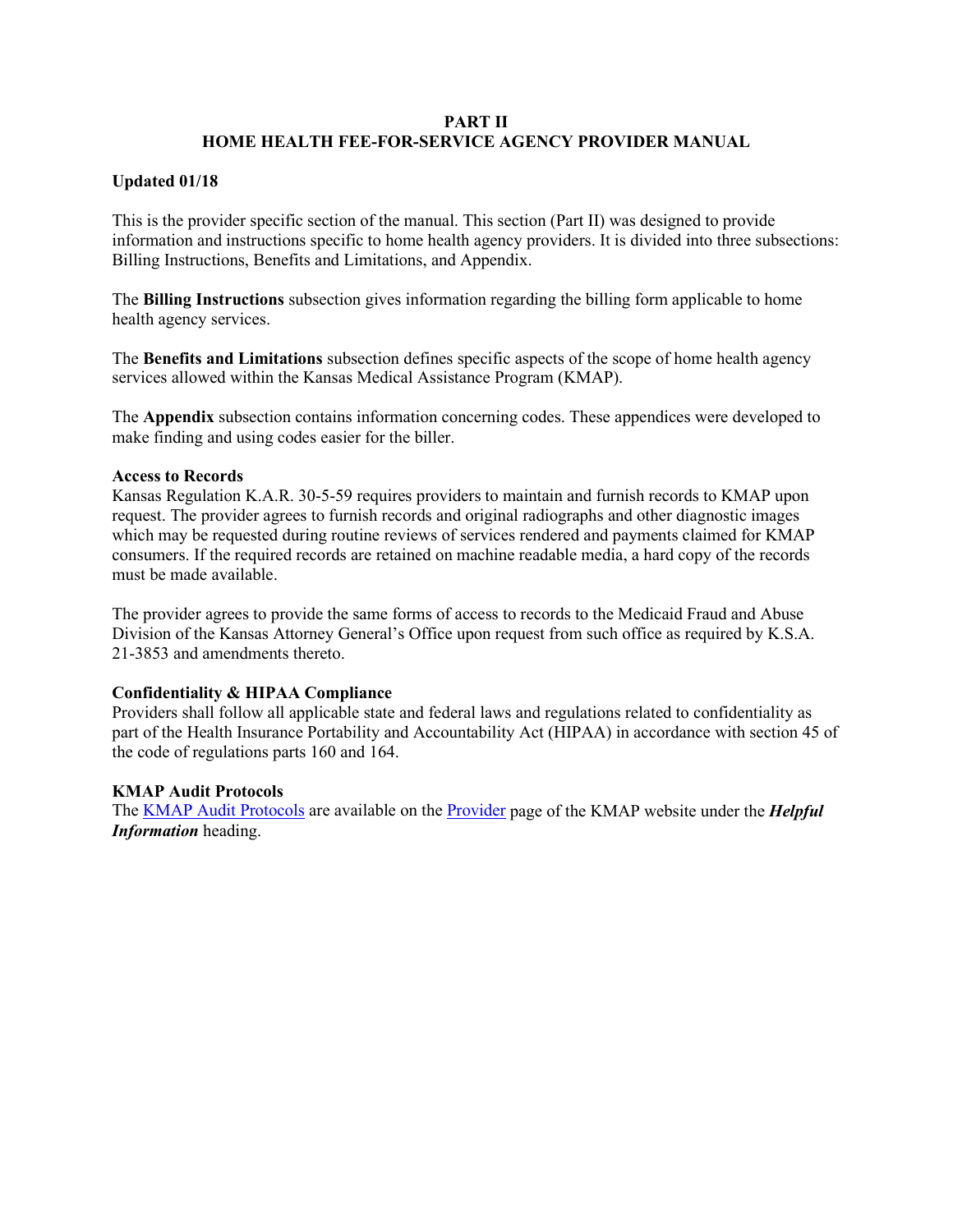# PART II
# HOME HEALTH FEE-FOR-SERVICE AGENCY PROVIDER MANUAL

**Updated 01/18**

This is the provider specific section of the manual. This section (Part II) was designed to provide information and instructions specific to home health agency providers. It is divided into three subsections: Billing Instructions, Benefits and Limitations, and Appendix.

The **Billing Instructions** subsection gives information regarding the billing form applicable to home health agency services.

The **Benefits and Limitations** subsection defines specific aspects of the scope of home health agency services allowed within the Kansas Medical Assistance Program (KMAP).

The **Appendix** subsection contains information concerning codes. These appendices were developed to make finding and using codes easier for the biller.

**Access to Records**

Kansas Regulation K.A.R. 30-5-59 requires providers to maintain and furnish records to KMAP upon request. The provider agrees to furnish records and original radiographs and other diagnostic images which may be requested during routine reviews of services rendered and payments claimed for KMAP consumers. If the required records are retained on machine readable media, a hard copy of the records must be made available.

The provider agrees to provide the same forms of access to records to the Medicaid Fraud and Abuse Division of the Kansas Attorney General's Office upon request from such office as required by K.S.A. 21-3853 and amendments thereto.

**Confidentiality & HIPAA Compliance**

Providers shall follow all applicable state and federal laws and regulations related to confidentiality as part of the Health Insurance Portability and Accountability Act (HIPAA) in accordance with section 45 of the code of regulations parts 160 and 164.

**KMAP Audit Protocols**

The KMAP Audit Protocols are available on the Provider page of the KMAP website under the ***Helpful Information*** heading.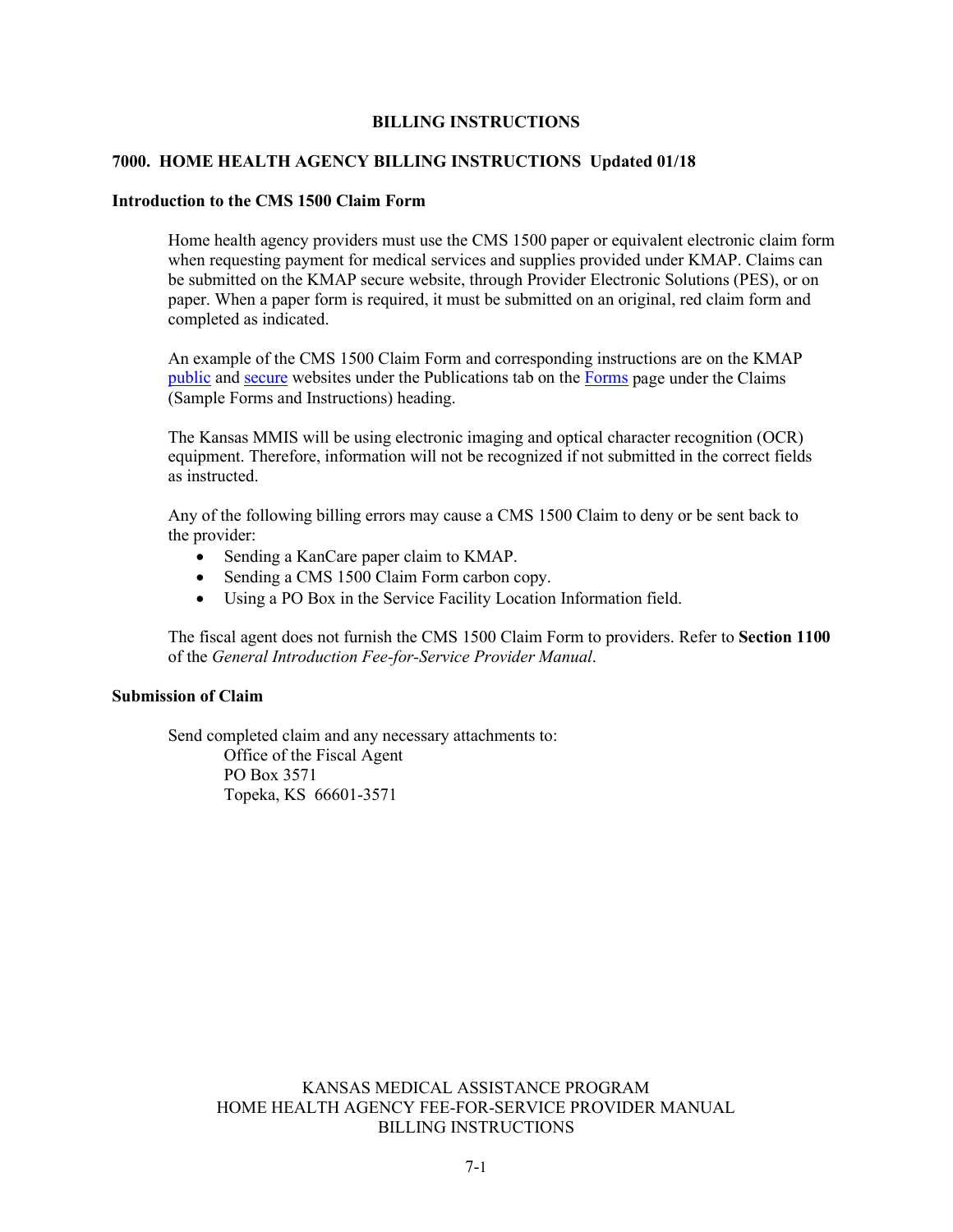# BILLING INSTRUCTIONS

## 7000. HOME HEALTH AGENCY BILLING INSTRUCTIONS Updated 01/18

### Introduction to the CMS 1500 Claim Form

Home health agency providers must use the CMS 1500 paper or equivalent electronic claim form when requesting payment for medical services and supplies provided under KMAP. Claims can be submitted on the KMAP secure website, through Provider Electronic Solutions (PES), or on paper. When a paper form is required, it must be submitted on an original, red claim form and completed as indicated.

An example of the CMS 1500 Claim Form and corresponding instructions are on the KMAP public and secure websites under the Publications tab on the Forms page under the Claims (Sample Forms and Instructions) heading.

The Kansas MMIS will be using electronic imaging and optical character recognition (OCR) equipment. Therefore, information will not be recognized if not submitted in the correct fields as instructed.

Any of the following billing errors may cause a CMS 1500 Claim to deny or be sent back to the provider:

- Sending a KanCare paper claim to KMAP.
- Sending a CMS 1500 Claim Form carbon copy.
- Using a PO Box in the Service Facility Location Information field.

The fiscal agent does not furnish the CMS 1500 Claim Form to providers. Refer to **Section 1100** of the *General Introduction Fee-for-Service Provider Manual*.

### Submission of Claim

Send completed claim and any necessary attachments to:

Office of the Fiscal Agent
PO Box 3571
Topeka, KS 66601-3571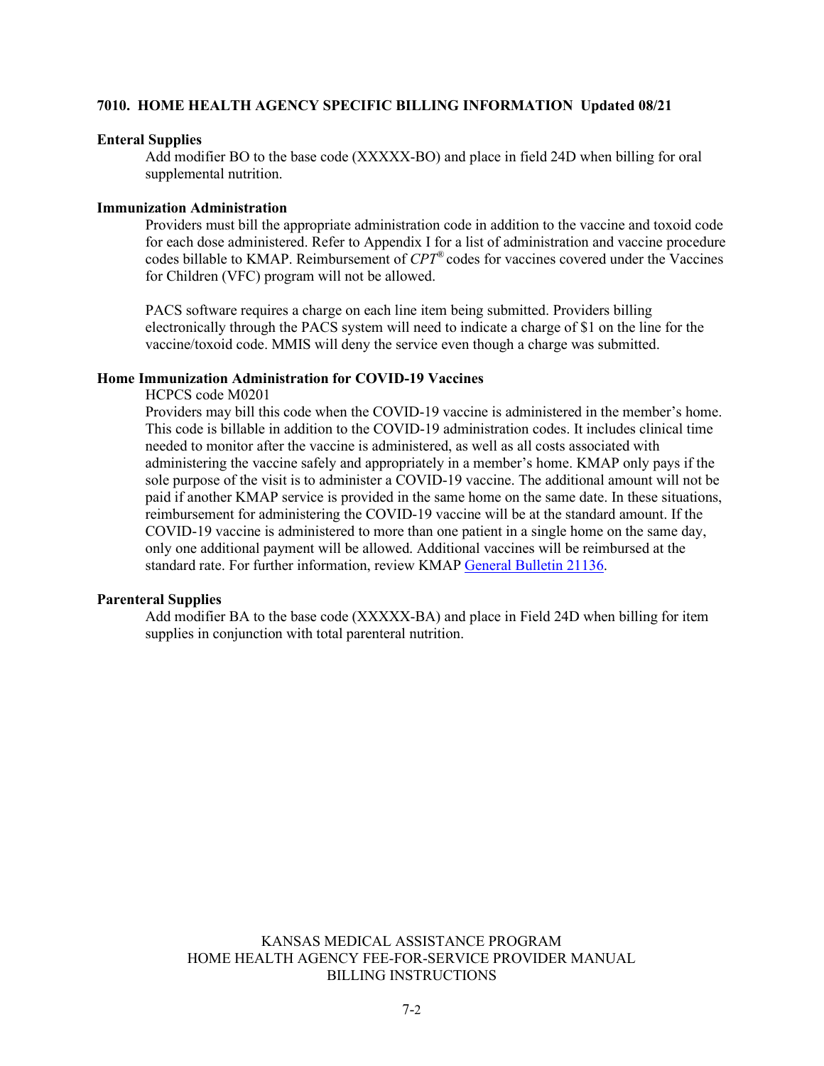## 7010. HOME HEALTH AGENCY SPECIFIC BILLING INFORMATION Updated 08/21

### Enteral Supplies

Add modifier BO to the base code (XXXXX-BO) and place in field 24D when billing for oral supplemental nutrition.

### Immunization Administration

Providers must bill the appropriate administration code in addition to the vaccine and toxoid code for each dose administered. Refer to Appendix I for a list of administration and vaccine procedure codes billable to KMAP. Reimbursement of *CPT®* codes for vaccines covered under the Vaccines for Children (VFC) program will not be allowed.

PACS software requires a charge on each line item being submitted. Providers billing electronically through the PACS system will need to indicate a charge of $1 on the line for the vaccine/toxoid code. MMIS will deny the service even though a charge was submitted.

### Home Immunization Administration for COVID-19 Vaccines

HCPCS code M0201

Providers may bill this code when the COVID-19 vaccine is administered in the member's home. This code is billable in addition to the COVID-19 administration codes. It includes clinical time needed to monitor after the vaccine is administered, as well as all costs associated with administering the vaccine safely and appropriately in a member's home. KMAP only pays if the sole purpose of the visit is to administer a COVID-19 vaccine. The additional amount will not be paid if another KMAP service is provided in the same home on the same date. In these situations, reimbursement for administering the COVID-19 vaccine will be at the standard amount. If the COVID-19 vaccine is administered to more than one patient in a single home on the same day, only one additional payment will be allowed. Additional vaccines will be reimbursed at the standard rate. For further information, review KMAP General Bulletin 21136.

### Parenteral Supplies

Add modifier BA to the base code (XXXXX-BA) and place in Field 24D when billing for item supplies in conjunction with total parenteral nutrition.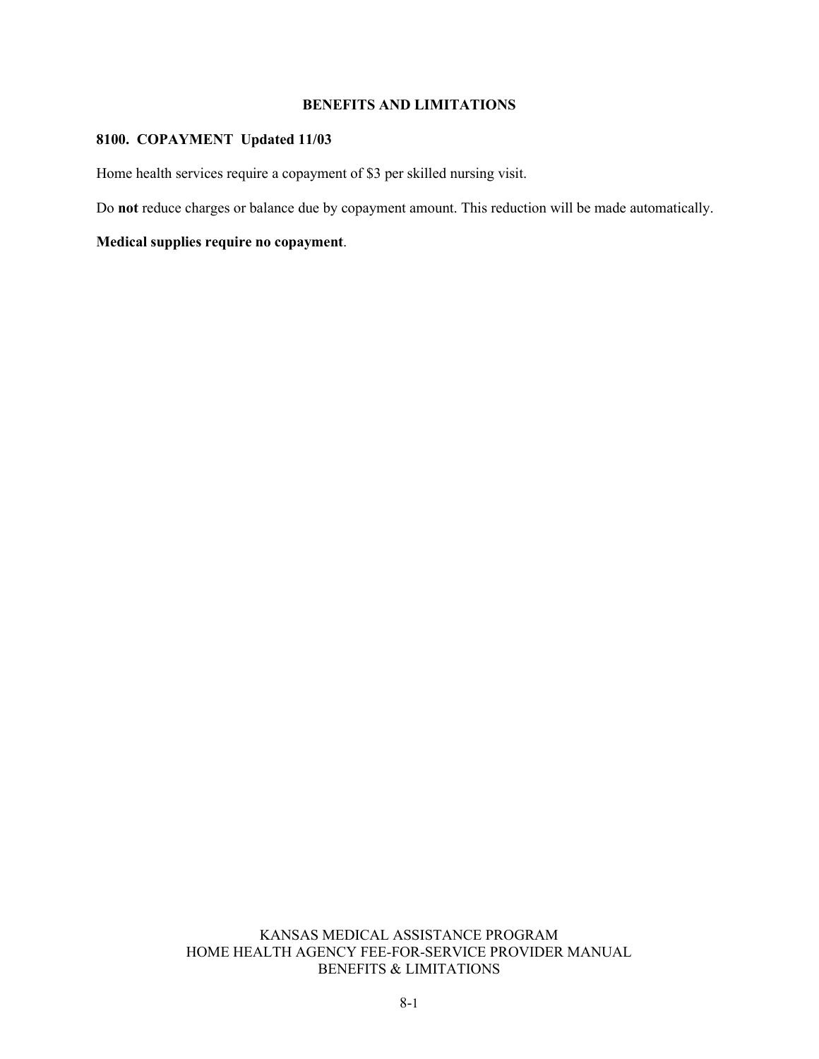# BENEFITS AND LIMITATIONS

## 8100. COPAYMENT Updated 11/03

Home health services require a copayment of $3 per skilled nursing visit.

Do **not** reduce charges or balance due by copayment amount. This reduction will be made automatically.

**Medical supplies require no copayment**.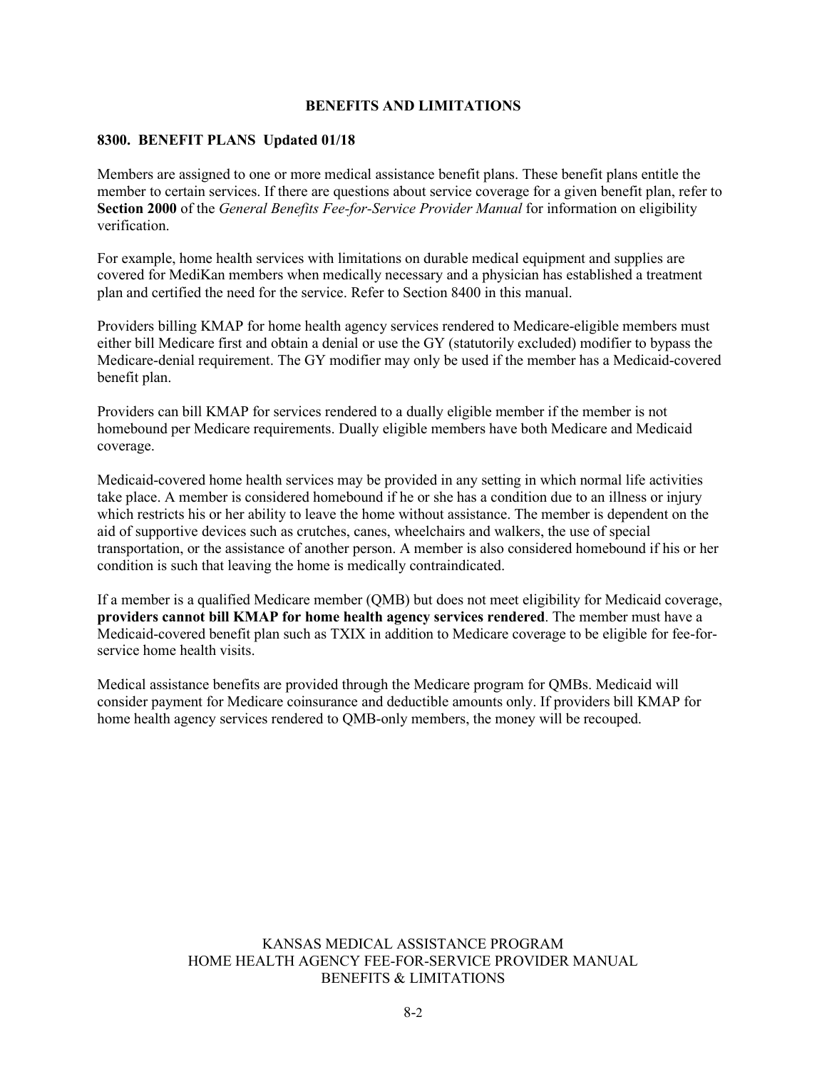# BENEFITS AND LIMITATIONS

## 8300. BENEFIT PLANS Updated 01/18

Members are assigned to one or more medical assistance benefit plans. These benefit plans entitle the member to certain services. If there are questions about service coverage for a given benefit plan, refer to **Section 2000** of the *General Benefits Fee-for-Service Provider Manual* for information on eligibility verification.

For example, home health services with limitations on durable medical equipment and supplies are covered for MediKan members when medically necessary and a physician has established a treatment plan and certified the need for the service. Refer to Section 8400 in this manual.

Providers billing KMAP for home health agency services rendered to Medicare-eligible members must either bill Medicare first and obtain a denial or use the GY (statutorily excluded) modifier to bypass the Medicare-denial requirement. The GY modifier may only be used if the member has a Medicaid-covered benefit plan.

Providers can bill KMAP for services rendered to a dually eligible member if the member is not homebound per Medicare requirements. Dually eligible members have both Medicare and Medicaid coverage.

Medicaid-covered home health services may be provided in any setting in which normal life activities take place. A member is considered homebound if he or she has a condition due to an illness or injury which restricts his or her ability to leave the home without assistance. The member is dependent on the aid of supportive devices such as crutches, canes, wheelchairs and walkers, the use of special transportation, or the assistance of another person. A member is also considered homebound if his or her condition is such that leaving the home is medically contraindicated.

If a member is a qualified Medicare member (QMB) but does not meet eligibility for Medicaid coverage, **providers cannot bill KMAP for home health agency services rendered**. The member must have a Medicaid-covered benefit plan such as TXIX in addition to Medicare coverage to be eligible for fee-for-service home health visits.

Medical assistance benefits are provided through the Medicare program for QMBs. Medicaid will consider payment for Medicare coinsurance and deductible amounts only. If providers bill KMAP for home health agency services rendered to QMB-only members, the money will be recouped.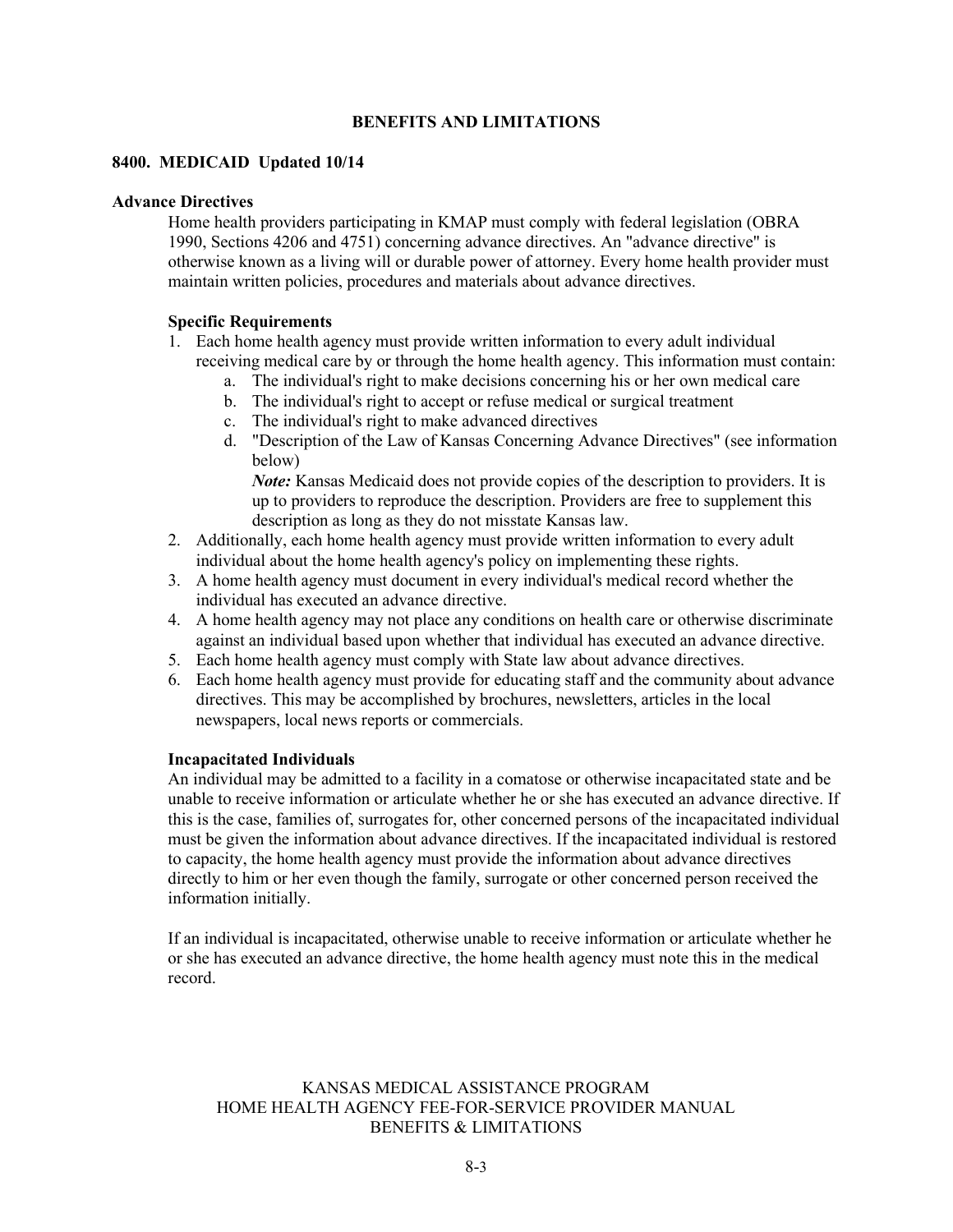# BENEFITS AND LIMITATIONS

## 8400. MEDICAID Updated 10/14

### Advance Directives

Home health providers participating in KMAP must comply with federal legislation (OBRA 1990, Sections 4206 and 4751) concerning advance directives. An "advance directive" is otherwise known as a living will or durable power of attorney. Every home health provider must maintain written policies, procedures and materials about advance directives.

#### Specific Requirements

1. Each home health agency must provide written information to every adult individual receiving medical care by or through the home health agency. This information must contain:
    a. The individual's right to make decisions concerning his or her own medical care
    b. The individual's right to accept or refuse medical or surgical treatment
    c. The individual's right to make advanced directives
    d. "Description of the Law of Kansas Concerning Advance Directives" (see information below)
    ***Note:*** Kansas Medicaid does not provide copies of the description to providers. It is up to providers to reproduce the description. Providers are free to supplement this description as long as they do not misstate Kansas law.
2. Additionally, each home health agency must provide written information to every adult individual about the home health agency's policy on implementing these rights.
3. A home health agency must document in every individual's medical record whether the individual has executed an advance directive.
4. A home health agency may not place any conditions on health care or otherwise discriminate against an individual based upon whether that individual has executed an advance directive.
5. Each home health agency must comply with State law about advance directives.
6. Each home health agency must provide for educating staff and the community about advance directives. This may be accomplished by brochures, newsletters, articles in the local newspapers, local news reports or commercials.

#### Incapacitated Individuals

An individual may be admitted to a facility in a comatose or otherwise incapacitated state and be unable to receive information or articulate whether he or she has executed an advance directive. If this is the case, families of, surrogates for, other concerned persons of the incapacitated individual must be given the information about advance directives. If the incapacitated individual is restored to capacity, the home health agency must provide the information about advance directives directly to him or her even though the family, surrogate or other concerned person received the information initially.

If an individual is incapacitated, otherwise unable to receive information or articulate whether he or she has executed an advance directive, the home health agency must note this in the medical record.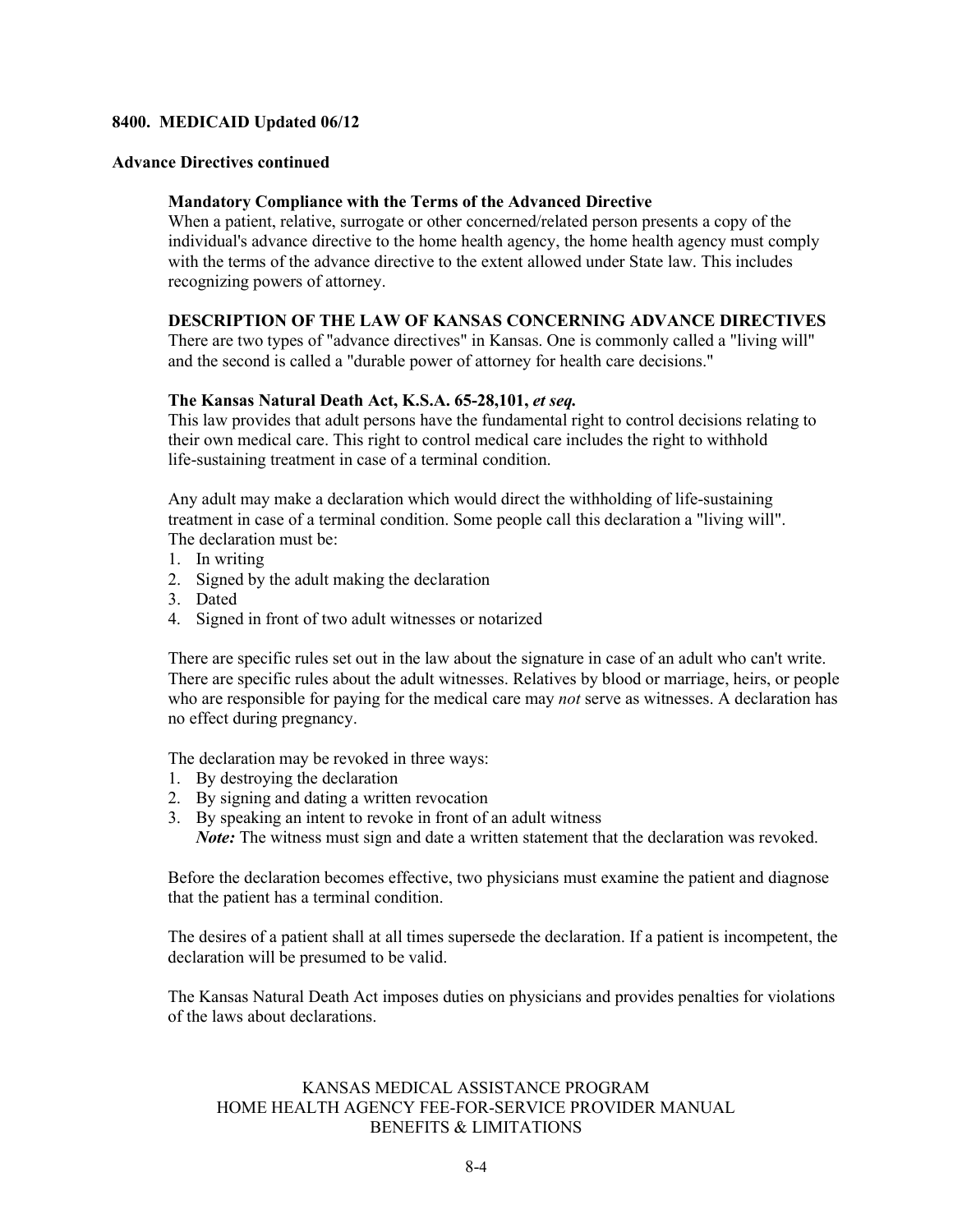**8400. MEDICAID Updated 06/12**

**Advance Directives continued**

**Mandatory Compliance with the Terms of the Advanced Directive**

When a patient, relative, surrogate or other concerned/related person presents a copy of the individual's advance directive to the home health agency, the home health agency must comply with the terms of the advance directive to the extent allowed under State law. This includes recognizing powers of attorney.

**DESCRIPTION OF THE LAW OF KANSAS CONCERNING ADVANCE DIRECTIVES**

There are two types of "advance directives" in Kansas. One is commonly called a "living will" and the second is called a "durable power of attorney for health care decisions."

**The Kansas Natural Death Act, K.S.A. 65-28,101, *et seq.***

This law provides that adult persons have the fundamental right to control decisions relating to their own medical care. This right to control medical care includes the right to withhold life-sustaining treatment in case of a terminal condition.

Any adult may make a declaration which would direct the withholding of life-sustaining treatment in case of a terminal condition. Some people call this declaration a "living will". The declaration must be:

1. In writing
2. Signed by the adult making the declaration
3. Dated
4. Signed in front of two adult witnesses or notarized

There are specific rules set out in the law about the signature in case of an adult who can't write. There are specific rules about the adult witnesses. Relatives by blood or marriage, heirs, or people who are responsible for paying for the medical care may *not* serve as witnesses. A declaration has no effect during pregnancy.

The declaration may be revoked in three ways:

1. By destroying the declaration
2. By signing and dating a written revocation
3. By speaking an intent to revoke in front of an adult witness
   ***Note:*** The witness must sign and date a written statement that the declaration was revoked.

Before the declaration becomes effective, two physicians must examine the patient and diagnose that the patient has a terminal condition.

The desires of a patient shall at all times supersede the declaration. If a patient is incompetent, the declaration will be presumed to be valid.

The Kansas Natural Death Act imposes duties on physicians and provides penalties for violations of the laws about declarations.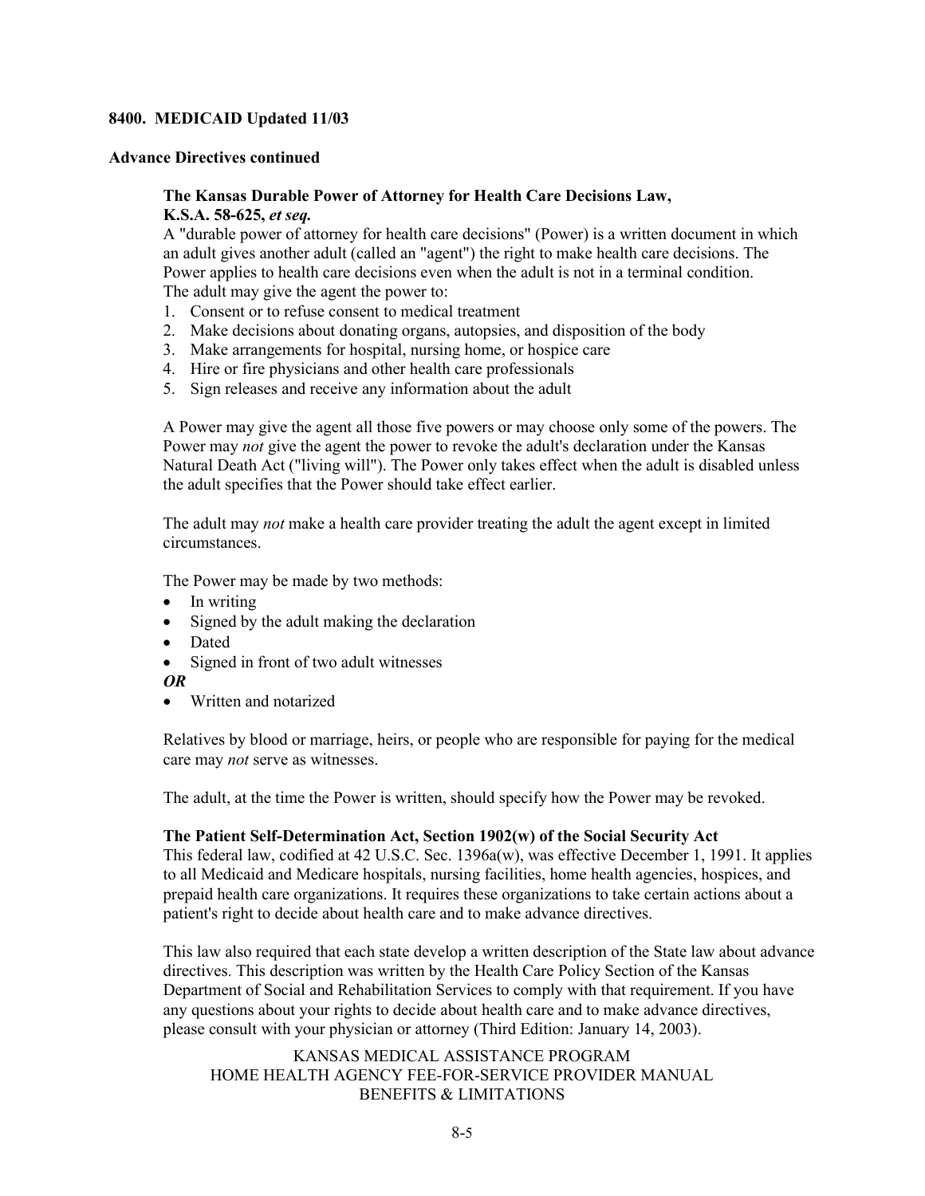**8400. MEDICAID Updated 11/03**

**Advance Directives continued**

**The Kansas Durable Power of Attorney for Health Care Decisions Law, K.S.A. 58-625, *et seq.***

A "durable power of attorney for health care decisions" (Power) is a written document in which an adult gives another adult (called an "agent") the right to make health care decisions. The Power applies to health care decisions even when the adult is not in a terminal condition. The adult may give the agent the power to:

1. Consent or to refuse consent to medical treatment
2. Make decisions about donating organs, autopsies, and disposition of the body
3. Make arrangements for hospital, nursing home, or hospice care
4. Hire or fire physicians and other health care professionals
5. Sign releases and receive any information about the adult

A Power may give the agent all those five powers or may choose only some of the powers. The Power may *not* give the agent the power to revoke the adult's declaration under the Kansas Natural Death Act ("living will"). The Power only takes effect when the adult is disabled unless the adult specifies that the Power should take effect earlier.

The adult may *not* make a health care provider treating the adult the agent except in limited circumstances.

The Power may be made by two methods:

- In writing
- Signed by the adult making the declaration
- Dated
- Signed in front of two adult witnesses

***OR***

- Written and notarized

Relatives by blood or marriage, heirs, or people who are responsible for paying for the medical care may *not* serve as witnesses.

The adult, at the time the Power is written, should specify how the Power may be revoked.

**The Patient Self-Determination Act, Section 1902(w) of the Social Security Act**

This federal law, codified at 42 U.S.C. Sec. 1396a(w), was effective December 1, 1991. It applies to all Medicaid and Medicare hospitals, nursing facilities, home health agencies, hospices, and prepaid health care organizations. It requires these organizations to take certain actions about a patient's right to decide about health care and to make advance directives.

This law also required that each state develop a written description of the State law about advance directives. This description was written by the Health Care Policy Section of the Kansas Department of Social and Rehabilitation Services to comply with that requirement. If you have any questions about your rights to decide about health care and to make advance directives, please consult with your physician or attorney (Third Edition: January 14, 2003).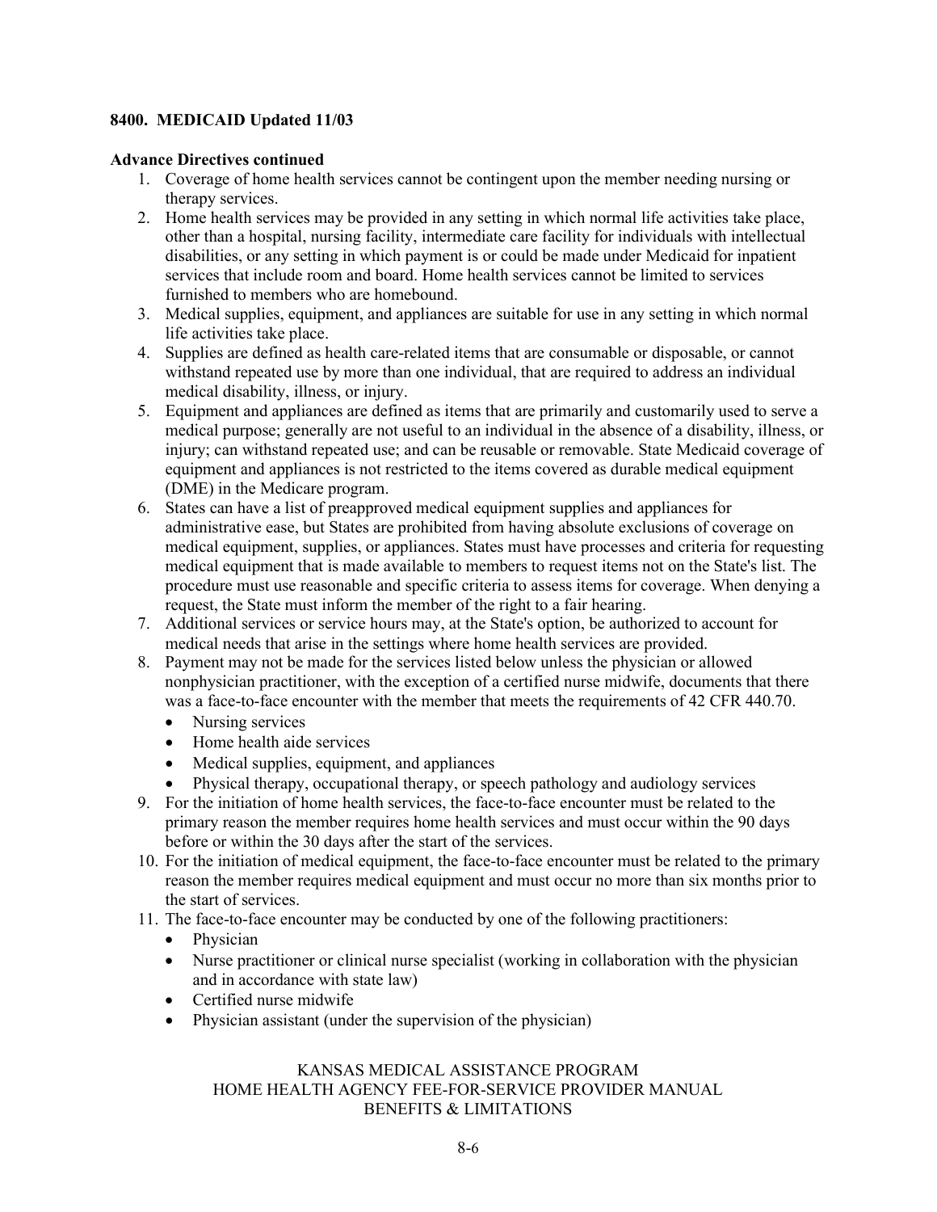**8400. MEDICAID Updated 11/03**

**Advance Directives continued**

1. Coverage of home health services cannot be contingent upon the member needing nursing or therapy services.
2. Home health services may be provided in any setting in which normal life activities take place, other than a hospital, nursing facility, intermediate care facility for individuals with intellectual disabilities, or any setting in which payment is or could be made under Medicaid for inpatient services that include room and board. Home health services cannot be limited to services furnished to members who are homebound.
3. Medical supplies, equipment, and appliances are suitable for use in any setting in which normal life activities take place.
4. Supplies are defined as health care-related items that are consumable or disposable, or cannot withstand repeated use by more than one individual, that are required to address an individual medical disability, illness, or injury.
5. Equipment and appliances are defined as items that are primarily and customarily used to serve a medical purpose; generally are not useful to an individual in the absence of a disability, illness, or injury; can withstand repeated use; and can be reusable or removable. State Medicaid coverage of equipment and appliances is not restricted to the items covered as durable medical equipment (DME) in the Medicare program.
6. States can have a list of preapproved medical equipment supplies and appliances for administrative ease, but States are prohibited from having absolute exclusions of coverage on medical equipment, supplies, or appliances. States must have processes and criteria for requesting medical equipment that is made available to members to request items not on the State's list. The procedure must use reasonable and specific criteria to assess items for coverage. When denying a request, the State must inform the member of the right to a fair hearing.
7. Additional services or service hours may, at the State's option, be authorized to account for medical needs that arise in the settings where home health services are provided.
8. Payment may not be made for the services listed below unless the physician or allowed nonphysician practitioner, with the exception of a certified nurse midwife, documents that there was a face-to-face encounter with the member that meets the requirements of 42 CFR 440.70.
   - Nursing services
   - Home health aide services
   - Medical supplies, equipment, and appliances
   - Physical therapy, occupational therapy, or speech pathology and audiology services
9. For the initiation of home health services, the face-to-face encounter must be related to the primary reason the member requires home health services and must occur within the 90 days before or within the 30 days after the start of the services.
10. For the initiation of medical equipment, the face-to-face encounter must be related to the primary reason the member requires medical equipment and must occur no more than six months prior to the start of services.
11. The face-to-face encounter may be conducted by one of the following practitioners:
    - Physician
    - Nurse practitioner or clinical nurse specialist (working in collaboration with the physician and in accordance with state law)
    - Certified nurse midwife
    - Physician assistant (under the supervision of the physician)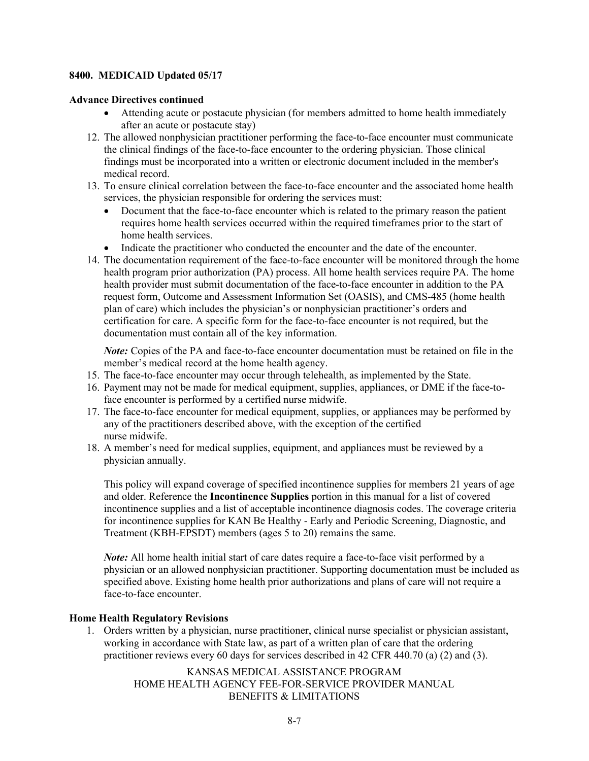**8400. MEDICAID Updated 05/17**

**Advance Directives continued**

- Attending acute or postacute physician (for members admitted to home health immediately after an acute or postacute stay)

12. The allowed nonphysician practitioner performing the face-to-face encounter must communicate the clinical findings of the face-to-face encounter to the ordering physician. Those clinical findings must be incorporated into a written or electronic document included in the member's medical record.
13. To ensure clinical correlation between the face-to-face encounter and the associated home health services, the physician responsible for ordering the services must:
    - Document that the face-to-face encounter which is related to the primary reason the patient requires home health services occurred within the required timeframes prior to the start of home health services.
    - Indicate the practitioner who conducted the encounter and the date of the encounter.
14. The documentation requirement of the face-to-face encounter will be monitored through the home health program prior authorization (PA) process. All home health services require PA. The home health provider must submit documentation of the face-to-face encounter in addition to the PA request form, Outcome and Assessment Information Set (OASIS), and CMS-485 (home health plan of care) which includes the physician's or nonphysician practitioner's orders and certification for care. A specific form for the face-to-face encounter is not required, but the documentation must contain all of the key information.

    ***Note:*** Copies of the PA and face-to-face encounter documentation must be retained on file in the member's medical record at the home health agency.
15. The face-to-face encounter may occur through telehealth, as implemented by the State.
16. Payment may not be made for medical equipment, supplies, appliances, or DME if the face-to-face encounter is performed by a certified nurse midwife.
17. The face-to-face encounter for medical equipment, supplies, or appliances may be performed by any of the practitioners described above, with the exception of the certified nurse midwife.
18. A member's need for medical supplies, equipment, and appliances must be reviewed by a physician annually.

    This policy will expand coverage of specified incontinence supplies for members 21 years of age and older. Reference the **Incontinence Supplies** portion in this manual for a list of covered incontinence supplies and a list of acceptable incontinence diagnosis codes. The coverage criteria for incontinence supplies for KAN Be Healthy - Early and Periodic Screening, Diagnostic, and Treatment (KBH-EPSDT) members (ages 5 to 20) remains the same.

    ***Note:*** All home health initial start of care dates require a face-to-face visit performed by a physician or an allowed nonphysician practitioner. Supporting documentation must be included as specified above. Existing home health prior authorizations and plans of care will not require a face-to-face encounter.

**Home Health Regulatory Revisions**

1. Orders written by a physician, nurse practitioner, clinical nurse specialist or physician assistant, working in accordance with State law, as part of a written plan of care that the ordering practitioner reviews every 60 days for services described in 42 CFR 440.70 (a) (2) and (3).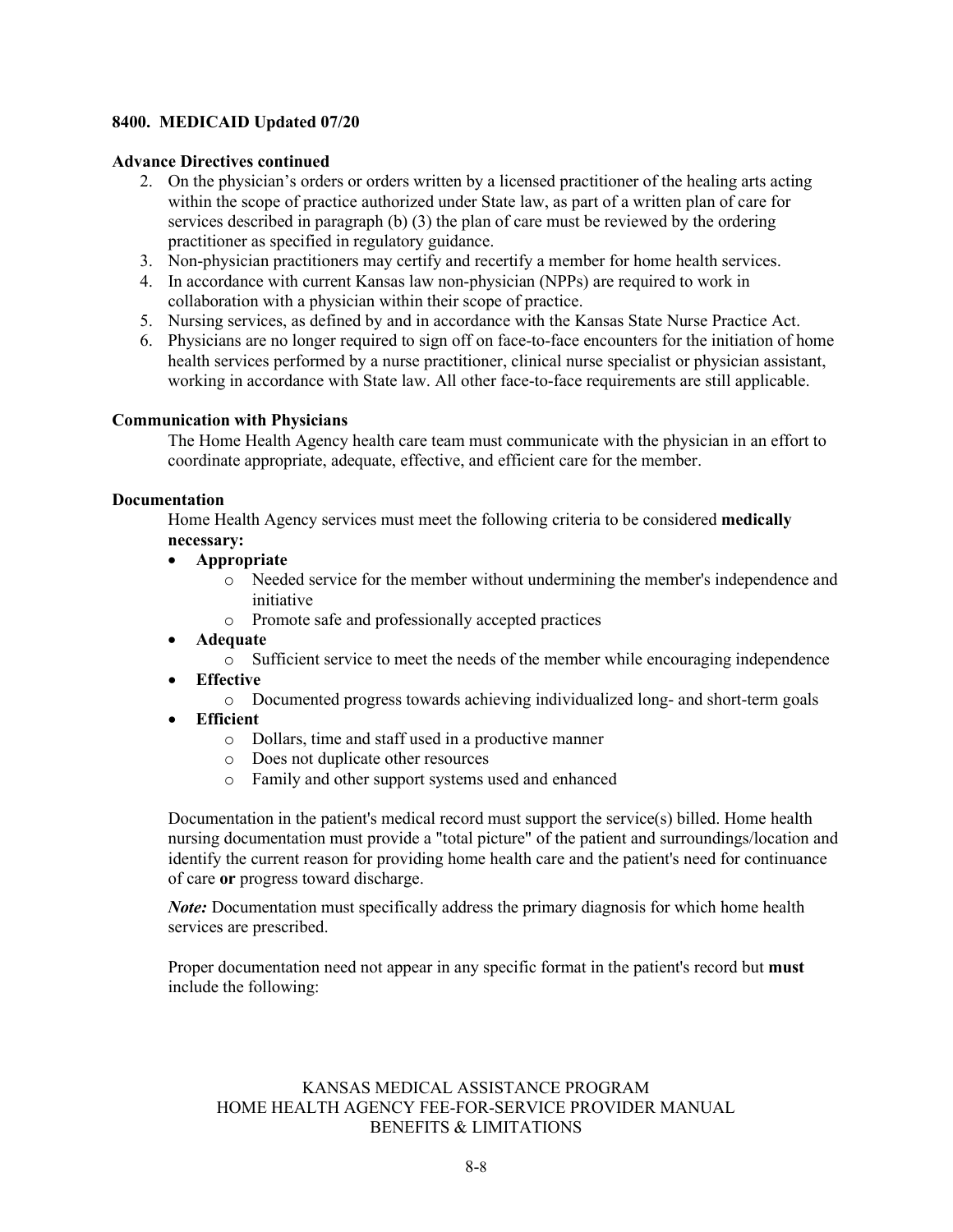**8400. MEDICAID Updated 07/20**

**Advance Directives continued**

2. On the physician's orders or orders written by a licensed practitioner of the healing arts acting within the scope of practice authorized under State law, as part of a written plan of care for services described in paragraph (b) (3) the plan of care must be reviewed by the ordering practitioner as specified in regulatory guidance.
3. Non-physician practitioners may certify and recertify a member for home health services.
4. In accordance with current Kansas law non-physician (NPPs) are required to work in collaboration with a physician within their scope of practice.
5. Nursing services, as defined by and in accordance with the Kansas State Nurse Practice Act.
6. Physicians are no longer required to sign off on face-to-face encounters for the initiation of home health services performed by a nurse practitioner, clinical nurse specialist or physician assistant, working in accordance with State law. All other face-to-face requirements are still applicable.

**Communication with Physicians**

The Home Health Agency health care team must communicate with the physician in an effort to coordinate appropriate, adequate, effective, and efficient care for the member.

**Documentation**

Home Health Agency services must meet the following criteria to be considered **medically necessary:**

- **Appropriate**
  - Needed service for the member without undermining the member's independence and initiative
  - Promote safe and professionally accepted practices
- **Adequate**
  - Sufficient service to meet the needs of the member while encouraging independence
- **Effective**
  - Documented progress towards achieving individualized long- and short-term goals
- **Efficient**
  - Dollars, time and staff used in a productive manner
  - Does not duplicate other resources
  - Family and other support systems used and enhanced

Documentation in the patient's medical record must support the service(s) billed. Home health nursing documentation must provide a "total picture" of the patient and surroundings/location and identify the current reason for providing home health care and the patient's need for continuance of care **or** progress toward discharge.

***Note:*** Documentation must specifically address the primary diagnosis for which home health services are prescribed.

Proper documentation need not appear in any specific format in the patient's record but **must** include the following: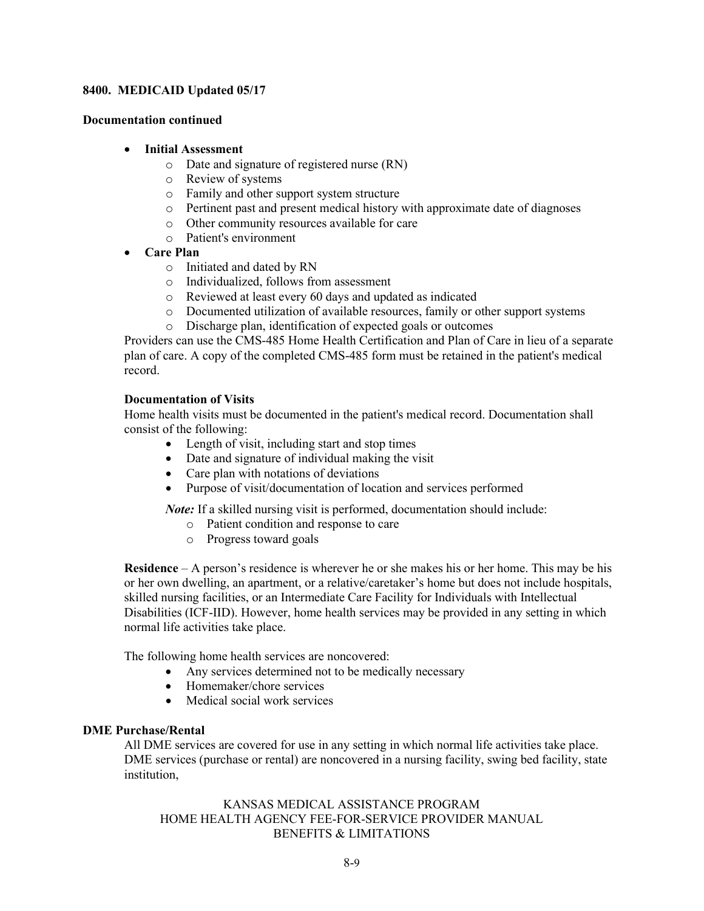**8400. MEDICAID Updated 05/17**

**Documentation continued**

- **Initial Assessment**
  - Date and signature of registered nurse (RN)
  - Review of systems
  - Family and other support system structure
  - Pertinent past and present medical history with approximate date of diagnoses
  - Other community resources available for care
  - Patient's environment
- **Care Plan**
  - Initiated and dated by RN
  - Individualized, follows from assessment
  - Reviewed at least every 60 days and updated as indicated
  - Documented utilization of available resources, family or other support systems
  - Discharge plan, identification of expected goals or outcomes

Providers can use the CMS-485 Home Health Certification and Plan of Care in lieu of a separate plan of care. A copy of the completed CMS-485 form must be retained in the patient's medical record.

**Documentation of Visits**

Home health visits must be documented in the patient's medical record. Documentation shall consist of the following:

- Length of visit, including start and stop times
- Date and signature of individual making the visit
- Care plan with notations of deviations
- Purpose of visit/documentation of location and services performed

***Note:*** If a skilled nursing visit is performed, documentation should include:

- Patient condition and response to care
- Progress toward goals

**Residence** – A person's residence is wherever he or she makes his or her home. This may be his or her own dwelling, an apartment, or a relative/caretaker's home but does not include hospitals, skilled nursing facilities, or an Intermediate Care Facility for Individuals with Intellectual Disabilities (ICF-IID). However, home health services may be provided in any setting in which normal life activities take place.

The following home health services are noncovered:

- Any services determined not to be medically necessary
- Homemaker/chore services
- Medical social work services

**DME Purchase/Rental**

All DME services are covered for use in any setting in which normal life activities take place. DME services (purchase or rental) are noncovered in a nursing facility, swing bed facility, state institution,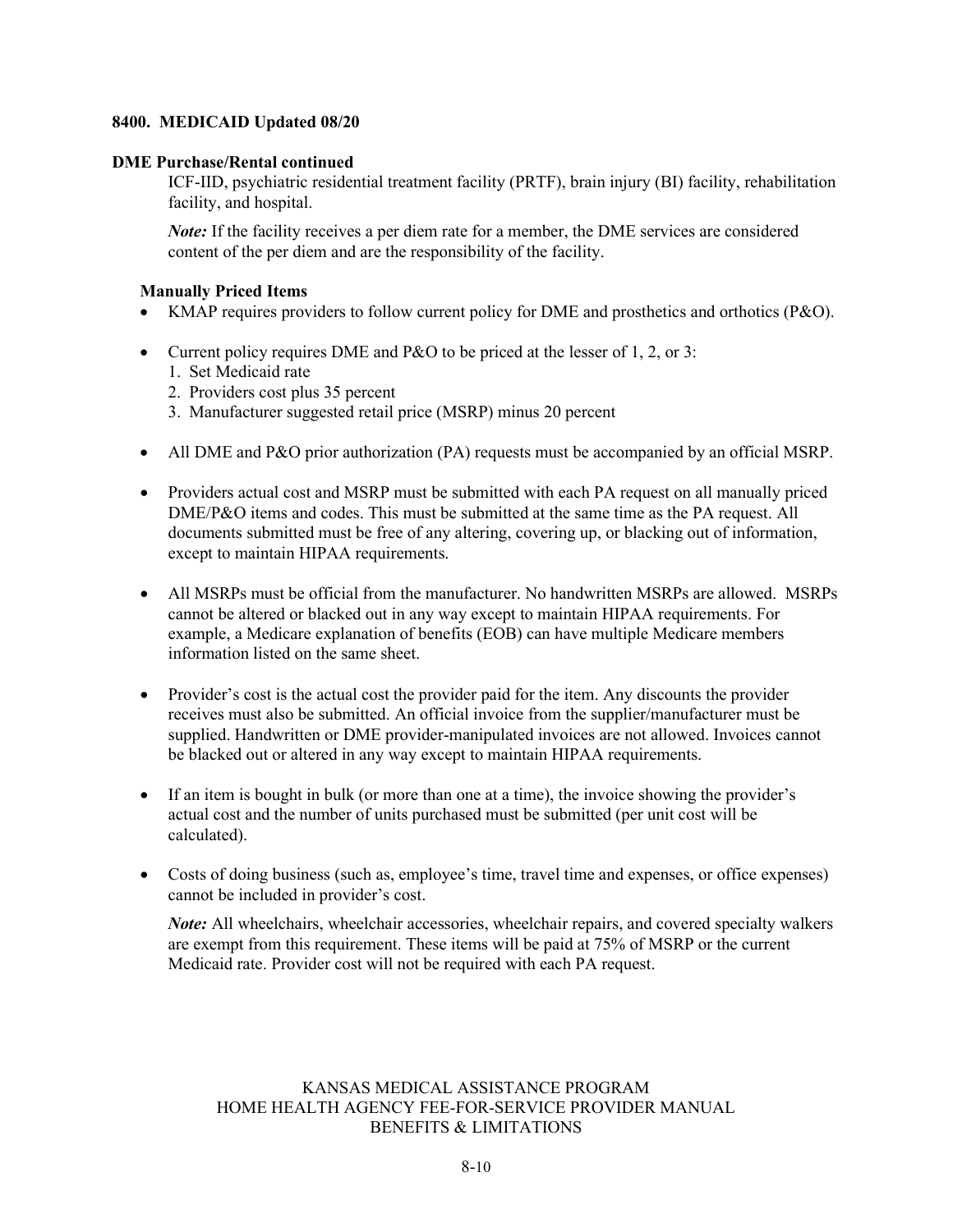## 8400. MEDICAID Updated 08/20

### DME Purchase/Rental continued

ICF-IID, psychiatric residential treatment facility (PRTF), brain injury (BI) facility, rehabilitation facility, and hospital.

*Note:* If the facility receives a per diem rate for a member, the DME services are considered content of the per diem and are the responsibility of the facility.

#### Manually Priced Items

- KMAP requires providers to follow current policy for DME and prosthetics and orthotics (P&O).
- Current policy requires DME and P&O to be priced at the lesser of 1, 2, or 3:
  1. Set Medicaid rate
  2. Providers cost plus 35 percent
  3. Manufacturer suggested retail price (MSRP) minus 20 percent
- All DME and P&O prior authorization (PA) requests must be accompanied by an official MSRP.
- Providers actual cost and MSRP must be submitted with each PA request on all manually priced DME/P&O items and codes. This must be submitted at the same time as the PA request. All documents submitted must be free of any altering, covering up, or blacking out of information, except to maintain HIPAA requirements.
- All MSRPs must be official from the manufacturer. No handwritten MSRPs are allowed. MSRPs cannot be altered or blacked out in any way except to maintain HIPAA requirements. For example, a Medicare explanation of benefits (EOB) can have multiple Medicare members information listed on the same sheet.
- Provider's cost is the actual cost the provider paid for the item. Any discounts the provider receives must also be submitted. An official invoice from the supplier/manufacturer must be supplied. Handwritten or DME provider-manipulated invoices are not allowed. Invoices cannot be blacked out or altered in any way except to maintain HIPAA requirements.
- If an item is bought in bulk (or more than one at a time), the invoice showing the provider's actual cost and the number of units purchased must be submitted (per unit cost will be calculated).
- Costs of doing business (such as, employee's time, travel time and expenses, or office expenses) cannot be included in provider's cost.

  *Note:* All wheelchairs, wheelchair accessories, wheelchair repairs, and covered specialty walkers are exempt from this requirement. These items will be paid at 75% of MSRP or the current Medicaid rate. Provider cost will not be required with each PA request.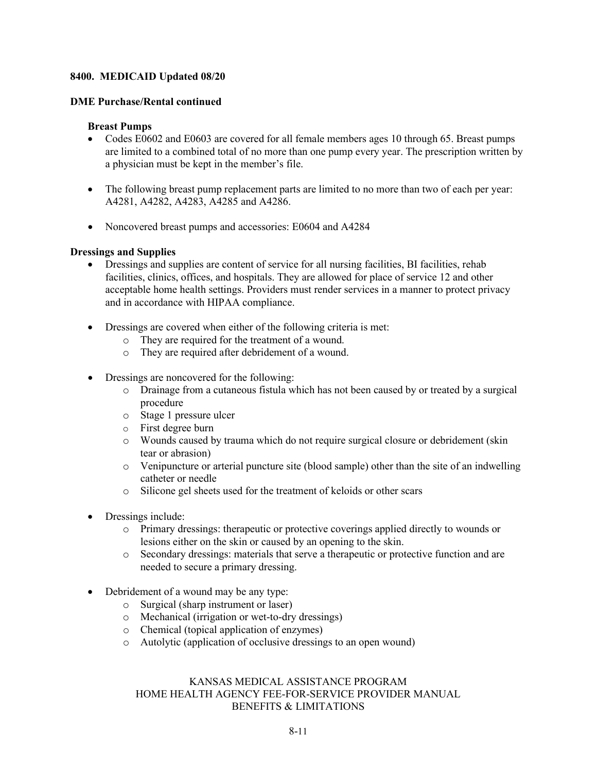**8400. MEDICAID Updated 08/20**

**DME Purchase/Rental continued**

**Breast Pumps**

- Codes E0602 and E0603 are covered for all female members ages 10 through 65. Breast pumps are limited to a combined total of no more than one pump every year. The prescription written by a physician must be kept in the member's file.
- The following breast pump replacement parts are limited to no more than two of each per year: A4281, A4282, A4283, A4285 and A4286.
- Noncovered breast pumps and accessories: E0604 and A4284

**Dressings and Supplies**

- Dressings and supplies are content of service for all nursing facilities, BI facilities, rehab facilities, clinics, offices, and hospitals. They are allowed for place of service 12 and other acceptable home health settings. Providers must render services in a manner to protect privacy and in accordance with HIPAA compliance.
- Dressings are covered when either of the following criteria is met:
  - They are required for the treatment of a wound.
  - They are required after debridement of a wound.
- Dressings are noncovered for the following:
  - Drainage from a cutaneous fistula which has not been caused by or treated by a surgical procedure
  - Stage 1 pressure ulcer
  - First degree burn
  - Wounds caused by trauma which do not require surgical closure or debridement (skin tear or abrasion)
  - Venipuncture or arterial puncture site (blood sample) other than the site of an indwelling catheter or needle
  - Silicone gel sheets used for the treatment of keloids or other scars
- Dressings include:
  - Primary dressings: therapeutic or protective coverings applied directly to wounds or lesions either on the skin or caused by an opening to the skin.
  - Secondary dressings: materials that serve a therapeutic or protective function and are needed to secure a primary dressing.
- Debridement of a wound may be any type:
  - Surgical (sharp instrument or laser)
  - Mechanical (irrigation or wet-to-dry dressings)
  - Chemical (topical application of enzymes)
  - Autolytic (application of occlusive dressings to an open wound)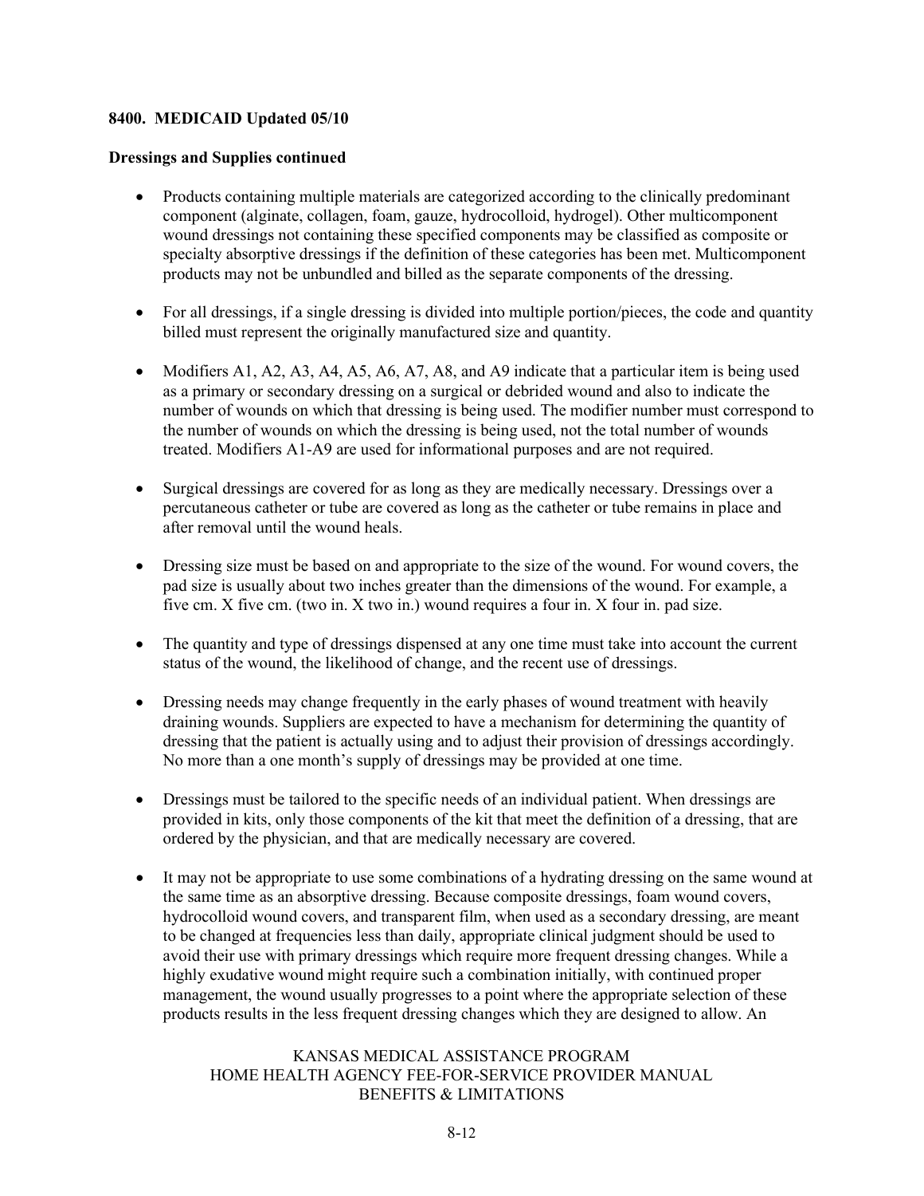**8400. MEDICAID Updated 05/10**

**Dressings and Supplies continued**

- Products containing multiple materials are categorized according to the clinically predominant component (alginate, collagen, foam, gauze, hydrocolloid, hydrogel). Other multicomponent wound dressings not containing these specified components may be classified as composite or specialty absorptive dressings if the definition of these categories has been met. Multicomponent products may not be unbundled and billed as the separate components of the dressing.

- For all dressings, if a single dressing is divided into multiple portion/pieces, the code and quantity billed must represent the originally manufactured size and quantity.

- Modifiers A1, A2, A3, A4, A5, A6, A7, A8, and A9 indicate that a particular item is being used as a primary or secondary dressing on a surgical or debrided wound and also to indicate the number of wounds on which that dressing is being used. The modifier number must correspond to the number of wounds on which the dressing is being used, not the total number of wounds treated. Modifiers A1-A9 are used for informational purposes and are not required.

- Surgical dressings are covered for as long as they are medically necessary. Dressings over a percutaneous catheter or tube are covered as long as the catheter or tube remains in place and after removal until the wound heals.

- Dressing size must be based on and appropriate to the size of the wound. For wound covers, the pad size is usually about two inches greater than the dimensions of the wound. For example, a five cm. X five cm. (two in. X two in.) wound requires a four in. X four in. pad size.

- The quantity and type of dressings dispensed at any one time must take into account the current status of the wound, the likelihood of change, and the recent use of dressings.

- Dressing needs may change frequently in the early phases of wound treatment with heavily draining wounds. Suppliers are expected to have a mechanism for determining the quantity of dressing that the patient is actually using and to adjust their provision of dressings accordingly. No more than a one month's supply of dressings may be provided at one time.

- Dressings must be tailored to the specific needs of an individual patient. When dressings are provided in kits, only those components of the kit that meet the definition of a dressing, that are ordered by the physician, and that are medically necessary are covered.

- It may not be appropriate to use some combinations of a hydrating dressing on the same wound at the same time as an absorptive dressing. Because composite dressings, foam wound covers, hydrocolloid wound covers, and transparent film, when used as a secondary dressing, are meant to be changed at frequencies less than daily, appropriate clinical judgment should be used to avoid their use with primary dressings which require more frequent dressing changes. While a highly exudative wound might require such a combination initially, with continued proper management, the wound usually progresses to a point where the appropriate selection of these products results in the less frequent dressing changes which they are designed to allow. An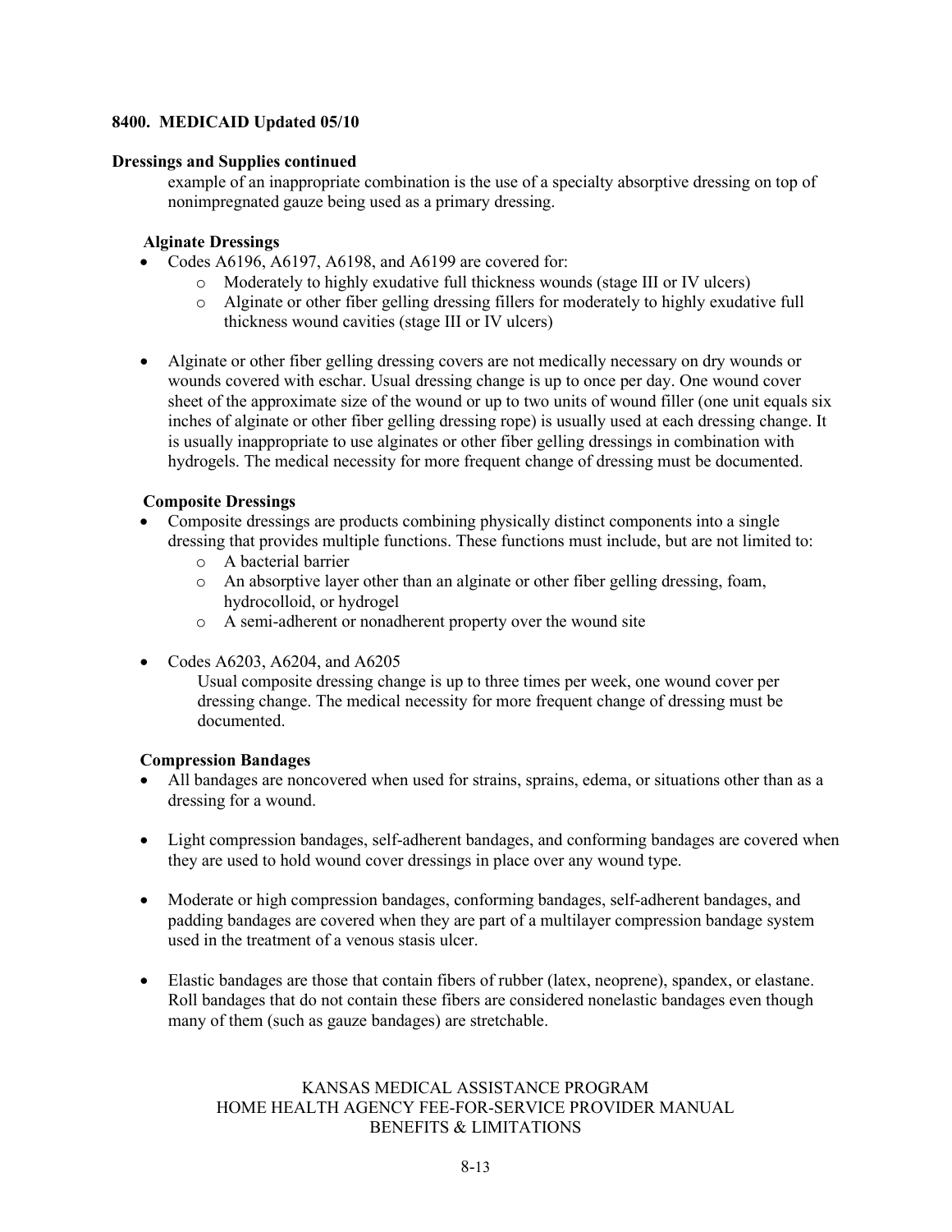**8400. MEDICAID Updated 05/10**

**Dressings and Supplies continued**

example of an inappropriate combination is the use of a specialty absorptive dressing on top of nonimpregnated gauze being used as a primary dressing.

**Alginate Dressings**

- Codes A6196, A6197, A6198, and A6199 are covered for:
  - Moderately to highly exudative full thickness wounds (stage III or IV ulcers)
  - Alginate or other fiber gelling dressing fillers for moderately to highly exudative full thickness wound cavities (stage III or IV ulcers)
- Alginate or other fiber gelling dressing covers are not medically necessary on dry wounds or wounds covered with eschar. Usual dressing change is up to once per day. One wound cover sheet of the approximate size of the wound or up to two units of wound filler (one unit equals six inches of alginate or other fiber gelling dressing rope) is usually used at each dressing change. It is usually inappropriate to use alginates or other fiber gelling dressings in combination with hydrogels. The medical necessity for more frequent change of dressing must be documented.

**Composite Dressings**

- Composite dressings are products combining physically distinct components into a single dressing that provides multiple functions. These functions must include, but are not limited to:
  - A bacterial barrier
  - An absorptive layer other than an alginate or other fiber gelling dressing, foam, hydrocolloid, or hydrogel
  - A semi-adherent or nonadherent property over the wound site
- Codes A6203, A6204, and A6205

  Usual composite dressing change is up to three times per week, one wound cover per dressing change. The medical necessity for more frequent change of dressing must be documented.

**Compression Bandages**

- All bandages are noncovered when used for strains, sprains, edema, or situations other than as a dressing for a wound.
- Light compression bandages, self-adherent bandages, and conforming bandages are covered when they are used to hold wound cover dressings in place over any wound type.
- Moderate or high compression bandages, conforming bandages, self-adherent bandages, and padding bandages are covered when they are part of a multilayer compression bandage system used in the treatment of a venous stasis ulcer.
- Elastic bandages are those that contain fibers of rubber (latex, neoprene), spandex, or elastane. Roll bandages that do not contain these fibers are considered nonelastic bandages even though many of them (such as gauze bandages) are stretchable.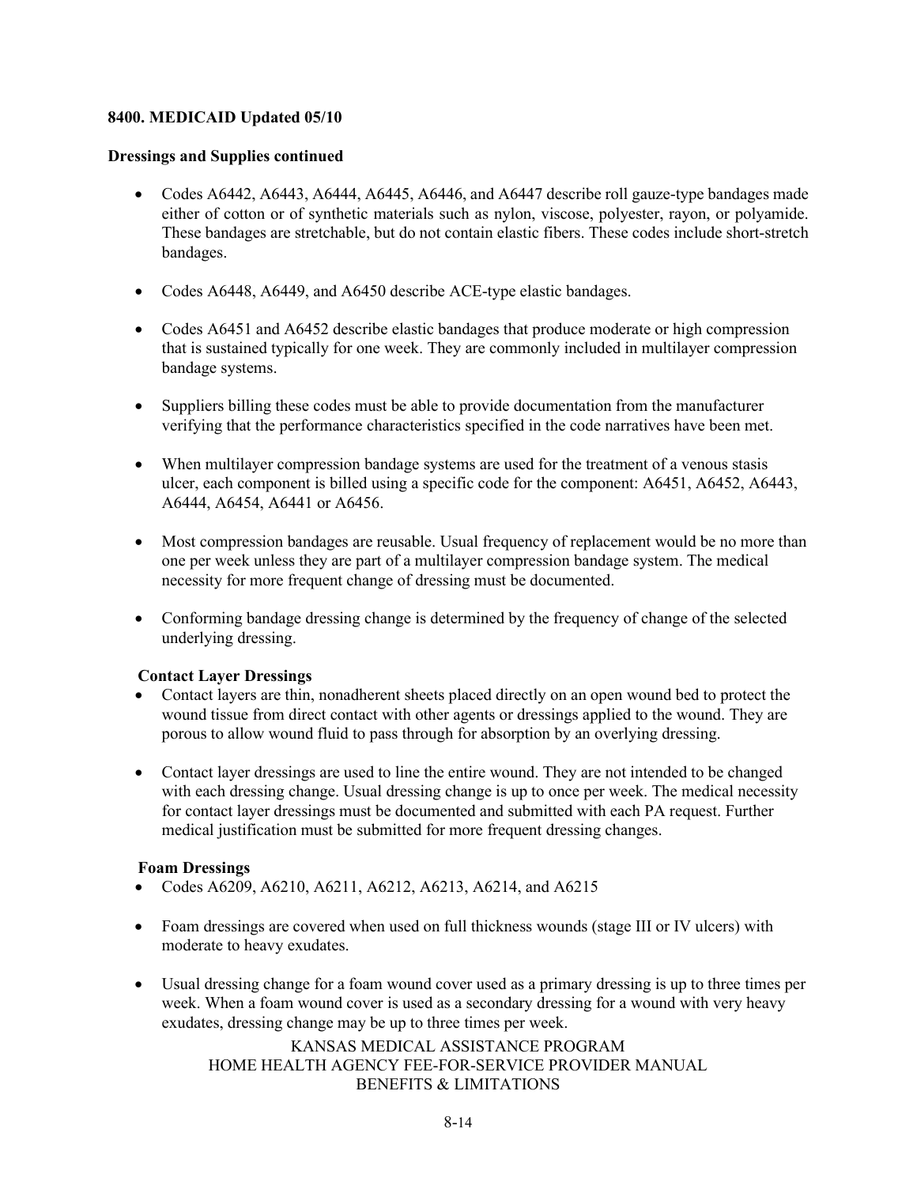**8400. MEDICAID Updated 05/10**

**Dressings and Supplies continued**

- Codes A6442, A6443, A6444, A6445, A6446, and A6447 describe roll gauze-type bandages made either of cotton or of synthetic materials such as nylon, viscose, polyester, rayon, or polyamide. These bandages are stretchable, but do not contain elastic fibers. These codes include short-stretch bandages.

- Codes A6448, A6449, and A6450 describe ACE-type elastic bandages.

- Codes A6451 and A6452 describe elastic bandages that produce moderate or high compression that is sustained typically for one week. They are commonly included in multilayer compression bandage systems.

- Suppliers billing these codes must be able to provide documentation from the manufacturer verifying that the performance characteristics specified in the code narratives have been met.

- When multilayer compression bandage systems are used for the treatment of a venous stasis ulcer, each component is billed using a specific code for the component: A6451, A6452, A6443, A6444, A6454, A6441 or A6456.

- Most compression bandages are reusable. Usual frequency of replacement would be no more than one per week unless they are part of a multilayer compression bandage system. The medical necessity for more frequent change of dressing must be documented.

- Conforming bandage dressing change is determined by the frequency of change of the selected underlying dressing.

**Contact Layer Dressings**

- Contact layers are thin, nonadherent sheets placed directly on an open wound bed to protect the wound tissue from direct contact with other agents or dressings applied to the wound. They are porous to allow wound fluid to pass through for absorption by an overlying dressing.

- Contact layer dressings are used to line the entire wound. They are not intended to be changed with each dressing change. Usual dressing change is up to once per week. The medical necessity for contact layer dressings must be documented and submitted with each PA request. Further medical justification must be submitted for more frequent dressing changes.

**Foam Dressings**

- Codes A6209, A6210, A6211, A6212, A6213, A6214, and A6215

- Foam dressings are covered when used on full thickness wounds (stage III or IV ulcers) with moderate to heavy exudates.

- Usual dressing change for a foam wound cover used as a primary dressing is up to three times per week. When a foam wound cover is used as a secondary dressing for a wound with very heavy exudates, dressing change may be up to three times per week.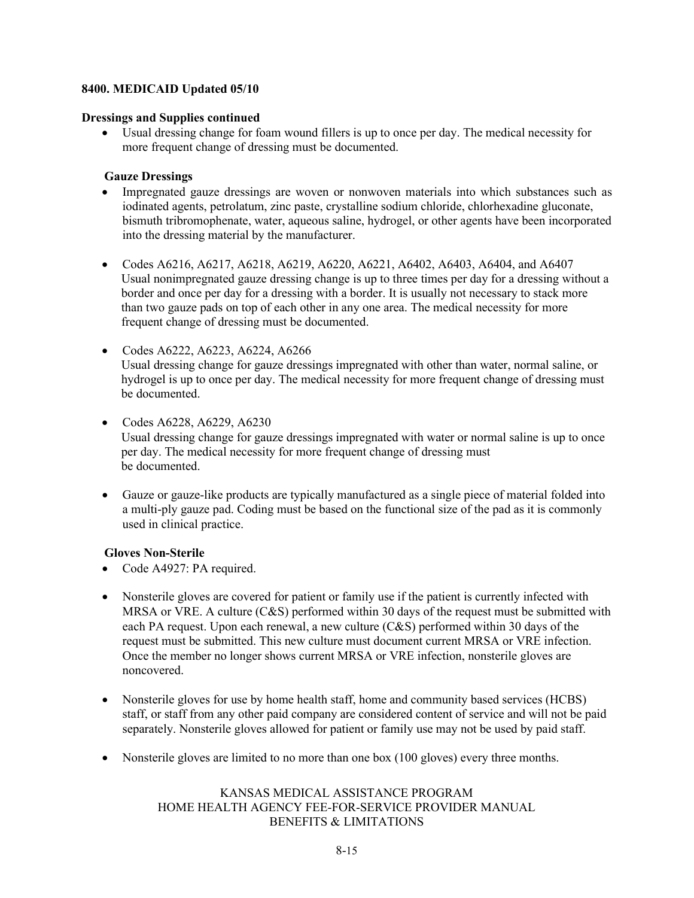**8400. MEDICAID Updated 05/10**

**Dressings and Supplies continued**

- Usual dressing change for foam wound fillers is up to once per day. The medical necessity for more frequent change of dressing must be documented.

**Gauze Dressings**

- Impregnated gauze dressings are woven or nonwoven materials into which substances such as iodinated agents, petrolatum, zinc paste, crystalline sodium chloride, chlorhexadine gluconate, bismuth tribromophenate, water, aqueous saline, hydrogel, or other agents have been incorporated into the dressing material by the manufacturer.

- Codes A6216, A6217, A6218, A6219, A6220, A6221, A6402, A6403, A6404, and A6407
  Usual nonimpregnated gauze dressing change is up to three times per day for a dressing without a border and once per day for a dressing with a border. It is usually not necessary to stack more than two gauze pads on top of each other in any one area. The medical necessity for more frequent change of dressing must be documented.

- Codes A6222, A6223, A6224, A6266
  Usual dressing change for gauze dressings impregnated with other than water, normal saline, or hydrogel is up to once per day. The medical necessity for more frequent change of dressing must be documented.

- Codes A6228, A6229, A6230
  Usual dressing change for gauze dressings impregnated with water or normal saline is up to once per day. The medical necessity for more frequent change of dressing must be documented.

- Gauze or gauze-like products are typically manufactured as a single piece of material folded into a multi-ply gauze pad. Coding must be based on the functional size of the pad as it is commonly used in clinical practice.

**Gloves Non-Sterile**

- Code A4927: PA required.

- Nonsterile gloves are covered for patient or family use if the patient is currently infected with MRSA or VRE. A culture (C&S) performed within 30 days of the request must be submitted with each PA request. Upon each renewal, a new culture (C&S) performed within 30 days of the request must be submitted. This new culture must document current MRSA or VRE infection. Once the member no longer shows current MRSA or VRE infection, nonsterile gloves are noncovered.

- Nonsterile gloves for use by home health staff, home and community based services (HCBS) staff, or staff from any other paid company are considered content of service and will not be paid separately. Nonsterile gloves allowed for patient or family use may not be used by paid staff.

- Nonsterile gloves are limited to no more than one box (100 gloves) every three months.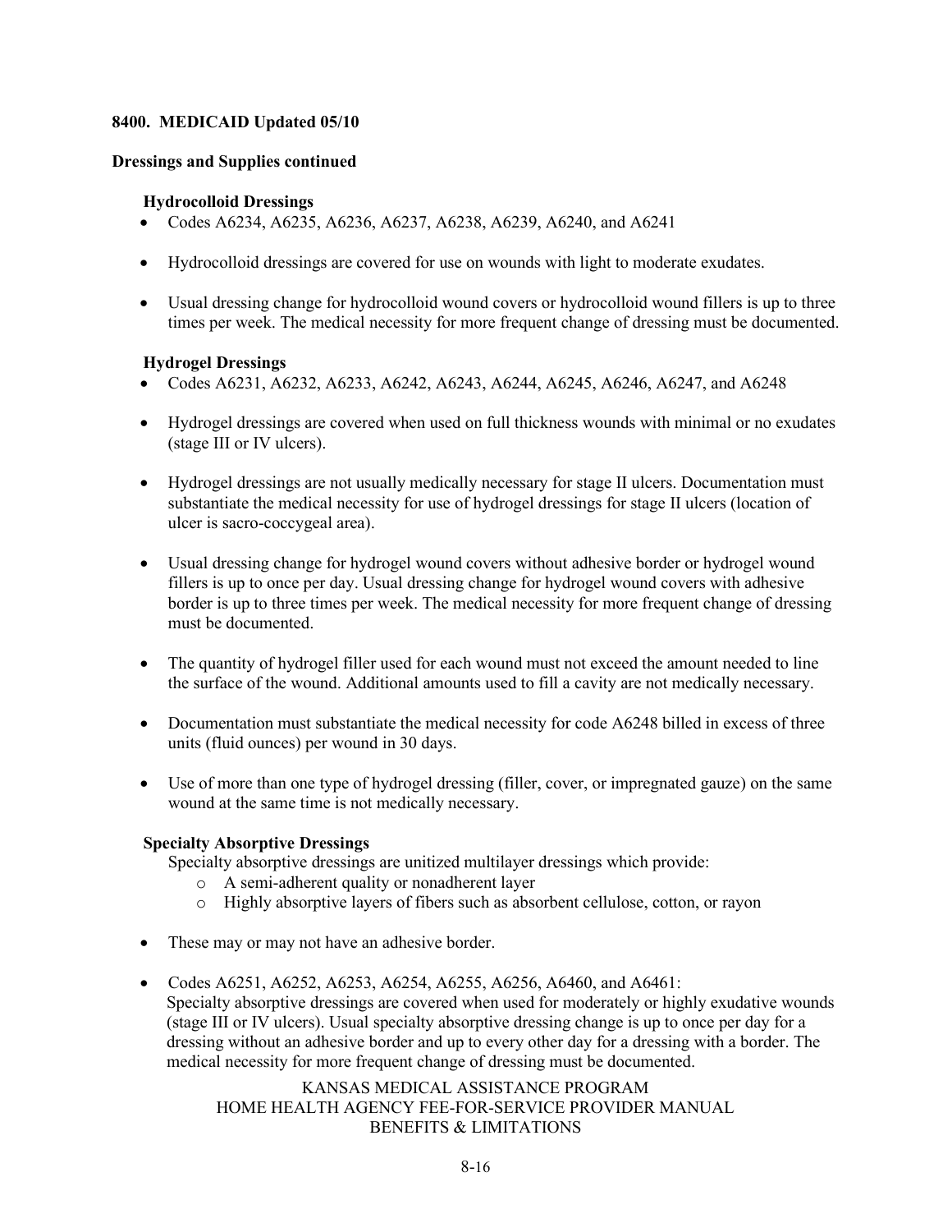**8400. MEDICAID Updated 05/10**

**Dressings and Supplies continued**

**Hydrocolloid Dressings**

- Codes A6234, A6235, A6236, A6237, A6238, A6239, A6240, and A6241
- Hydrocolloid dressings are covered for use on wounds with light to moderate exudates.
- Usual dressing change for hydrocolloid wound covers or hydrocolloid wound fillers is up to three times per week. The medical necessity for more frequent change of dressing must be documented.

**Hydrogel Dressings**

- Codes A6231, A6232, A6233, A6242, A6243, A6244, A6245, A6246, A6247, and A6248
- Hydrogel dressings are covered when used on full thickness wounds with minimal or no exudates (stage III or IV ulcers).
- Hydrogel dressings are not usually medically necessary for stage II ulcers. Documentation must substantiate the medical necessity for use of hydrogel dressings for stage II ulcers (location of ulcer is sacro-coccygeal area).
- Usual dressing change for hydrogel wound covers without adhesive border or hydrogel wound fillers is up to once per day. Usual dressing change for hydrogel wound covers with adhesive border is up to three times per week. The medical necessity for more frequent change of dressing must be documented.
- The quantity of hydrogel filler used for each wound must not exceed the amount needed to line the surface of the wound. Additional amounts used to fill a cavity are not medically necessary.
- Documentation must substantiate the medical necessity for code A6248 billed in excess of three units (fluid ounces) per wound in 30 days.
- Use of more than one type of hydrogel dressing (filler, cover, or impregnated gauze) on the same wound at the same time is not medically necessary.

**Specialty Absorptive Dressings**

Specialty absorptive dressings are unitized multilayer dressings which provide:

- A semi-adherent quality or nonadherent layer
- Highly absorptive layers of fibers such as absorbent cellulose, cotton, or rayon

- These may or may not have an adhesive border.
- Codes A6251, A6252, A6253, A6254, A6255, A6256, A6460, and A6461:
  Specialty absorptive dressings are covered when used for moderately or highly exudative wounds (stage III or IV ulcers). Usual specialty absorptive dressing change is up to once per day for a dressing without an adhesive border and up to every other day for a dressing with a border. The medical necessity for more frequent change of dressing must be documented.

KANSAS MEDICAL ASSISTANCE PROGRAM
HOME HEALTH AGENCY FEE-FOR-SERVICE PROVIDER MANUAL
BENEFITS & LIMITATIONS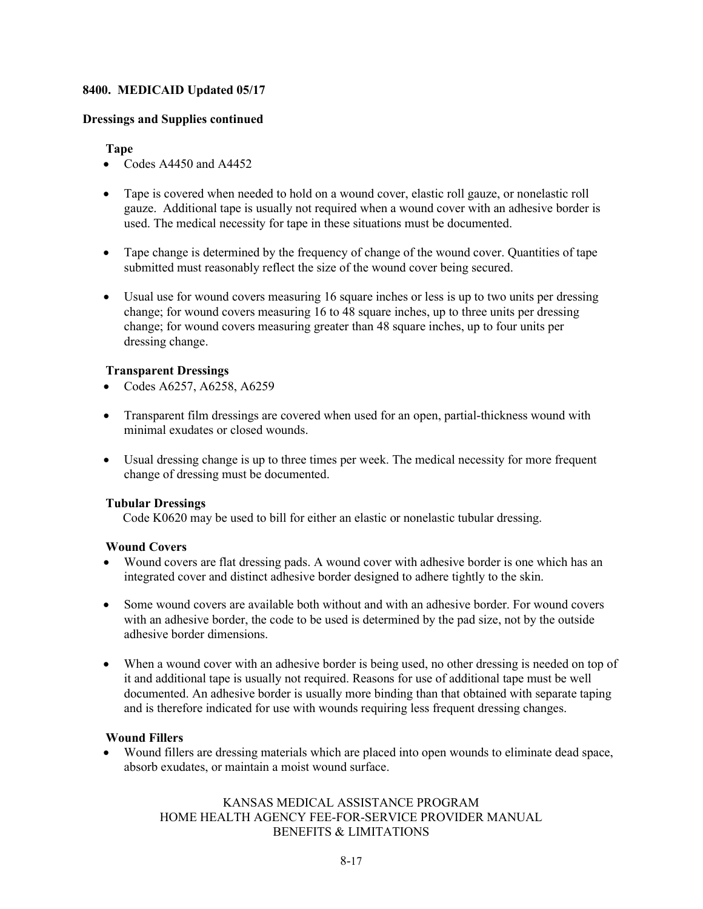**8400. MEDICAID Updated 05/17**

**Dressings and Supplies continued**

**Tape**

- Codes A4450 and A4452
- Tape is covered when needed to hold on a wound cover, elastic roll gauze, or nonelastic roll gauze. Additional tape is usually not required when a wound cover with an adhesive border is used. The medical necessity for tape in these situations must be documented.
- Tape change is determined by the frequency of change of the wound cover. Quantities of tape submitted must reasonably reflect the size of the wound cover being secured.
- Usual use for wound covers measuring 16 square inches or less is up to two units per dressing change; for wound covers measuring 16 to 48 square inches, up to three units per dressing change; for wound covers measuring greater than 48 square inches, up to four units per dressing change.

**Transparent Dressings**

- Codes A6257, A6258, A6259
- Transparent film dressings are covered when used for an open, partial-thickness wound with minimal exudates or closed wounds.
- Usual dressing change is up to three times per week. The medical necessity for more frequent change of dressing must be documented.

**Tubular Dressings**

Code K0620 may be used to bill for either an elastic or nonelastic tubular dressing.

**Wound Covers**

- Wound covers are flat dressing pads. A wound cover with adhesive border is one which has an integrated cover and distinct adhesive border designed to adhere tightly to the skin.
- Some wound covers are available both without and with an adhesive border. For wound covers with an adhesive border, the code to be used is determined by the pad size, not by the outside adhesive border dimensions.
- When a wound cover with an adhesive border is being used, no other dressing is needed on top of it and additional tape is usually not required. Reasons for use of additional tape must be well documented. An adhesive border is usually more binding than that obtained with separate taping and is therefore indicated for use with wounds requiring less frequent dressing changes.

**Wound Fillers**

- Wound fillers are dressing materials which are placed into open wounds to eliminate dead space, absorb exudates, or maintain a moist wound surface.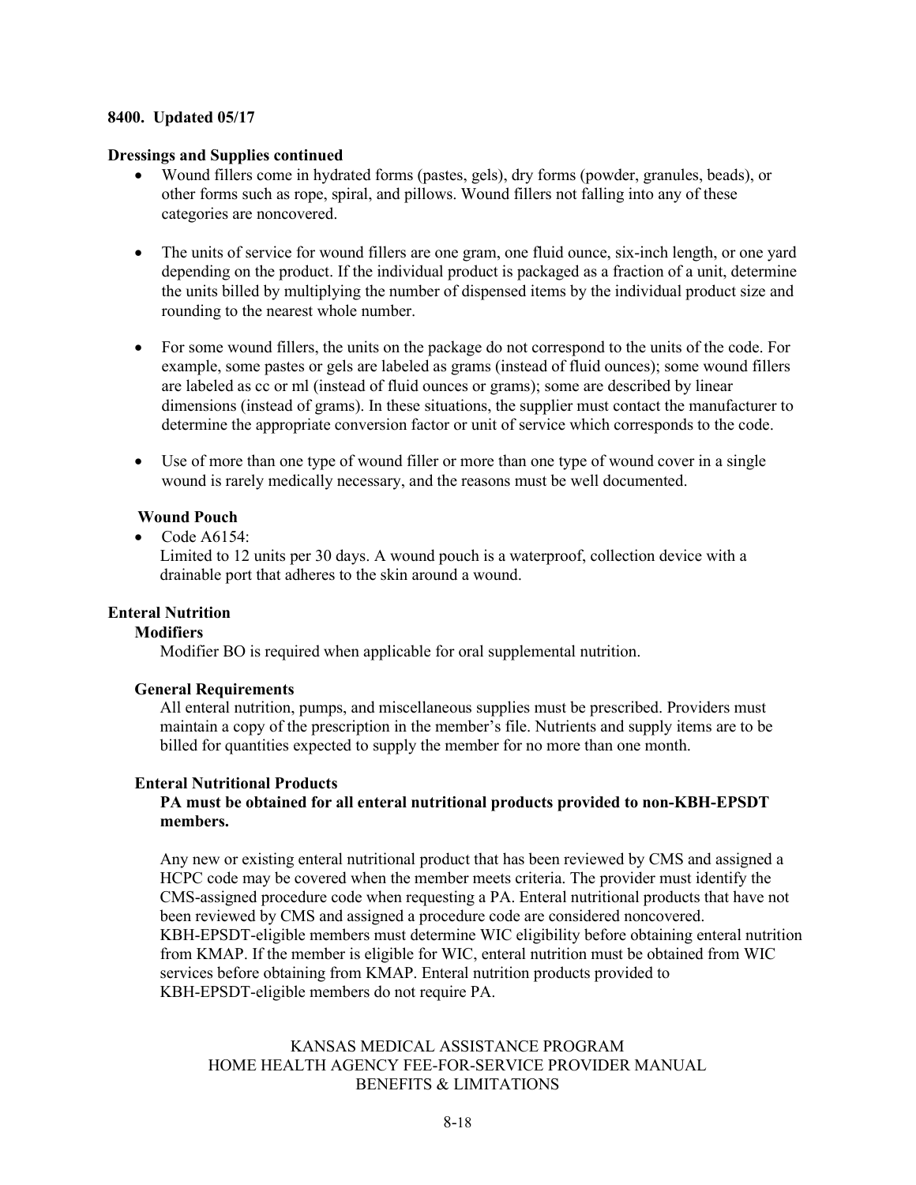**8400. Updated 05/17**

**Dressings and Supplies continued**

- Wound fillers come in hydrated forms (pastes, gels), dry forms (powder, granules, beads), or other forms such as rope, spiral, and pillows. Wound fillers not falling into any of these categories are noncovered.
- The units of service for wound fillers are one gram, one fluid ounce, six-inch length, or one yard depending on the product. If the individual product is packaged as a fraction of a unit, determine the units billed by multiplying the number of dispensed items by the individual product size and rounding to the nearest whole number.
- For some wound fillers, the units on the package do not correspond to the units of the code. For example, some pastes or gels are labeled as grams (instead of fluid ounces); some wound fillers are labeled as cc or ml (instead of fluid ounces or grams); some are described by linear dimensions (instead of grams). In these situations, the supplier must contact the manufacturer to determine the appropriate conversion factor or unit of service which corresponds to the code.
- Use of more than one type of wound filler or more than one type of wound cover in a single wound is rarely medically necessary, and the reasons must be well documented.

**Wound Pouch**

- Code A6154:
  Limited to 12 units per 30 days. A wound pouch is a waterproof, collection device with a drainable port that adheres to the skin around a wound.

**Enteral Nutrition**

**Modifiers**

Modifier BO is required when applicable for oral supplemental nutrition.

**General Requirements**

All enteral nutrition, pumps, and miscellaneous supplies must be prescribed. Providers must maintain a copy of the prescription in the member's file. Nutrients and supply items are to be billed for quantities expected to supply the member for no more than one month.

**Enteral Nutritional Products**

**PA must be obtained for all enteral nutritional products provided to non-KBH-EPSDT members.**

Any new or existing enteral nutritional product that has been reviewed by CMS and assigned a HCPC code may be covered when the member meets criteria. The provider must identify the CMS-assigned procedure code when requesting a PA. Enteral nutritional products that have not been reviewed by CMS and assigned a procedure code are considered noncovered. KBH-EPSDT-eligible members must determine WIC eligibility before obtaining enteral nutrition from KMAP. If the member is eligible for WIC, enteral nutrition must be obtained from WIC services before obtaining from KMAP. Enteral nutrition products provided to KBH-EPSDT-eligible members do not require PA.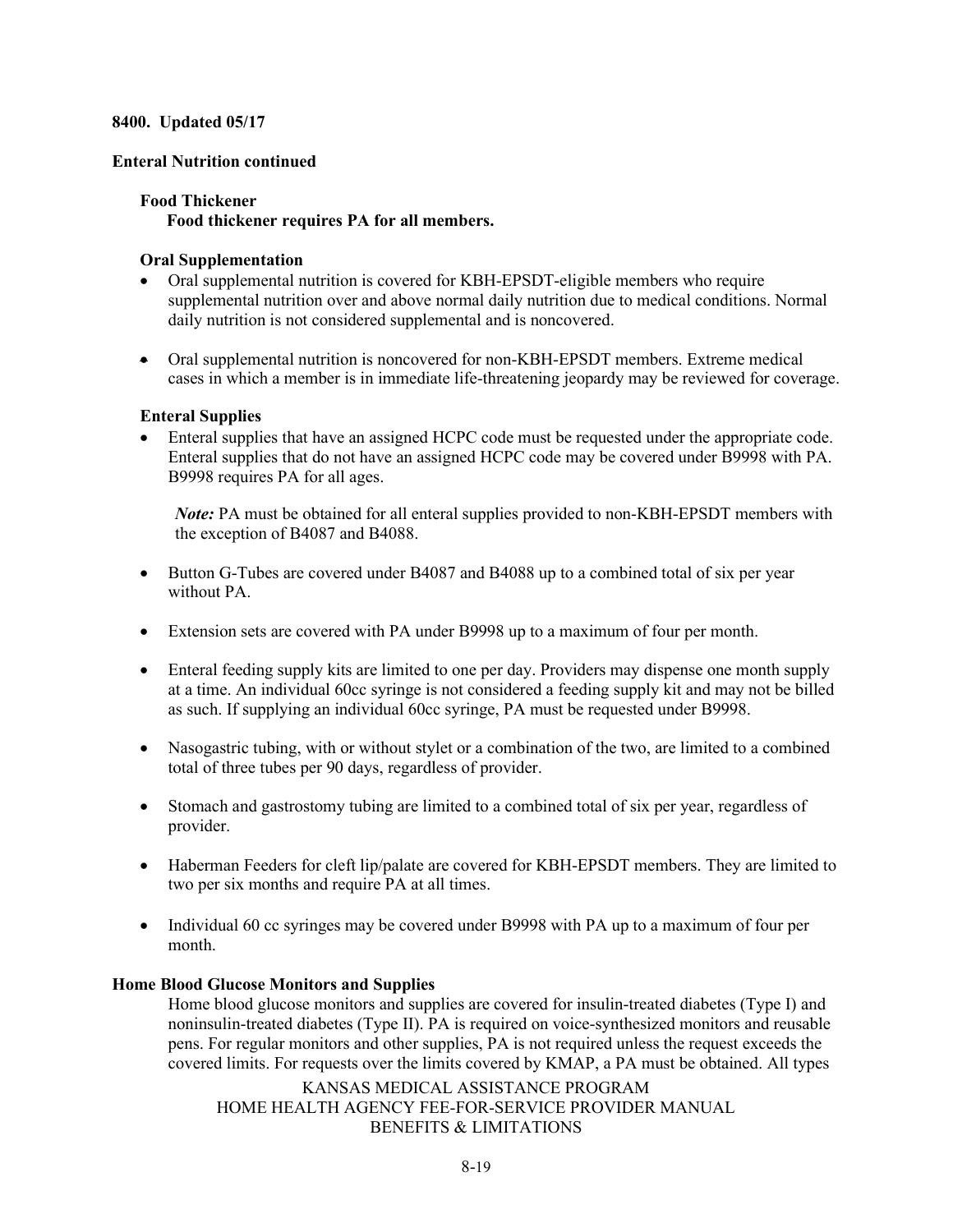**8400. Updated 05/17**

**Enteral Nutrition continued**

**Food Thickener**

**Food thickener requires PA for all members.**

**Oral Supplementation**

- Oral supplemental nutrition is covered for KBH-EPSDT-eligible members who require supplemental nutrition over and above normal daily nutrition due to medical conditions. Normal daily nutrition is not considered supplemental and is noncovered.
- Oral supplemental nutrition is noncovered for non-KBH-EPSDT members. Extreme medical cases in which a member is in immediate life-threatening jeopardy may be reviewed for coverage.

**Enteral Supplies**

- Enteral supplies that have an assigned HCPC code must be requested under the appropriate code. Enteral supplies that do not have an assigned HCPC code may be covered under B9998 with PA. B9998 requires PA for all ages.

  ***Note:*** PA must be obtained for all enteral supplies provided to non-KBH-EPSDT members with the exception of B4087 and B4088.

- Button G-Tubes are covered under B4087 and B4088 up to a combined total of six per year without PA.
- Extension sets are covered with PA under B9998 up to a maximum of four per month.
- Enteral feeding supply kits are limited to one per day. Providers may dispense one month supply at a time. An individual 60cc syringe is not considered a feeding supply kit and may not be billed as such. If supplying an individual 60cc syringe, PA must be requested under B9998.
- Nasogastric tubing, with or without stylet or a combination of the two, are limited to a combined total of three tubes per 90 days, regardless of provider.
- Stomach and gastrostomy tubing are limited to a combined total of six per year, regardless of provider.
- Haberman Feeders for cleft lip/palate are covered for KBH-EPSDT members. They are limited to two per six months and require PA at all times.
- Individual 60 cc syringes may be covered under B9998 with PA up to a maximum of four per month.

**Home Blood Glucose Monitors and Supplies**

Home blood glucose monitors and supplies are covered for insulin-treated diabetes (Type I) and noninsulin-treated diabetes (Type II). PA is required on voice-synthesized monitors and reusable pens. For regular monitors and other supplies, PA is not required unless the request exceeds the covered limits. For requests over the limits covered by KMAP, a PA must be obtained. All types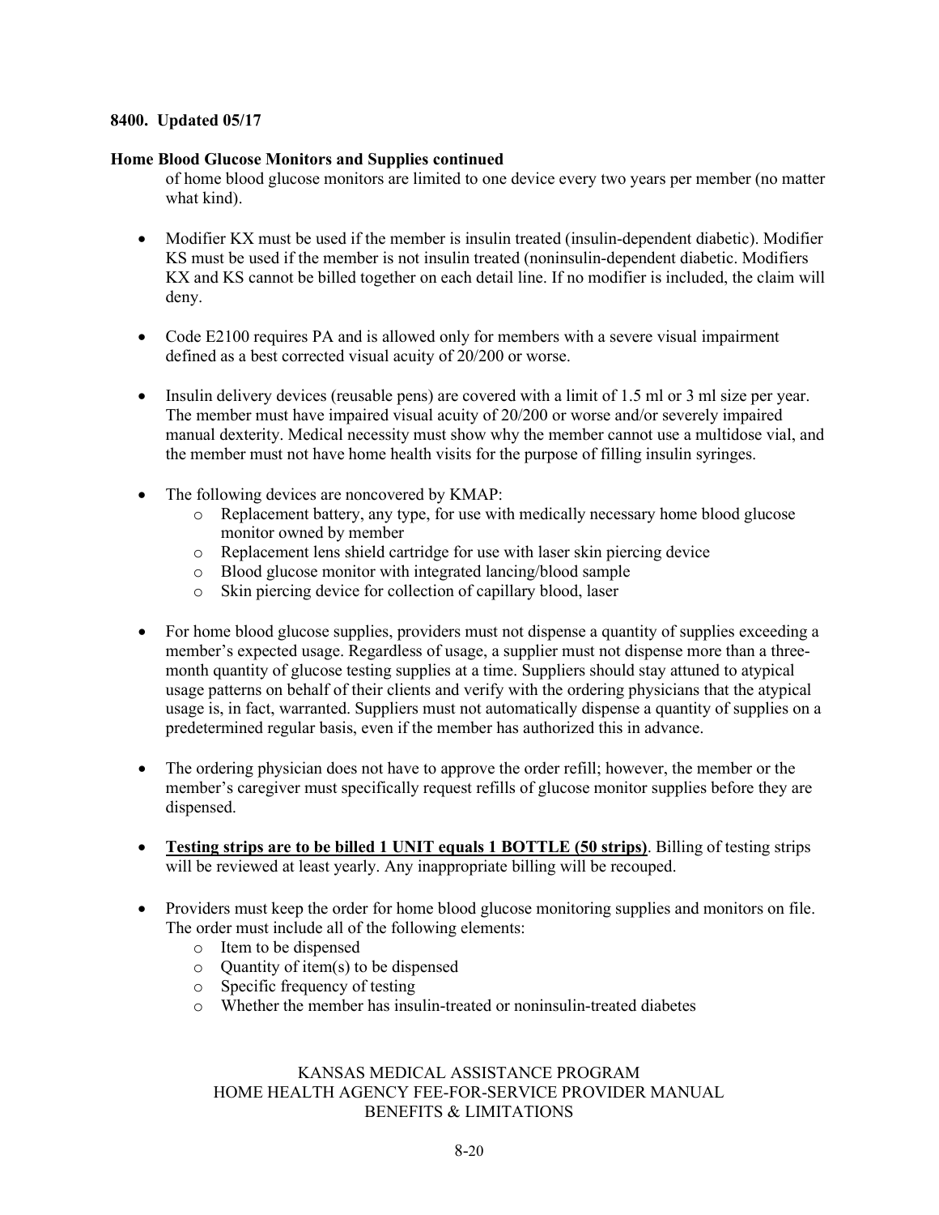**8400. Updated 05/17**

**Home Blood Glucose Monitors and Supplies continued**

of home blood glucose monitors are limited to one device every two years per member (no matter what kind).

- Modifier KX must be used if the member is insulin treated (insulin-dependent diabetic). Modifier KS must be used if the member is not insulin treated (noninsulin-dependent diabetic. Modifiers KX and KS cannot be billed together on each detail line. If no modifier is included, the claim will deny.

- Code E2100 requires PA and is allowed only for members with a severe visual impairment defined as a best corrected visual acuity of 20/200 or worse.

- Insulin delivery devices (reusable pens) are covered with a limit of 1.5 ml or 3 ml size per year. The member must have impaired visual acuity of 20/200 or worse and/or severely impaired manual dexterity. Medical necessity must show why the member cannot use a multidose vial, and the member must not have home health visits for the purpose of filling insulin syringes.

- The following devices are noncovered by KMAP:
  - Replacement battery, any type, for use with medically necessary home blood glucose monitor owned by member
  - Replacement lens shield cartridge for use with laser skin piercing device
  - Blood glucose monitor with integrated lancing/blood sample
  - Skin piercing device for collection of capillary blood, laser

- For home blood glucose supplies, providers must not dispense a quantity of supplies exceeding a member's expected usage. Regardless of usage, a supplier must not dispense more than a three-month quantity of glucose testing supplies at a time. Suppliers should stay attuned to atypical usage patterns on behalf of their clients and verify with the ordering physicians that the atypical usage is, in fact, warranted. Suppliers must not automatically dispense a quantity of supplies on a predetermined regular basis, even if the member has authorized this in advance.

- The ordering physician does not have to approve the order refill; however, the member or the member's caregiver must specifically request refills of glucose monitor supplies before they are dispensed.

- **Testing strips are to be billed 1 UNIT equals 1 BOTTLE (50 strips)**. Billing of testing strips will be reviewed at least yearly. Any inappropriate billing will be recouped.

- Providers must keep the order for home blood glucose monitoring supplies and monitors on file. The order must include all of the following elements:
  - Item to be dispensed
  - Quantity of item(s) to be dispensed
  - Specific frequency of testing
  - Whether the member has insulin-treated or noninsulin-treated diabetes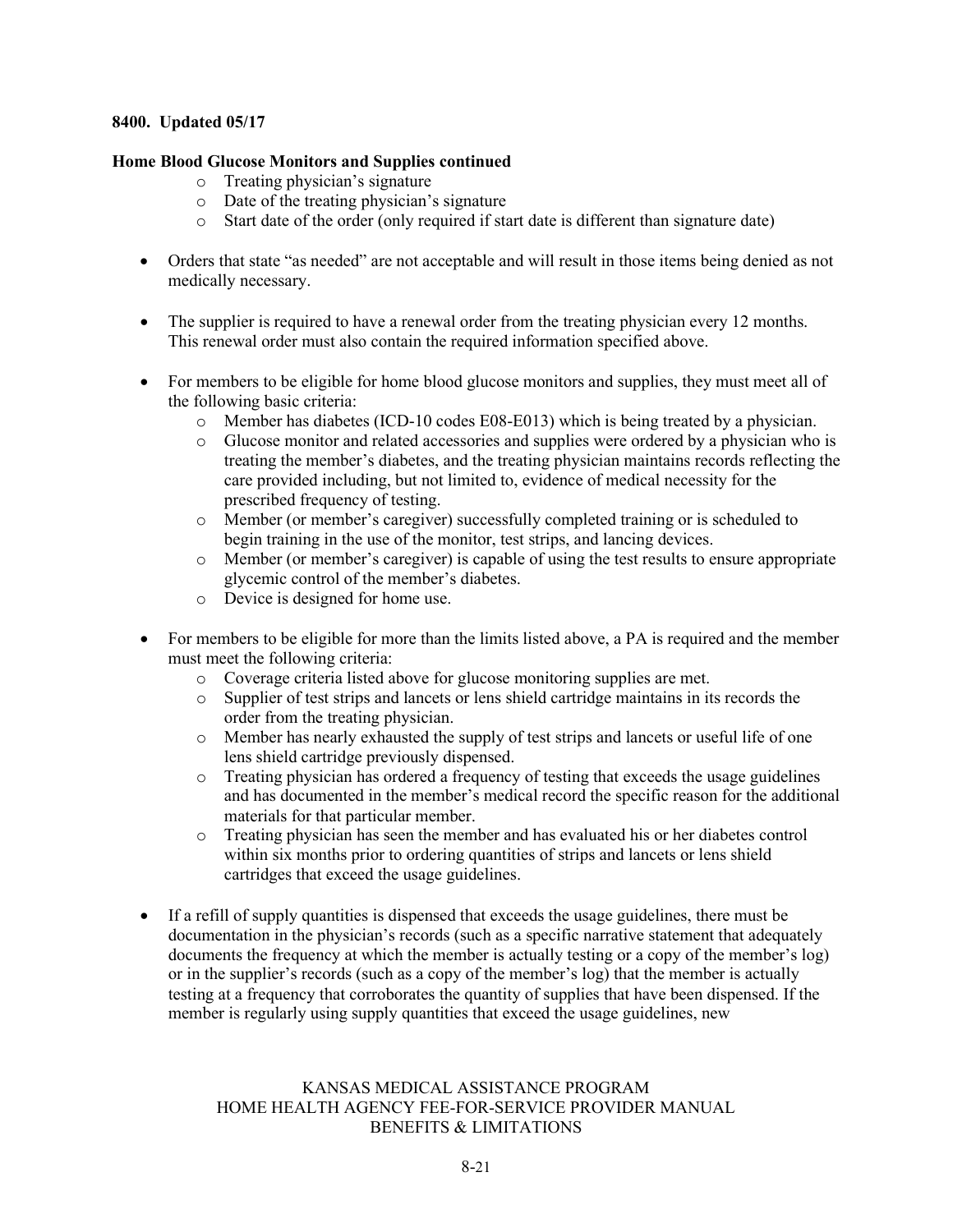**8400. Updated 05/17**

**Home Blood Glucose Monitors and Supplies continued**

- Treating physician's signature
- Date of the treating physician's signature
- Start date of the order (only required if start date is different than signature date)

- Orders that state "as needed" are not acceptable and will result in those items being denied as not medically necessary.

- The supplier is required to have a renewal order from the treating physician every 12 months. This renewal order must also contain the required information specified above.

- For members to be eligible for home blood glucose monitors and supplies, they must meet all of the following basic criteria:
  - Member has diabetes (ICD-10 codes E08-E013) which is being treated by a physician.
  - Glucose monitor and related accessories and supplies were ordered by a physician who is treating the member's diabetes, and the treating physician maintains records reflecting the care provided including, but not limited to, evidence of medical necessity for the prescribed frequency of testing.
  - Member (or member's caregiver) successfully completed training or is scheduled to begin training in the use of the monitor, test strips, and lancing devices.
  - Member (or member's caregiver) is capable of using the test results to ensure appropriate glycemic control of the member's diabetes.
  - Device is designed for home use.

- For members to be eligible for more than the limits listed above, a PA is required and the member must meet the following criteria:
  - Coverage criteria listed above for glucose monitoring supplies are met.
  - Supplier of test strips and lancets or lens shield cartridge maintains in its records the order from the treating physician.
  - Member has nearly exhausted the supply of test strips and lancets or useful life of one lens shield cartridge previously dispensed.
  - Treating physician has ordered a frequency of testing that exceeds the usage guidelines and has documented in the member's medical record the specific reason for the additional materials for that particular member.
  - Treating physician has seen the member and has evaluated his or her diabetes control within six months prior to ordering quantities of strips and lancets or lens shield cartridges that exceed the usage guidelines.

- If a refill of supply quantities is dispensed that exceeds the usage guidelines, there must be documentation in the physician's records (such as a specific narrative statement that adequately documents the frequency at which the member is actually testing or a copy of the member's log) or in the supplier's records (such as a copy of the member's log) that the member is actually testing at a frequency that corroborates the quantity of supplies that have been dispensed. If the member is regularly using supply quantities that exceed the usage guidelines, new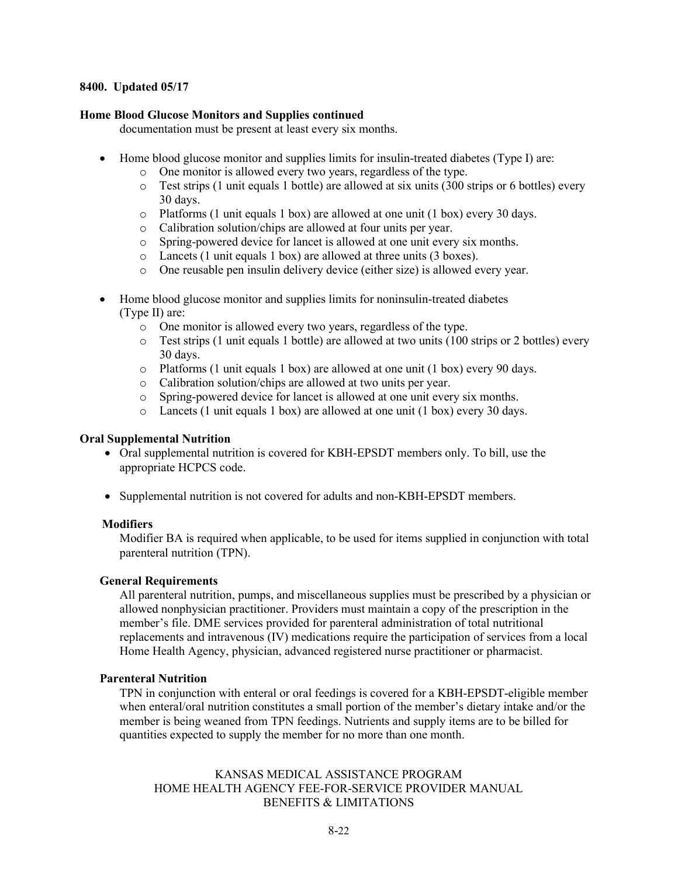**8400. Updated 05/17**

**Home Blood Glucose Monitors and Supplies continued**

documentation must be present at least every six months.

- Home blood glucose monitor and supplies limits for insulin-treated diabetes (Type I) are:
  - One monitor is allowed every two years, regardless of the type.
  - Test strips (1 unit equals 1 bottle) are allowed at six units (300 strips or 6 bottles) every 30 days.
  - Platforms (1 unit equals 1 box) are allowed at one unit (1 box) every 30 days.
  - Calibration solution/chips are allowed at four units per year.
  - Spring-powered device for lancet is allowed at one unit every six months.
  - Lancets (1 unit equals 1 box) are allowed at three units (3 boxes).
  - One reusable pen insulin delivery device (either size) is allowed every year.

- Home blood glucose monitor and supplies limits for noninsulin-treated diabetes (Type II) are:
  - One monitor is allowed every two years, regardless of the type.
  - Test strips (1 unit equals 1 bottle) are allowed at two units (100 strips or 2 bottles) every 30 days.
  - Platforms (1 unit equals 1 box) are allowed at one unit (1 box) every 90 days.
  - Calibration solution/chips are allowed at two units per year.
  - Spring-powered device for lancet is allowed at one unit every six months.
  - Lancets (1 unit equals 1 box) are allowed at one unit (1 box) every 30 days.

**Oral Supplemental Nutrition**

- Oral supplemental nutrition is covered for KBH-EPSDT members only. To bill, use the appropriate HCPCS code.

- Supplemental nutrition is not covered for adults and non-KBH-EPSDT members.

**Modifiers**

Modifier BA is required when applicable, to be used for items supplied in conjunction with total parenteral nutrition (TPN).

**General Requirements**

All parenteral nutrition, pumps, and miscellaneous supplies must be prescribed by a physician or allowed nonphysician practitioner. Providers must maintain a copy of the prescription in the member's file. DME services provided for parenteral administration of total nutritional replacements and intravenous (IV) medications require the participation of services from a local Home Health Agency, physician, advanced registered nurse practitioner or pharmacist.

**Parenteral Nutrition**

TPN in conjunction with enteral or oral feedings is covered for a KBH-EPSDT-eligible member when enteral/oral nutrition constitutes a small portion of the member's dietary intake and/or the member is being weaned from TPN feedings. Nutrients and supply items are to be billed for quantities expected to supply the member for no more than one month.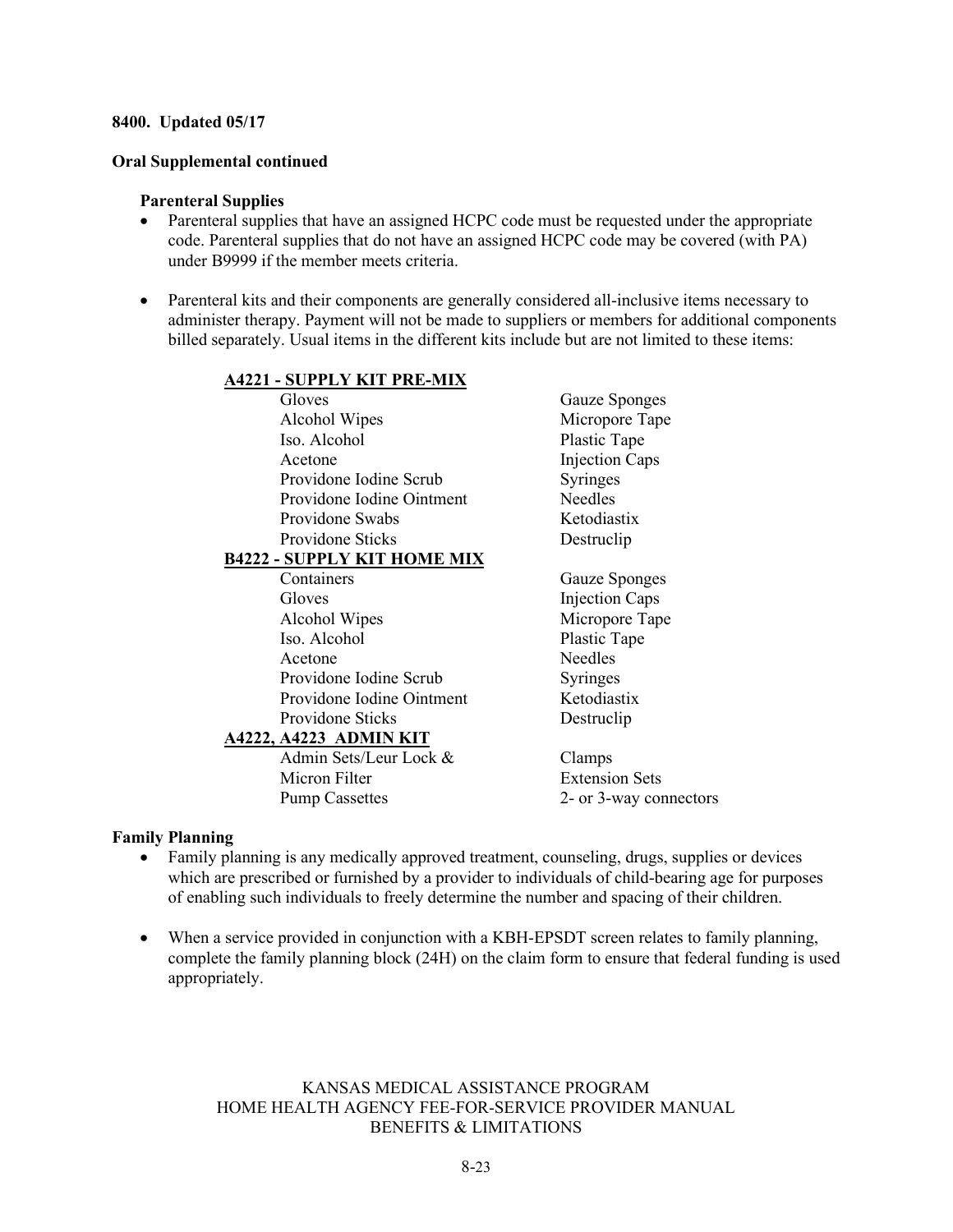**8400. Updated 05/17**

**Oral Supplemental continued**

**Parenteral Supplies**

- Parenteral supplies that have an assigned HCPC code must be requested under the appropriate code. Parenteral supplies that do not have an assigned HCPC code may be covered (with PA) under B9999 if the member meets criteria.
- Parenteral kits and their components are generally considered all-inclusive items necessary to administer therapy. Payment will not be made to suppliers or members for additional components billed separately. Usual items in the different kits include but are not limited to these items:

**A4221 - SUPPLY KIT PRE-MIX**

| | |
|---|---|
| Gloves | Gauze Sponges |
| Alcohol Wipes | Micropore Tape |
| Iso. Alcohol | Plastic Tape |
| Acetone | Injection Caps |
| Providone Iodine Scrub | Syringes |
| Providone Iodine Ointment | Needles |
| Providone Swabs | Ketodiastix |
| Providone Sticks | Destruclip |

**B4222 - SUPPLY KIT HOME MIX**

| | |
|---|---|
| Containers | Gauze Sponges |
| Gloves | Injection Caps |
| Alcohol Wipes | Micropore Tape |
| Iso. Alcohol | Plastic Tape |
| Acetone | Needles |
| Providone Iodine Scrub | Syringes |
| Providone Iodine Ointment | Ketodiastix |
| Providone Sticks | Destruclip |

**A4222, A4223 ADMIN KIT**

| | |
|---|---|
| Admin Sets/Leur Lock & | Clamps |
| Micron Filter | Extension Sets |
| Pump Cassettes | 2- or 3-way connectors |

**Family Planning**

- Family planning is any medically approved treatment, counseling, drugs, supplies or devices which are prescribed or furnished by a provider to individuals of child-bearing age for purposes of enabling such individuals to freely determine the number and spacing of their children.
- When a service provided in conjunction with a KBH-EPSDT screen relates to family planning, complete the family planning block (24H) on the claim form to ensure that federal funding is used appropriately.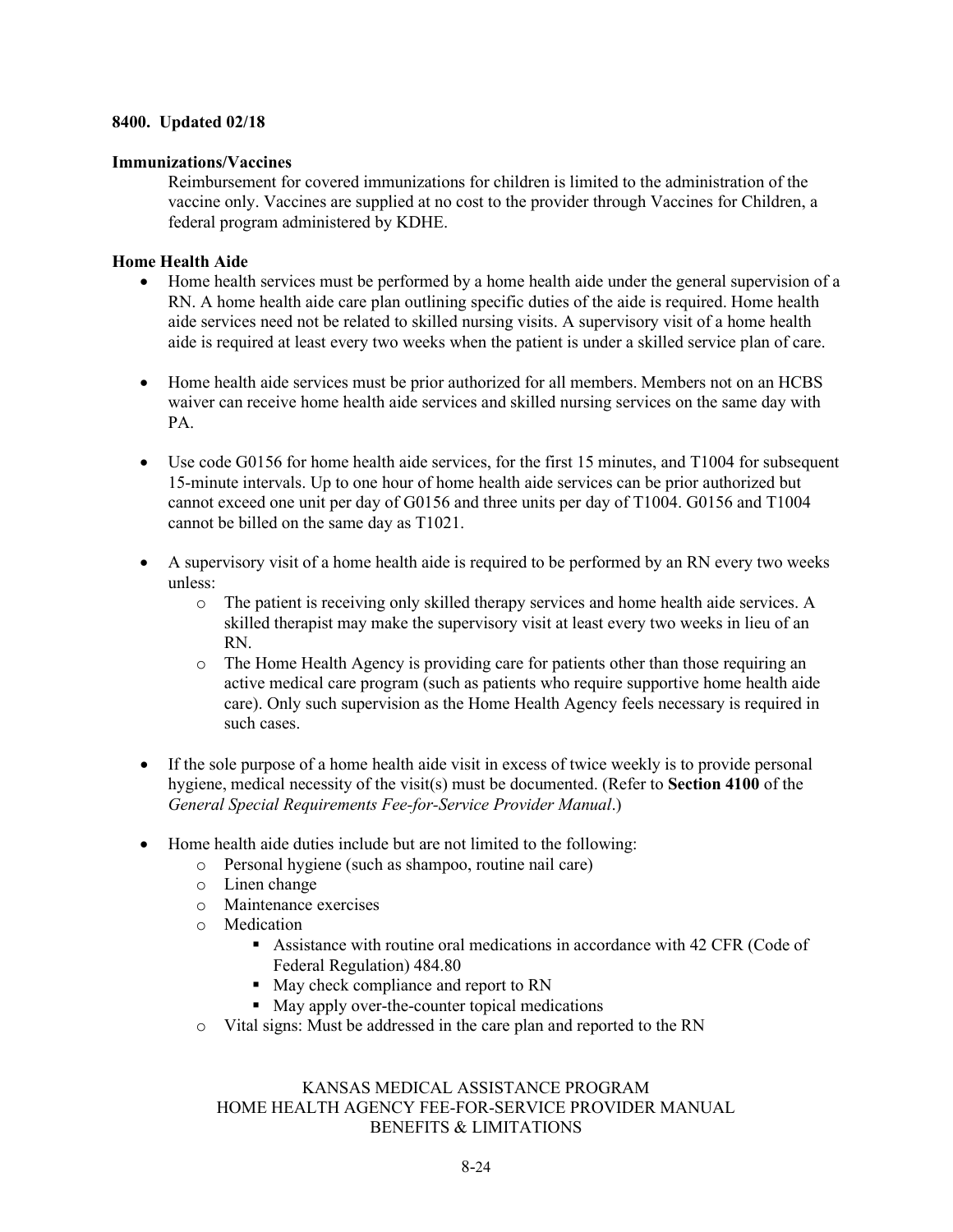**8400. Updated 02/18**

**Immunizations/Vaccines**

Reimbursement for covered immunizations for children is limited to the administration of the vaccine only. Vaccines are supplied at no cost to the provider through Vaccines for Children, a federal program administered by KDHE.

**Home Health Aide**

- Home health services must be performed by a home health aide under the general supervision of a RN. A home health aide care plan outlining specific duties of the aide is required. Home health aide services need not be related to skilled nursing visits. A supervisory visit of a home health aide is required at least every two weeks when the patient is under a skilled service plan of care.

- Home health aide services must be prior authorized for all members. Members not on an HCBS waiver can receive home health aide services and skilled nursing services on the same day with PA.

- Use code G0156 for home health aide services, for the first 15 minutes, and T1004 for subsequent 15-minute intervals. Up to one hour of home health aide services can be prior authorized but cannot exceed one unit per day of G0156 and three units per day of T1004. G0156 and T1004 cannot be billed on the same day as T1021.

- A supervisory visit of a home health aide is required to be performed by an RN every two weeks unless:
    - The patient is receiving only skilled therapy services and home health aide services. A skilled therapist may make the supervisory visit at least every two weeks in lieu of an RN.
    - The Home Health Agency is providing care for patients other than those requiring an active medical care program (such as patients who require supportive home health aide care). Only such supervision as the Home Health Agency feels necessary is required in such cases.

- If the sole purpose of a home health aide visit in excess of twice weekly is to provide personal hygiene, medical necessity of the visit(s) must be documented. (Refer to **Section 4100** of the *General Special Requirements Fee-for-Service Provider Manual*.)

- Home health aide duties include but are not limited to the following:
    - Personal hygiene (such as shampoo, routine nail care)
    - Linen change
    - Maintenance exercises
    - Medication
        - Assistance with routine oral medications in accordance with 42 CFR (Code of Federal Regulation) 484.80
        - May check compliance and report to RN
        - May apply over-the-counter topical medications
    - Vital signs: Must be addressed in the care plan and reported to the RN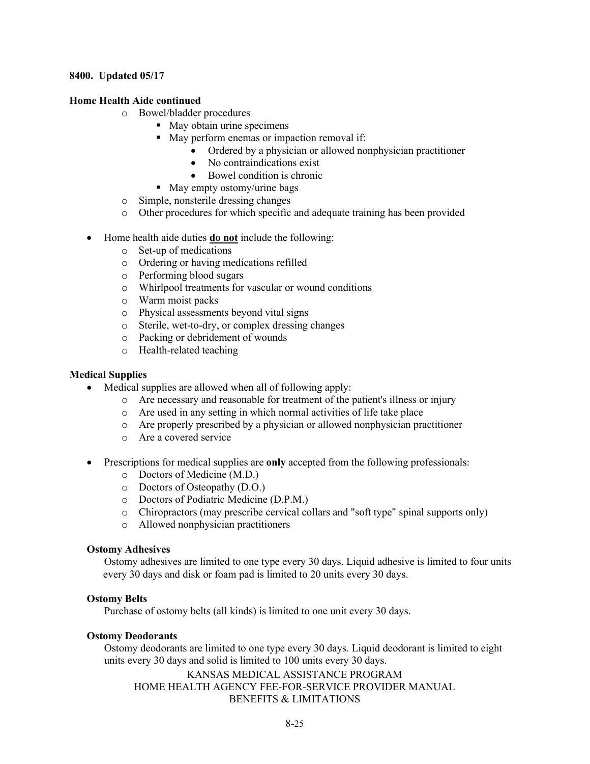**8400. Updated 05/17**

**Home Health Aide continued**

- Bowel/bladder procedures
  - May obtain urine specimens
  - May perform enemas or impaction removal if:
    - Ordered by a physician or allowed nonphysician practitioner
    - No contraindications exist
    - Bowel condition is chronic
  - May empty ostomy/urine bags
- Simple, nonsterile dressing changes
- Other procedures for which specific and adequate training has been provided

- Home health aide duties **do not** include the following:
  - Set-up of medications
  - Ordering or having medications refilled
  - Performing blood sugars
  - Whirlpool treatments for vascular or wound conditions
  - Warm moist packs
  - Physical assessments beyond vital signs
  - Sterile, wet-to-dry, or complex dressing changes
  - Packing or debridement of wounds
  - Health-related teaching

**Medical Supplies**

- Medical supplies are allowed when all of following apply:
  - Are necessary and reasonable for treatment of the patient's illness or injury
  - Are used in any setting in which normal activities of life take place
  - Are properly prescribed by a physician or allowed nonphysician practitioner
  - Are a covered service

- Prescriptions for medical supplies are **only** accepted from the following professionals:
  - Doctors of Medicine (M.D.)
  - Doctors of Osteopathy (D.O.)
  - Doctors of Podiatric Medicine (D.P.M.)
  - Chiropractors (may prescribe cervical collars and "soft type" spinal supports only)
  - Allowed nonphysician practitioners

**Ostomy Adhesives**

Ostomy adhesives are limited to one type every 30 days. Liquid adhesive is limited to four units every 30 days and disk or foam pad is limited to 20 units every 30 days.

**Ostomy Belts**

Purchase of ostomy belts (all kinds) is limited to one unit every 30 days.

**Ostomy Deodorants**

Ostomy deodorants are limited to one type every 30 days. Liquid deodorant is limited to eight units every 30 days and solid is limited to 100 units every 30 days.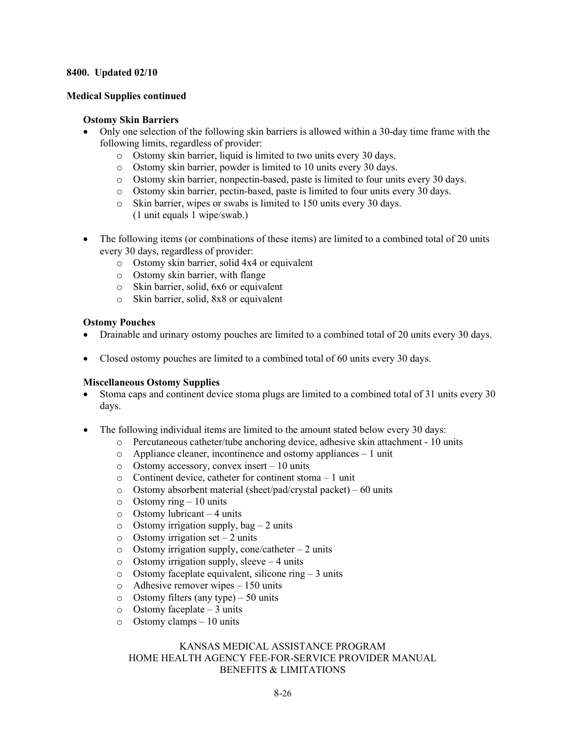**8400. Updated 02/10**

**Medical Supplies continued**

**Ostomy Skin Barriers**

- Only one selection of the following skin barriers is allowed within a 30-day time frame with the following limits, regardless of provider:
  - Ostomy skin barrier, liquid is limited to two units every 30 days.
  - Ostomy skin barrier, powder is limited to 10 units every 30 days.
  - Ostomy skin barrier, nonpectin-based, paste is limited to four units every 30 days.
  - Ostomy skin barrier, pectin-based, paste is limited to four units every 30 days.
  - Skin barrier, wipes or swabs is limited to 150 units every 30 days. (1 unit equals 1 wipe/swab.)

- The following items (or combinations of these items) are limited to a combined total of 20 units every 30 days, regardless of provider:
  - Ostomy skin barrier, solid 4x4 or equivalent
  - Ostomy skin barrier, with flange
  - Skin barrier, solid, 6x6 or equivalent
  - Skin barrier, solid, 8x8 or equivalent

**Ostomy Pouches**

- Drainable and urinary ostomy pouches are limited to a combined total of 20 units every 30 days.

- Closed ostomy pouches are limited to a combined total of 60 units every 30 days.

**Miscellaneous Ostomy Supplies**

- Stoma caps and continent device stoma plugs are limited to a combined total of 31 units every 30 days.

- The following individual items are limited to the amount stated below every 30 days:
  - Percutaneous catheter/tube anchoring device, adhesive skin attachment - 10 units
  - Appliance cleaner, incontinence and ostomy appliances – 1 unit
  - Ostomy accessory, convex insert – 10 units
  - Continent device, catheter for continent stoma – 1 unit
  - Ostomy absorbent material (sheet/pad/crystal packet) – 60 units
  - Ostomy ring – 10 units
  - Ostomy lubricant – 4 units
  - Ostomy irrigation supply, bag – 2 units
  - Ostomy irrigation set – 2 units
  - Ostomy irrigation supply, cone/catheter – 2 units
  - Ostomy irrigation supply, sleeve – 4 units
  - Ostomy faceplate equivalent, silicone ring – 3 units
  - Adhesive remover wipes – 150 units
  - Ostomy filters (any type) – 50 units
  - Ostomy faceplate – 3 units
  - Ostomy clamps – 10 units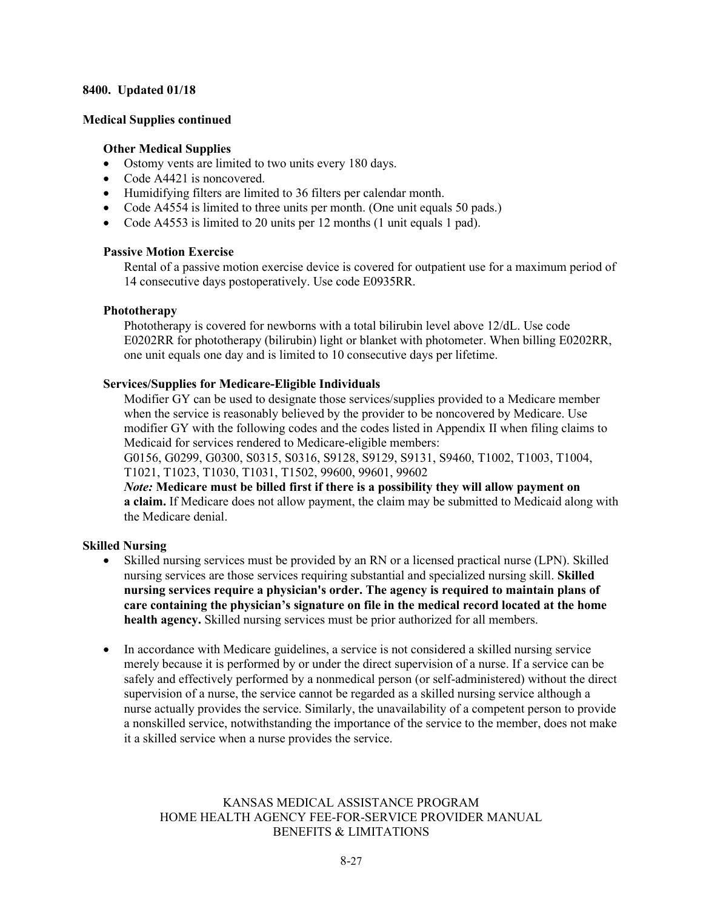**8400. Updated 01/18**

**Medical Supplies continued**

**Other Medical Supplies**

- Ostomy vents are limited to two units every 180 days.
- Code A4421 is noncovered.
- Humidifying filters are limited to 36 filters per calendar month.
- Code A4554 is limited to three units per month. (One unit equals 50 pads.)
- Code A4553 is limited to 20 units per 12 months (1 unit equals 1 pad).

**Passive Motion Exercise**

Rental of a passive motion exercise device is covered for outpatient use for a maximum period of 14 consecutive days postoperatively. Use code E0935RR.

**Phototherapy**

Phototherapy is covered for newborns with a total bilirubin level above 12/dL. Use code E0202RR for phototherapy (bilirubin) light or blanket with photometer. When billing E0202RR, one unit equals one day and is limited to 10 consecutive days per lifetime.

**Services/Supplies for Medicare-Eligible Individuals**

Modifier GY can be used to designate those services/supplies provided to a Medicare member when the service is reasonably believed by the provider to be noncovered by Medicare. Use modifier GY with the following codes and the codes listed in Appendix II when filing claims to Medicaid for services rendered to Medicare-eligible members:
G0156, G0299, G0300, S0315, S0316, S9128, S9129, S9131, S9460, T1002, T1003, T1004, T1021, T1023, T1030, T1031, T1502, 99600, 99601, 99602

***Note:*** **Medicare must be billed first if there is a possibility they will allow payment on a claim.** If Medicare does not allow payment, the claim may be submitted to Medicaid along with the Medicare denial.

**Skilled Nursing**

- Skilled nursing services must be provided by an RN or a licensed practical nurse (LPN). Skilled nursing services are those services requiring substantial and specialized nursing skill. **Skilled nursing services require a physician's order. The agency is required to maintain plans of care containing the physician's signature on file in the medical record located at the home health agency.** Skilled nursing services must be prior authorized for all members.

- In accordance with Medicare guidelines, a service is not considered a skilled nursing service merely because it is performed by or under the direct supervision of a nurse. If a service can be safely and effectively performed by a nonmedical person (or self-administered) without the direct supervision of a nurse, the service cannot be regarded as a skilled nursing service although a nurse actually provides the service. Similarly, the unavailability of a competent person to provide a nonskilled service, notwithstanding the importance of the service to the member, does not make it a skilled service when a nurse provides the service.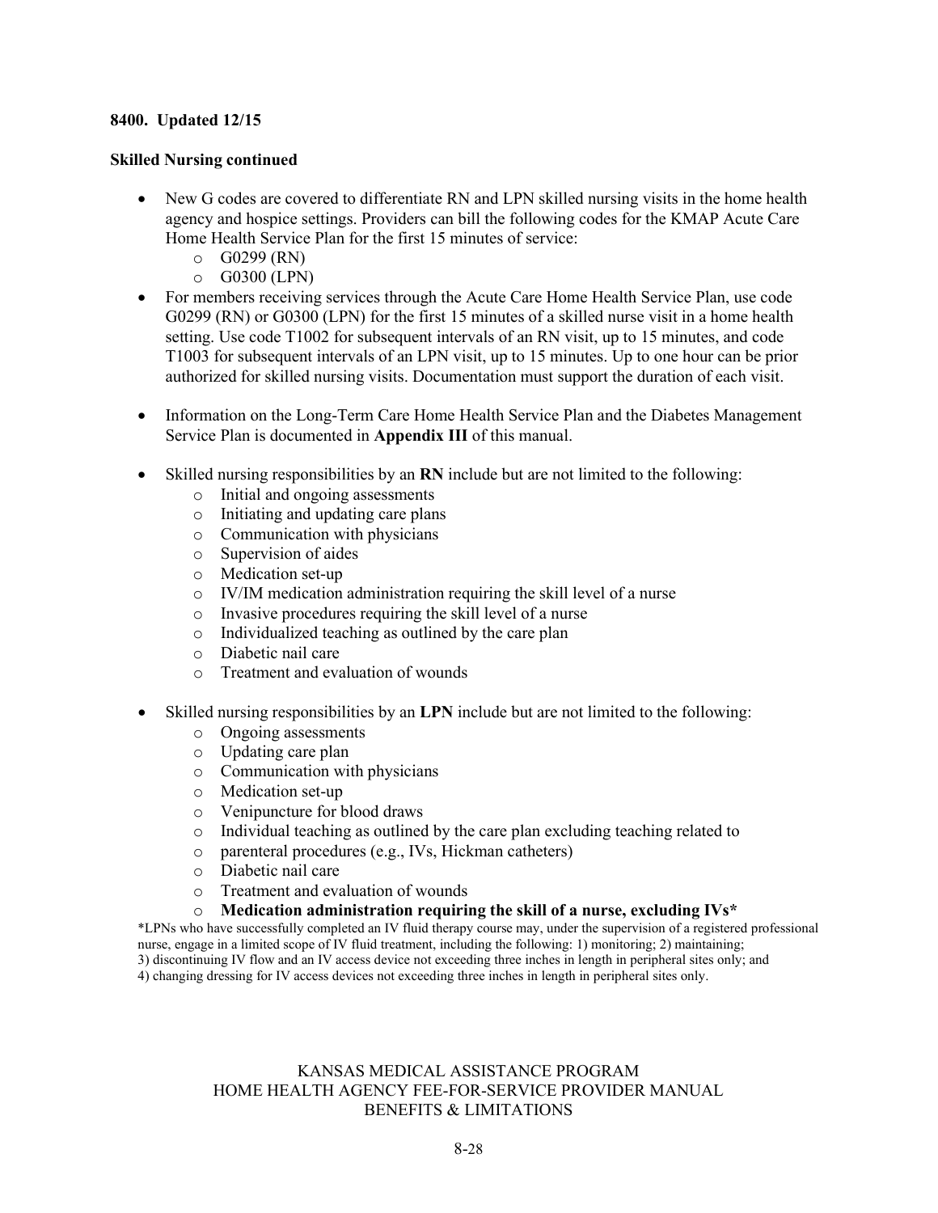**8400. Updated 12/15**

**Skilled Nursing continued**

- New G codes are covered to differentiate RN and LPN skilled nursing visits in the home health agency and hospice settings. Providers can bill the following codes for the KMAP Acute Care Home Health Service Plan for the first 15 minutes of service:
  - G0299 (RN)
  - G0300 (LPN)
- For members receiving services through the Acute Care Home Health Service Plan, use code G0299 (RN) or G0300 (LPN) for the first 15 minutes of a skilled nurse visit in a home health setting. Use code T1002 for subsequent intervals of an RN visit, up to 15 minutes, and code T1003 for subsequent intervals of an LPN visit, up to 15 minutes. Up to one hour can be prior authorized for skilled nursing visits. Documentation must support the duration of each visit.

- Information on the Long-Term Care Home Health Service Plan and the Diabetes Management Service Plan is documented in **Appendix III** of this manual.

- Skilled nursing responsibilities by an **RN** include but are not limited to the following:
  - Initial and ongoing assessments
  - Initiating and updating care plans
  - Communication with physicians
  - Supervision of aides
  - Medication set-up
  - IV/IM medication administration requiring the skill level of a nurse
  - Invasive procedures requiring the skill level of a nurse
  - Individualized teaching as outlined by the care plan
  - Diabetic nail care
  - Treatment and evaluation of wounds

- Skilled nursing responsibilities by an **LPN** include but are not limited to the following:
  - Ongoing assessments
  - Updating care plan
  - Communication with physicians
  - Medication set-up
  - Venipuncture for blood draws
  - Individual teaching as outlined by the care plan excluding teaching related to
  - parenteral procedures (e.g., IVs, Hickman catheters)
  - Diabetic nail care
  - Treatment and evaluation of wounds
  - **Medication administration requiring the skill of a nurse, excluding IVs***

*LPNs who have successfully completed an IV fluid therapy course may, under the supervision of a registered professional nurse, engage in a limited scope of IV fluid treatment, including the following: 1) monitoring; 2) maintaining; 3) discontinuing IV flow and an IV access device not exceeding three inches in length in peripheral sites only; and 4) changing dressing for IV access devices not exceeding three inches in length in peripheral sites only.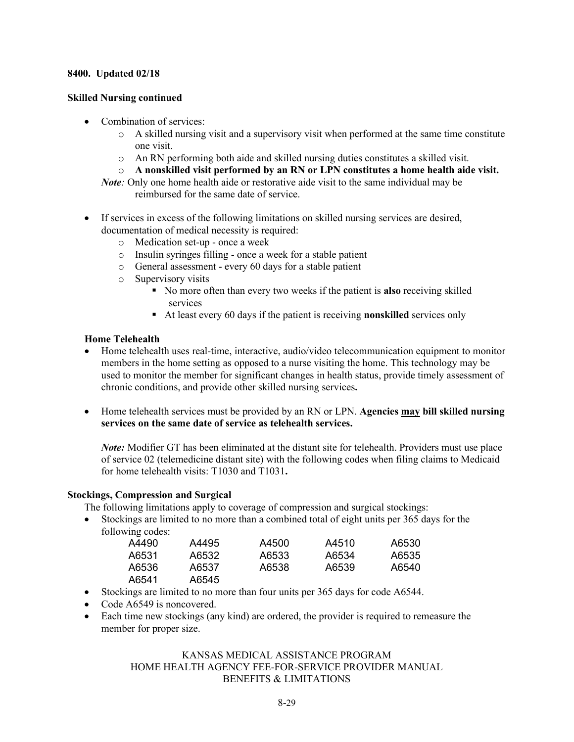**8400. Updated 02/18**

**Skilled Nursing continued**

- Combination of services:
  - A skilled nursing visit and a supervisory visit when performed at the same time constitute one visit.
  - An RN performing both aide and skilled nursing duties constitutes a skilled visit.
  - **A nonskilled visit performed by an RN or LPN constitutes a home health aide visit.**

  ***Note:*** Only one home health aide or restorative aide visit to the same individual may be reimbursed for the same date of service.

- If services in excess of the following limitations on skilled nursing services are desired, documentation of medical necessity is required:
  - Medication set-up - once a week
  - Insulin syringes filling - once a week for a stable patient
  - General assessment - every 60 days for a stable patient
  - Supervisory visits
    - No more often than every two weeks if the patient is **also** receiving skilled services
    - At least every 60 days if the patient is receiving **nonskilled** services only

**Home Telehealth**

- Home telehealth uses real-time, interactive, audio/video telecommunication equipment to monitor members in the home setting as opposed to a nurse visiting the home. This technology may be used to monitor the member for significant changes in health status, provide timely assessment of chronic conditions, and provide other skilled nursing services**.**

- Home telehealth services must be provided by an RN or LPN. **Agencies <u>may</u> bill skilled nursing services on the same date of service as telehealth services.**

  ***Note:*** Modifier GT has been eliminated at the distant site for telehealth. Providers must use place of service 02 (telemedicine distant site) with the following codes when filing claims to Medicaid for home telehealth visits: T1030 and T1031**.**

**Stockings, Compression and Surgical**

The following limitations apply to coverage of compression and surgical stockings:

- Stockings are limited to no more than a combined total of eight units per 365 days for the following codes:

| | | | | |
|---|---|---|---|---|
| A4490 | A4495 | A4500 | A4510 | A6530 |
| A6531 | A6532 | A6533 | A6534 | A6535 |
| A6536 | A6537 | A6538 | A6539 | A6540 |
| A6541 | A6545 | | | |

- Stockings are limited to no more than four units per 365 days for code A6544.
- Code A6549 is noncovered.
- Each time new stockings (any kind) are ordered, the provider is required to remeasure the member for proper size.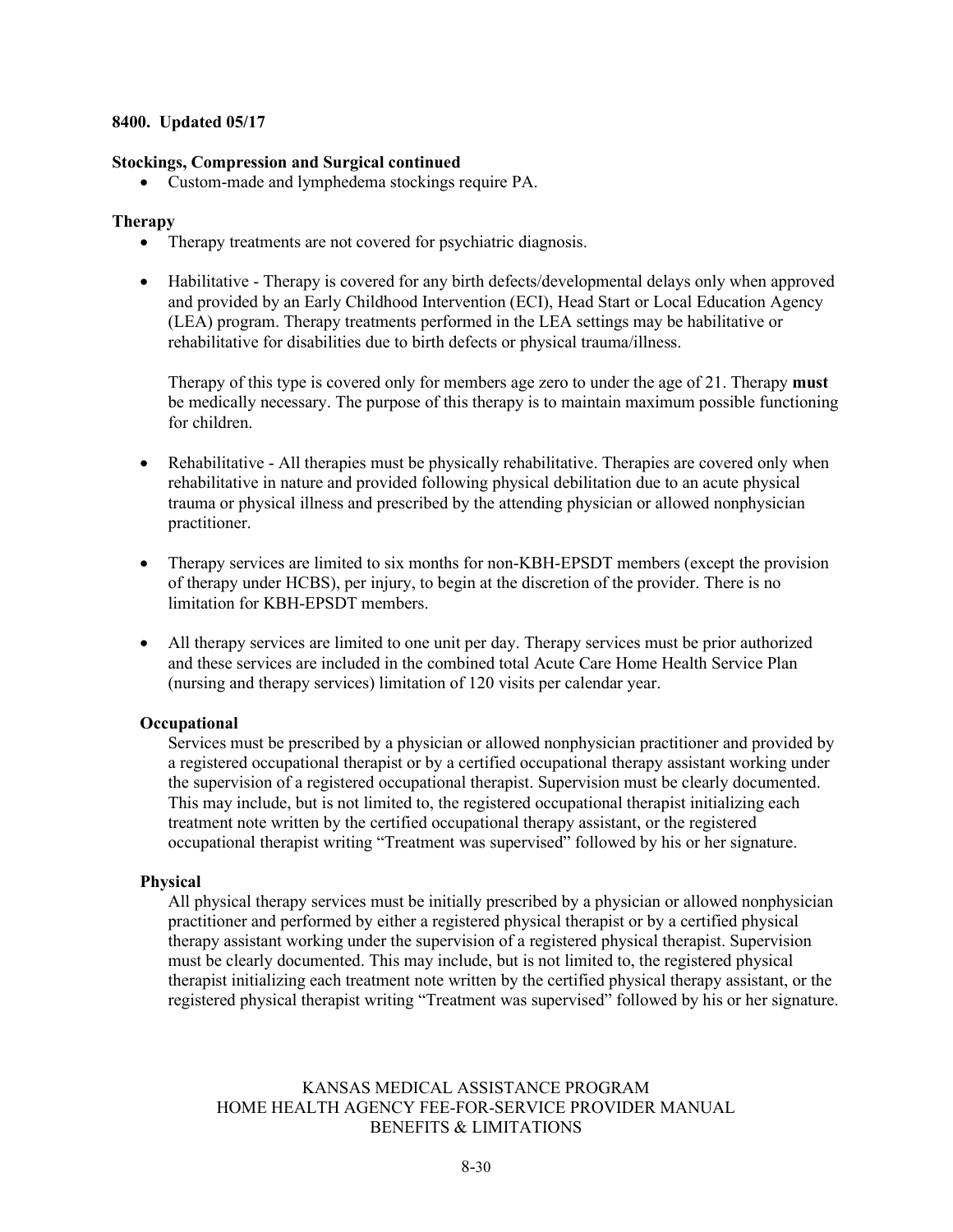**8400. Updated 05/17**

**Stockings, Compression and Surgical continued**

- Custom-made and lymphedema stockings require PA.

**Therapy**

- Therapy treatments are not covered for psychiatric diagnosis.

- Habilitative - Therapy is covered for any birth defects/developmental delays only when approved and provided by an Early Childhood Intervention (ECI), Head Start or Local Education Agency (LEA) program. Therapy treatments performed in the LEA settings may be habilitative or rehabilitative for disabilities due to birth defects or physical trauma/illness.

  Therapy of this type is covered only for members age zero to under the age of 21. Therapy **must** be medically necessary. The purpose of this therapy is to maintain maximum possible functioning for children.

- Rehabilitative - All therapies must be physically rehabilitative. Therapies are covered only when rehabilitative in nature and provided following physical debilitation due to an acute physical trauma or physical illness and prescribed by the attending physician or allowed nonphysician practitioner.

- Therapy services are limited to six months for non-KBH-EPSDT members (except the provision of therapy under HCBS), per injury, to begin at the discretion of the provider. There is no limitation for KBH-EPSDT members.

- All therapy services are limited to one unit per day. Therapy services must be prior authorized and these services are included in the combined total Acute Care Home Health Service Plan (nursing and therapy services) limitation of 120 visits per calendar year.

**Occupational**

Services must be prescribed by a physician or allowed nonphysician practitioner and provided by a registered occupational therapist or by a certified occupational therapy assistant working under the supervision of a registered occupational therapist. Supervision must be clearly documented. This may include, but is not limited to, the registered occupational therapist initializing each treatment note written by the certified occupational therapy assistant, or the registered occupational therapist writing "Treatment was supervised" followed by his or her signature.

**Physical**

All physical therapy services must be initially prescribed by a physician or allowed nonphysician practitioner and performed by either a registered physical therapist or by a certified physical therapy assistant working under the supervision of a registered physical therapist. Supervision must be clearly documented. This may include, but is not limited to, the registered physical therapist initializing each treatment note written by the certified physical therapy assistant, or the registered physical therapist writing "Treatment was supervised" followed by his or her signature.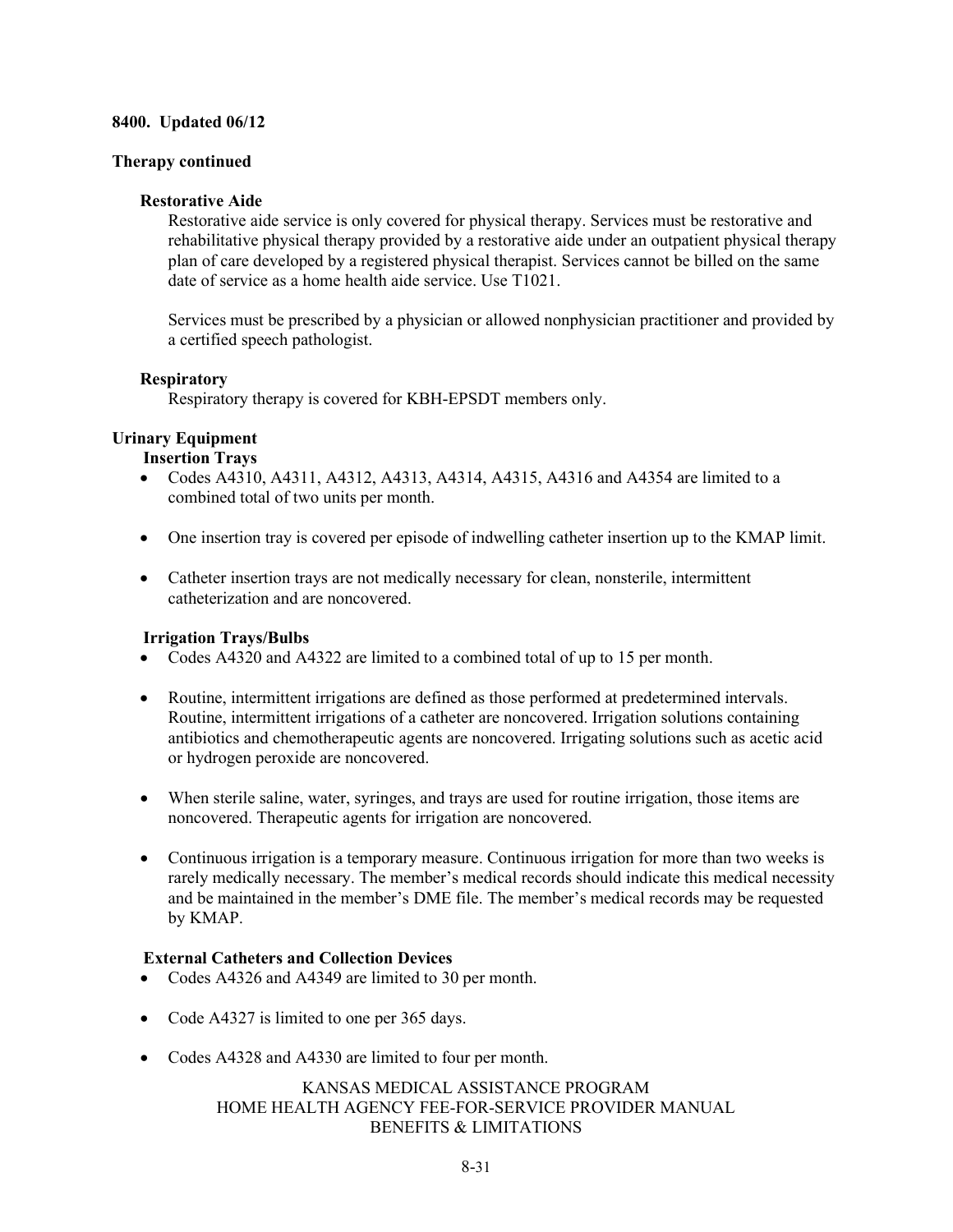**8400. Updated 06/12**

**Therapy continued**

**Restorative Aide**

Restorative aide service is only covered for physical therapy. Services must be restorative and rehabilitative physical therapy provided by a restorative aide under an outpatient physical therapy plan of care developed by a registered physical therapist. Services cannot be billed on the same date of service as a home health aide service. Use T1021.

Services must be prescribed by a physician or allowed nonphysician practitioner and provided by a certified speech pathologist.

**Respiratory**

Respiratory therapy is covered for KBH-EPSDT members only.

**Urinary Equipment**

**Insertion Trays**

- Codes A4310, A4311, A4312, A4313, A4314, A4315, A4316 and A4354 are limited to a combined total of two units per month.
- One insertion tray is covered per episode of indwelling catheter insertion up to the KMAP limit.
- Catheter insertion trays are not medically necessary for clean, nonsterile, intermittent catheterization and are noncovered.

**Irrigation Trays/Bulbs**

- Codes A4320 and A4322 are limited to a combined total of up to 15 per month.
- Routine, intermittent irrigations are defined as those performed at predetermined intervals. Routine, intermittent irrigations of a catheter are noncovered. Irrigation solutions containing antibiotics and chemotherapeutic agents are noncovered. Irrigating solutions such as acetic acid or hydrogen peroxide are noncovered.
- When sterile saline, water, syringes, and trays are used for routine irrigation, those items are noncovered. Therapeutic agents for irrigation are noncovered.
- Continuous irrigation is a temporary measure. Continuous irrigation for more than two weeks is rarely medically necessary. The member's medical records should indicate this medical necessity and be maintained in the member's DME file. The member's medical records may be requested by KMAP.

**External Catheters and Collection Devices**

- Codes A4326 and A4349 are limited to 30 per month.
- Code A4327 is limited to one per 365 days.
- Codes A4328 and A4330 are limited to four per month.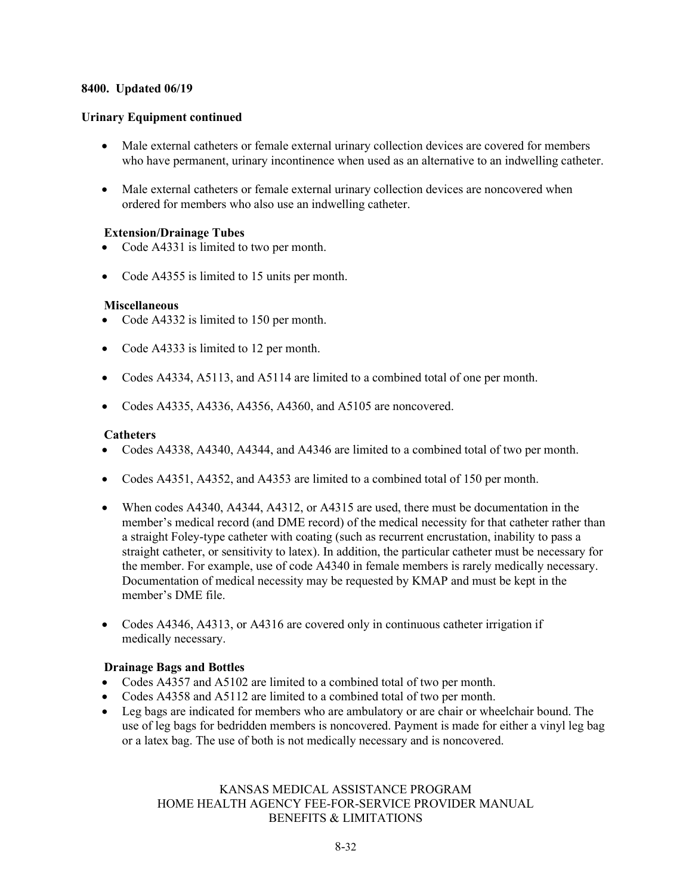**8400. Updated 06/19**

**Urinary Equipment continued**

- Male external catheters or female external urinary collection devices are covered for members who have permanent, urinary incontinence when used as an alternative to an indwelling catheter.

- Male external catheters or female external urinary collection devices are noncovered when ordered for members who also use an indwelling catheter.

**Extension/Drainage Tubes**

- Code A4331 is limited to two per month.

- Code A4355 is limited to 15 units per month.

**Miscellaneous**

- Code A4332 is limited to 150 per month.

- Code A4333 is limited to 12 per month.

- Codes A4334, A5113, and A5114 are limited to a combined total of one per month.

- Codes A4335, A4336, A4356, A4360, and A5105 are noncovered.

**Catheters**

- Codes A4338, A4340, A4344, and A4346 are limited to a combined total of two per month.

- Codes A4351, A4352, and A4353 are limited to a combined total of 150 per month.

- When codes A4340, A4344, A4312, or A4315 are used, there must be documentation in the member's medical record (and DME record) of the medical necessity for that catheter rather than a straight Foley-type catheter with coating (such as recurrent encrustation, inability to pass a straight catheter, or sensitivity to latex). In addition, the particular catheter must be necessary for the member. For example, use of code A4340 in female members is rarely medically necessary. Documentation of medical necessity may be requested by KMAP and must be kept in the member's DME file.

- Codes A4346, A4313, or A4316 are covered only in continuous catheter irrigation if medically necessary.

**Drainage Bags and Bottles**

- Codes A4357 and A5102 are limited to a combined total of two per month.
- Codes A4358 and A5112 are limited to a combined total of two per month.
- Leg bags are indicated for members who are ambulatory or are chair or wheelchair bound. The use of leg bags for bedridden members is noncovered. Payment is made for either a vinyl leg bag or a latex bag. The use of both is not medically necessary and is noncovered.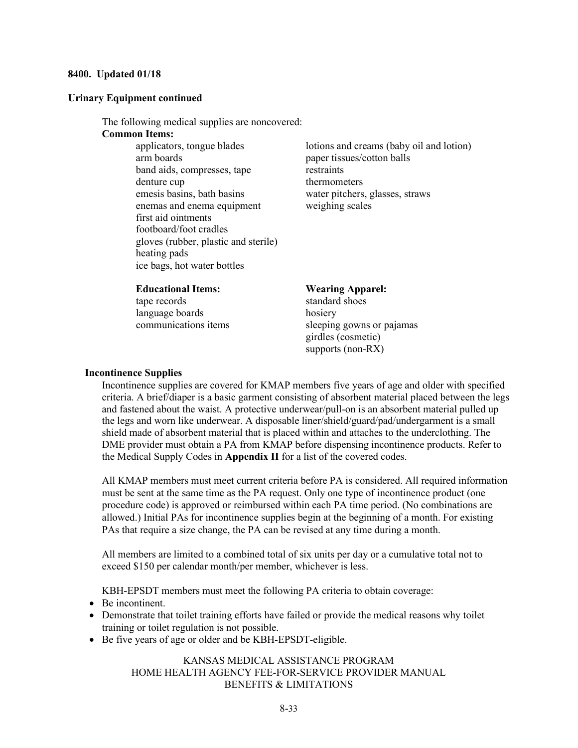**8400. Updated 01/18**

**Urinary Equipment continued**

The following medical supplies are noncovered:

**Common Items:**

- applicators, tongue blades
- arm boards
- band aids, compresses, tape
- denture cup
- emesis basins, bath basins
- enemas and enema equipment
- first aid ointments
- footboard/foot cradles
- gloves (rubber, plastic and sterile)
- heating pads
- ice bags, hot water bottles
- lotions and creams (baby oil and lotion)
- paper tissues/cotton balls
- restraints
- thermometers
- water pitchers, glasses, straws
- weighing scales

**Educational Items:**

- tape records
- language boards
- communications items

**Wearing Apparel:**

- standard shoes
- hosiery
- sleeping gowns or pajamas
- girdles (cosmetic)
- supports (non-RX)

**Incontinence Supplies**

Incontinence supplies are covered for KMAP members five years of age and older with specified criteria. A brief/diaper is a basic garment consisting of absorbent material placed between the legs and fastened about the waist. A protective underwear/pull-on is an absorbent material pulled up the legs and worn like underwear. A disposable liner/shield/guard/pad/undergarment is a small shield made of absorbent material that is placed within and attaches to the underclothing. The DME provider must obtain a PA from KMAP before dispensing incontinence products. Refer to the Medical Supply Codes in **Appendix II** for a list of the covered codes.

All KMAP members must meet current criteria before PA is considered. All required information must be sent at the same time as the PA request. Only one type of incontinence product (one procedure code) is approved or reimbursed within each PA time period. (No combinations are allowed.) Initial PAs for incontinence supplies begin at the beginning of a month. For existing PAs that require a size change, the PA can be revised at any time during a month.

All members are limited to a combined total of six units per day or a cumulative total not to exceed $150 per calendar month/per member, whichever is less.

KBH-EPSDT members must meet the following PA criteria to obtain coverage:

- Be incontinent.
- Demonstrate that toilet training efforts have failed or provide the medical reasons why toilet training or toilet regulation is not possible.
- Be five years of age or older and be KBH-EPSDT-eligible.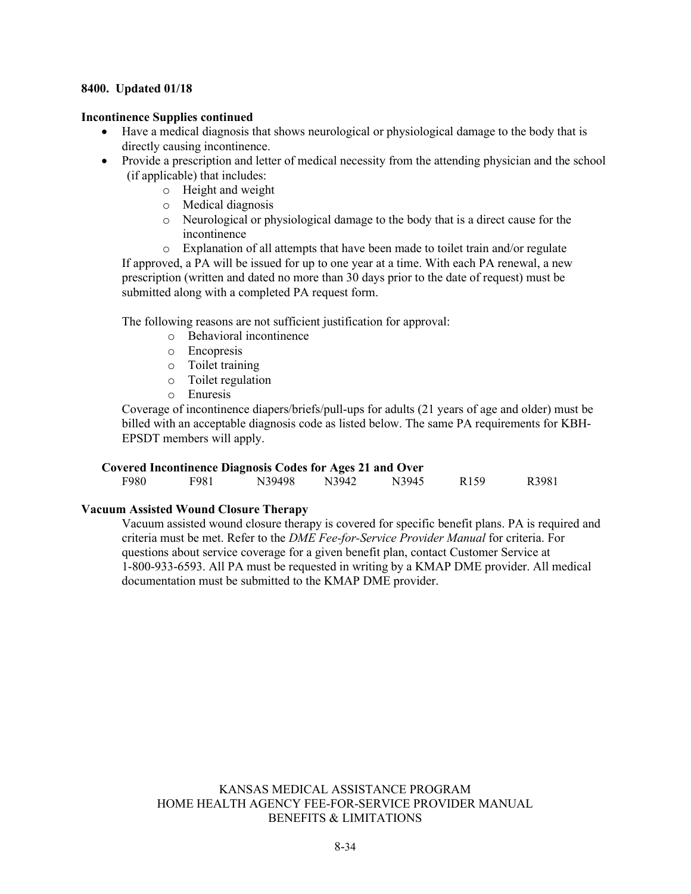**8400. Updated 01/18**

**Incontinence Supplies continued**

- Have a medical diagnosis that shows neurological or physiological damage to the body that is directly causing incontinence.
- Provide a prescription and letter of medical necessity from the attending physician and the school (if applicable) that includes:
    - Height and weight
    - Medical diagnosis
    - Neurological or physiological damage to the body that is a direct cause for the incontinence
    - Explanation of all attempts that have been made to toilet train and/or regulate

If approved, a PA will be issued for up to one year at a time. With each PA renewal, a new prescription (written and dated no more than 30 days prior to the date of request) must be submitted along with a completed PA request form.

The following reasons are not sufficient justification for approval:

- Behavioral incontinence
- Encopresis
- Toilet training
- Toilet regulation
- Enuresis

Coverage of incontinence diapers/briefs/pull-ups for adults (21 years of age and older) must be billed with an acceptable diagnosis code as listed below. The same PA requirements for KBH-EPSDT members will apply.

**Covered Incontinence Diagnosis Codes for Ages 21 and Over**

| F980 | F981 | N39498 | N3942 | N3945 | R159 | R3981 |
|---|---|---|---|---|---|---|

**Vacuum Assisted Wound Closure Therapy**

Vacuum assisted wound closure therapy is covered for specific benefit plans. PA is required and criteria must be met. Refer to the *DME Fee-for-Service Provider Manual* for criteria. For questions about service coverage for a given benefit plan, contact Customer Service at 1-800-933-6593. All PA must be requested in writing by a KMAP DME provider. All medical documentation must be submitted to the KMAP DME provider.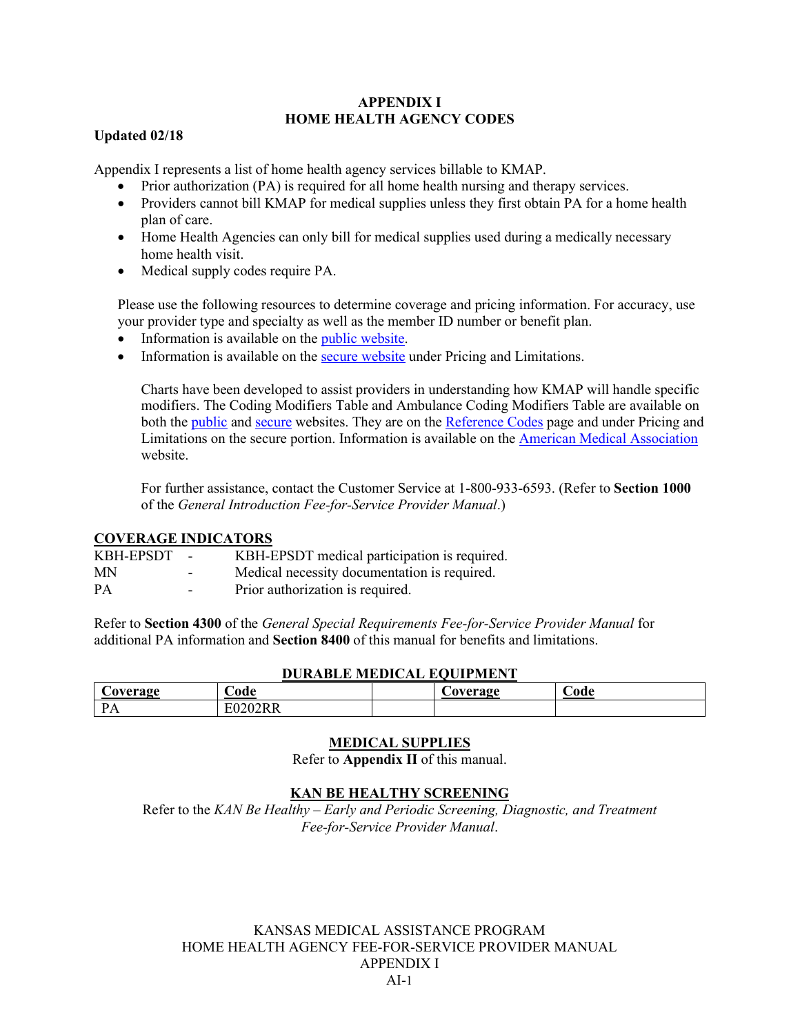# APPENDIX I
# HOME HEALTH AGENCY CODES

**Updated 02/18**

Appendix I represents a list of home health agency services billable to KMAP.

- Prior authorization (PA) is required for all home health nursing and therapy services.
- Providers cannot bill KMAP for medical supplies unless they first obtain PA for a home health plan of care.
- Home Health Agencies can only bill for medical supplies used during a medically necessary home health visit.
- Medical supply codes require PA.

Please use the following resources to determine coverage and pricing information. For accuracy, use your provider type and specialty as well as the member ID number or benefit plan.

- Information is available on the public website.
- Information is available on the secure website under Pricing and Limitations.

Charts have been developed to assist providers in understanding how KMAP will handle specific modifiers. The Coding Modifiers Table and Ambulance Coding Modifiers Table are available on both the public and secure websites. They are on the Reference Codes page and under Pricing and Limitations on the secure portion. Information is available on the American Medical Association website.

For further assistance, contact the Customer Service at 1-800-933-6593. (Refer to **Section 1000** of the *General Introduction Fee-for-Service Provider Manual*.)

## COVERAGE INDICATORS

| | | |
|---|---|---|
| KBH-EPSDT | - | KBH-EPSDT medical participation is required. |
| MN | - | Medical necessity documentation is required. |
| PA | - | Prior authorization is required. |

Refer to **Section 4300** of the *General Special Requirements Fee-for-Service Provider Manual* for additional PA information and **Section 8400** of this manual for benefits and limitations.

## DURABLE MEDICAL EQUIPMENT

| Coverage | Code | | Coverage | Code |
|---|---|---|---|---|
| PA | E0202RR | | | |

## MEDICAL SUPPLIES

Refer to **Appendix II** of this manual.

## KAN BE HEALTHY SCREENING

Refer to the *KAN Be Healthy – Early and Periodic Screening, Diagnostic, and Treatment Fee-for-Service Provider Manual*.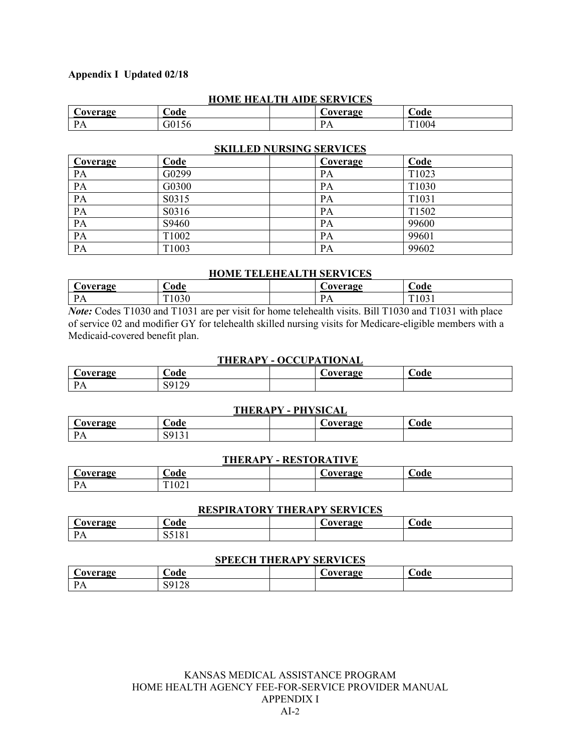**Appendix I Updated 02/18**

### HOME HEALTH AIDE SERVICES

| Coverage | Code | | Coverage | Code |
|---|---|---|---|---|
| PA | G0156 | | PA | T1004 |

### SKILLED NURSING SERVICES

| Coverage | Code | | Coverage | Code |
|---|---|---|---|---|
| PA | G0299 | | PA | T1023 |
| PA | G0300 | | PA | T1030 |
| PA | S0315 | | PA | T1031 |
| PA | S0316 | | PA | T1502 |
| PA | S9460 | | PA | 99600 |
| PA | T1002 | | PA | 99601 |
| PA | T1003 | | PA | 99602 |

### HOME TELEHEALTH SERVICES

| Coverage | Code | | Coverage | Code |
|---|---|---|---|---|
| PA | T1030 | | PA | T1031 |

***Note:*** Codes T1030 and T1031 are per visit for home telehealth visits. Bill T1030 and T1031 with place of service 02 and modifier GY for telehealth skilled nursing visits for Medicare-eligible members with a Medicaid-covered benefit plan.

### THERAPY - OCCUPATIONAL

| Coverage | Code | | Coverage | Code |
|---|---|---|---|---|
| PA | S9129 | | | |

### THERAPY - PHYSICAL

| Coverage | Code | | Coverage | Code |
|---|---|---|---|---|
| PA | S9131 | | | |

### THERAPY - RESTORATIVE

| Coverage | Code | | Coverage | Code |
|---|---|---|---|---|
| PA | T1021 | | | |

### RESPIRATORY THERAPY SERVICES

| Coverage | Code | | Coverage | Code |
|---|---|---|---|---|
| PA | S5181 | | | |

### SPEECH THERAPY SERVICES

| Coverage | Code | | Coverage | Code |
|---|---|---|---|---|
| PA | S9128 | | | |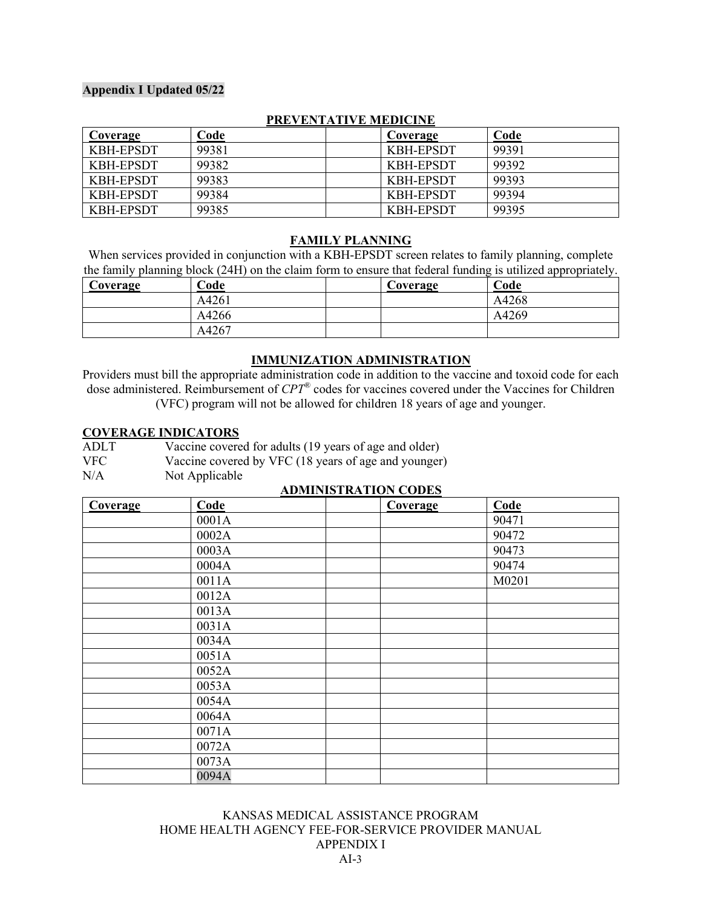**Appendix I Updated 05/22**

## PREVENTATIVE MEDICINE

| Coverage | Code | | Coverage | Code |
|---|---|---|---|---|
| KBH-EPSDT | 99381 | | KBH-EPSDT | 99391 |
| KBH-EPSDT | 99382 | | KBH-EPSDT | 99392 |
| KBH-EPSDT | 99383 | | KBH-EPSDT | 99393 |
| KBH-EPSDT | 99384 | | KBH-EPSDT | 99394 |
| KBH-EPSDT | 99385 | | KBH-EPSDT | 99395 |

## FAMILY PLANNING

When services provided in conjunction with a KBH-EPSDT screen relates to family planning, complete the family planning block (24H) on the claim form to ensure that federal funding is utilized appropriately.

| Coverage | Code | | Coverage | Code |
|---|---|---|---|---|
| | A4261 | | | A4268 |
| | A4266 | | | A4269 |
| | A4267 | | | |

## IMMUNIZATION ADMINISTRATION

Providers must bill the appropriate administration code in addition to the vaccine and toxoid code for each dose administered. Reimbursement of *CPT*® codes for vaccines covered under the Vaccines for Children (VFC) program will not be allowed for children 18 years of age and younger.

**COVERAGE INDICATORS**

ADLT Vaccine covered for adults (19 years of age and older)
VFC Vaccine covered by VFC (18 years of age and younger)
N/A Not Applicable

## ADMINISTRATION CODES

| Coverage | Code | | Coverage | Code |
|---|---|---|---|---|
| | 0001A | | | 90471 |
| | 0002A | | | 90472 |
| | 0003A | | | 90473 |
| | 0004A | | | 90474 |
| | 0011A | | | M0201 |
| | 0012A | | | |
| | 0013A | | | |
| | 0031A | | | |
| | 0034A | | | |
| | 0051A | | | |
| | 0052A | | | |
| | 0053A | | | |
| | 0054A | | | |
| | 0064A | | | |
| | 0071A | | | |
| | 0072A | | | |
| | 0073A | | | |
| | 0094A | | | |

KANSAS MEDICAL ASSISTANCE PROGRAM
HOME HEALTH AGENCY FEE-FOR-SERVICE PROVIDER MANUAL
APPENDIX I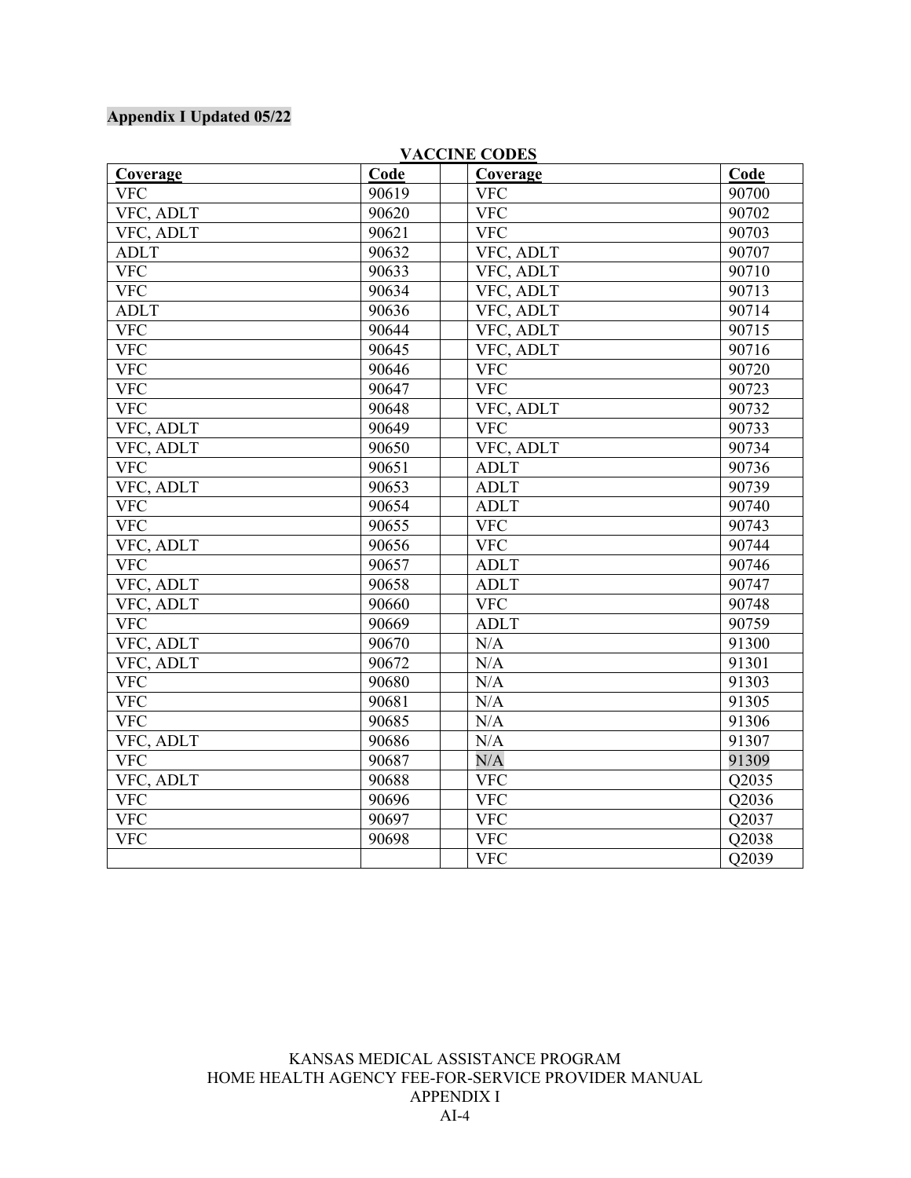**Appendix I Updated 05/22**

**VACCINE CODES**

| Coverage | Code | | Coverage | Code |
|---|---|---|---|---|
| VFC | 90619 | | VFC | 90700 |
| VFC, ADLT | 90620 | | VFC | 90702 |
| VFC, ADLT | 90621 | | VFC | 90703 |
| ADLT | 90632 | | VFC, ADLT | 90707 |
| VFC | 90633 | | VFC, ADLT | 90710 |
| VFC | 90634 | | VFC, ADLT | 90713 |
| ADLT | 90636 | | VFC, ADLT | 90714 |
| VFC | 90644 | | VFC, ADLT | 90715 |
| VFC | 90645 | | VFC, ADLT | 90716 |
| VFC | 90646 | | VFC | 90720 |
| VFC | 90647 | | VFC | 90723 |
| VFC | 90648 | | VFC, ADLT | 90732 |
| VFC, ADLT | 90649 | | VFC | 90733 |
| VFC, ADLT | 90650 | | VFC, ADLT | 90734 |
| VFC | 90651 | | ADLT | 90736 |
| VFC, ADLT | 90653 | | ADLT | 90739 |
| VFC | 90654 | | ADLT | 90740 |
| VFC | 90655 | | VFC | 90743 |
| VFC, ADLT | 90656 | | VFC | 90744 |
| VFC | 90657 | | ADLT | 90746 |
| VFC, ADLT | 90658 | | ADLT | 90747 |
| VFC, ADLT | 90660 | | VFC | 90748 |
| VFC | 90669 | | ADLT | 90759 |
| VFC, ADLT | 90670 | | N/A | 91300 |
| VFC, ADLT | 90672 | | N/A | 91301 |
| VFC | 90680 | | N/A | 91303 |
| VFC | 90681 | | N/A | 91305 |
| VFC | 90685 | | N/A | 91306 |
| VFC, ADLT | 90686 | | N/A | 91307 |
| VFC | 90687 | | N/A | 91309 |
| VFC, ADLT | 90688 | | VFC | Q2035 |
| VFC | 90696 | | VFC | Q2036 |
| VFC | 90697 | | VFC | Q2037 |
| VFC | 90698 | | VFC | Q2038 |
| | | | VFC | Q2039 |

KANSAS MEDICAL ASSISTANCE PROGRAM
HOME HEALTH AGENCY FEE-FOR-SERVICE PROVIDER MANUAL
APPENDIX I
AI-4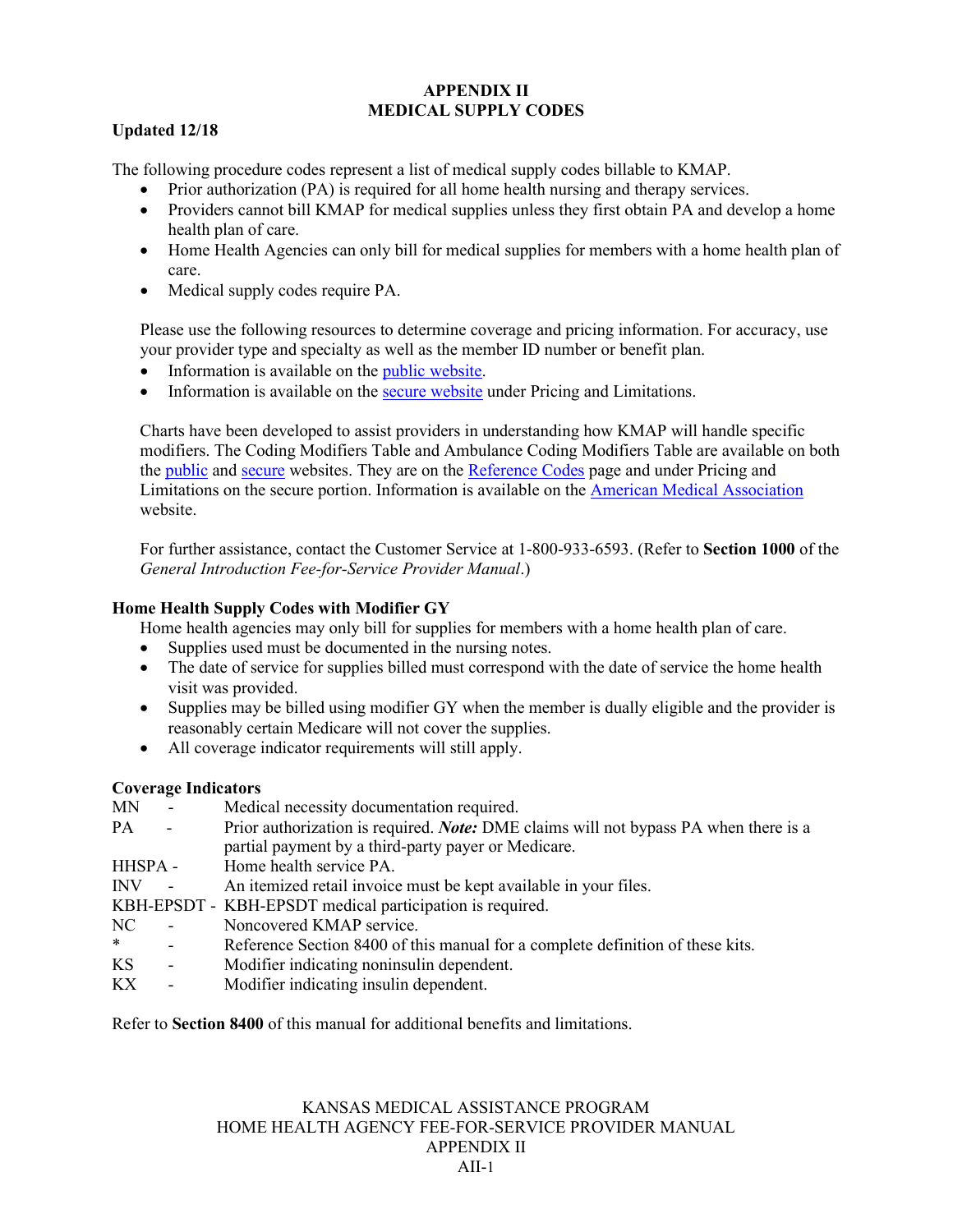# APPENDIX II
# MEDICAL SUPPLY CODES

**Updated 12/18**

The following procedure codes represent a list of medical supply codes billable to KMAP.

- Prior authorization (PA) is required for all home health nursing and therapy services.
- Providers cannot bill KMAP for medical supplies unless they first obtain PA and develop a home health plan of care.
- Home Health Agencies can only bill for medical supplies for members with a home health plan of care.
- Medical supply codes require PA.

Please use the following resources to determine coverage and pricing information. For accuracy, use your provider type and specialty as well as the member ID number or benefit plan.

- Information is available on the public website.
- Information is available on the secure website under Pricing and Limitations.

Charts have been developed to assist providers in understanding how KMAP will handle specific modifiers. The Coding Modifiers Table and Ambulance Coding Modifiers Table are available on both the public and secure websites. They are on the Reference Codes page and under Pricing and Limitations on the secure portion. Information is available on the American Medical Association website.

For further assistance, contact the Customer Service at 1-800-933-6593. (Refer to **Section 1000** of the *General Introduction Fee-for-Service Provider Manual*.)

### Home Health Supply Codes with Modifier GY

Home health agencies may only bill for supplies for members with a home health plan of care.

- Supplies used must be documented in the nursing notes.
- The date of service for supplies billed must correspond with the date of service the home health visit was provided.
- Supplies may be billed using modifier GY when the member is dually eligible and the provider is reasonably certain Medicare will not cover the supplies.
- All coverage indicator requirements will still apply.

### Coverage Indicators

| | |
|---|---|
| MN - | Medical necessity documentation required. |
| PA - | Prior authorization is required. ***Note:*** DME claims will not bypass PA when there is a partial payment by a third-party payer or Medicare. |
| HHSPA - | Home health service PA. |
| INV - | An itemized retail invoice must be kept available in your files. |
| KBH-EPSDT - | KBH-EPSDT medical participation is required. |
| NC - | Noncovered KMAP service. |
| * - | Reference Section 8400 of this manual for a complete definition of these kits. |
| KS - | Modifier indicating noninsulin dependent. |
| KX - | Modifier indicating insulin dependent. |

Refer to **Section 8400** of this manual for additional benefits and limitations.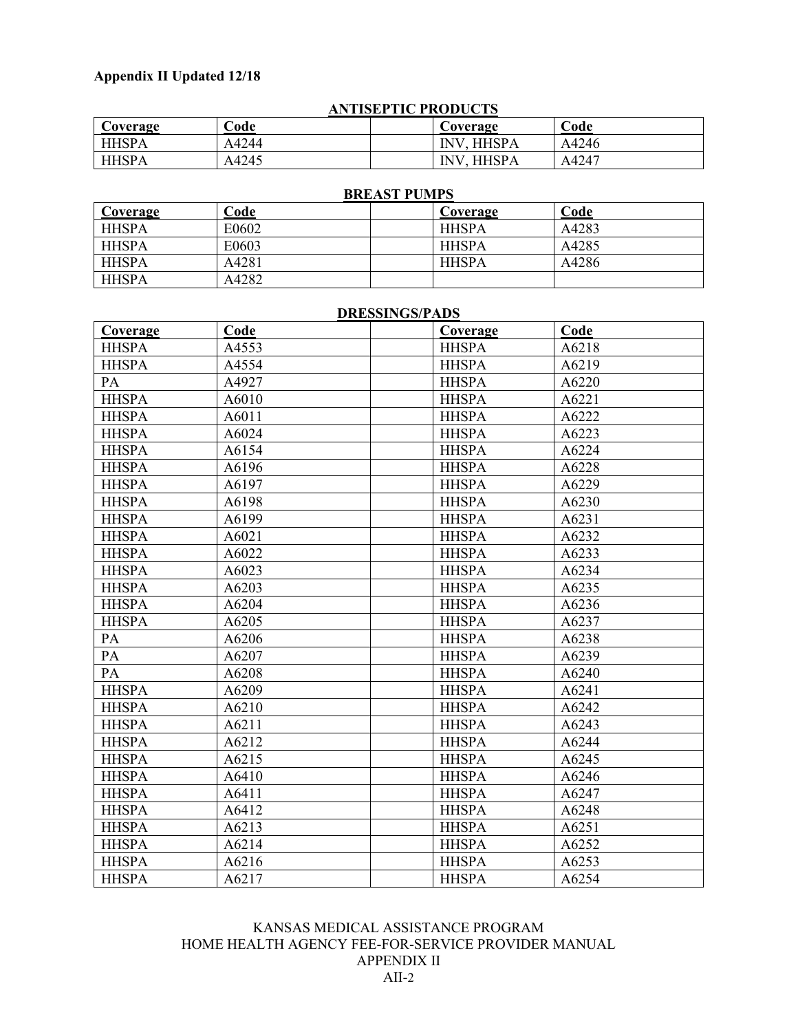**Appendix II Updated 12/18**

## ANTISEPTIC PRODUCTS

| Coverage | Code | | Coverage | Code |
|---|---|---|---|---|
| HHSPA | A4244 | | INV, HHSPA | A4246 |
| HHSPA | A4245 | | INV, HHSPA | A4247 |

## BREAST PUMPS

| Coverage | Code | | Coverage | Code |
|---|---|---|---|---|
| HHSPA | E0602 | | HHSPA | A4283 |
| HHSPA | E0603 | | HHSPA | A4285 |
| HHSPA | A4281 | | HHSPA | A4286 |
| HHSPA | A4282 | | | |

## DRESSINGS/PADS

| Coverage | Code | | Coverage | Code |
|---|---|---|---|---|
| HHSPA | A4553 | | HHSPA | A6218 |
| HHSPA | A4554 | | HHSPA | A6219 |
| PA | A4927 | | HHSPA | A6220 |
| HHSPA | A6010 | | HHSPA | A6221 |
| HHSPA | A6011 | | HHSPA | A6222 |
| HHSPA | A6024 | | HHSPA | A6223 |
| HHSPA | A6154 | | HHSPA | A6224 |
| HHSPA | A6196 | | HHSPA | A6228 |
| HHSPA | A6197 | | HHSPA | A6229 |
| HHSPA | A6198 | | HHSPA | A6230 |
| HHSPA | A6199 | | HHSPA | A6231 |
| HHSPA | A6021 | | HHSPA | A6232 |
| HHSPA | A6022 | | HHSPA | A6233 |
| HHSPA | A6023 | | HHSPA | A6234 |
| HHSPA | A6203 | | HHSPA | A6235 |
| HHSPA | A6204 | | HHSPA | A6236 |
| HHSPA | A6205 | | HHSPA | A6237 |
| PA | A6206 | | HHSPA | A6238 |
| PA | A6207 | | HHSPA | A6239 |
| PA | A6208 | | HHSPA | A6240 |
| HHSPA | A6209 | | HHSPA | A6241 |
| HHSPA | A6210 | | HHSPA | A6242 |
| HHSPA | A6211 | | HHSPA | A6243 |
| HHSPA | A6212 | | HHSPA | A6244 |
| HHSPA | A6215 | | HHSPA | A6245 |
| HHSPA | A6410 | | HHSPA | A6246 |
| HHSPA | A6411 | | HHSPA | A6247 |
| HHSPA | A6412 | | HHSPA | A6248 |
| HHSPA | A6213 | | HHSPA | A6251 |
| HHSPA | A6214 | | HHSPA | A6252 |
| HHSPA | A6216 | | HHSPA | A6253 |
| HHSPA | A6217 | | HHSPA | A6254 |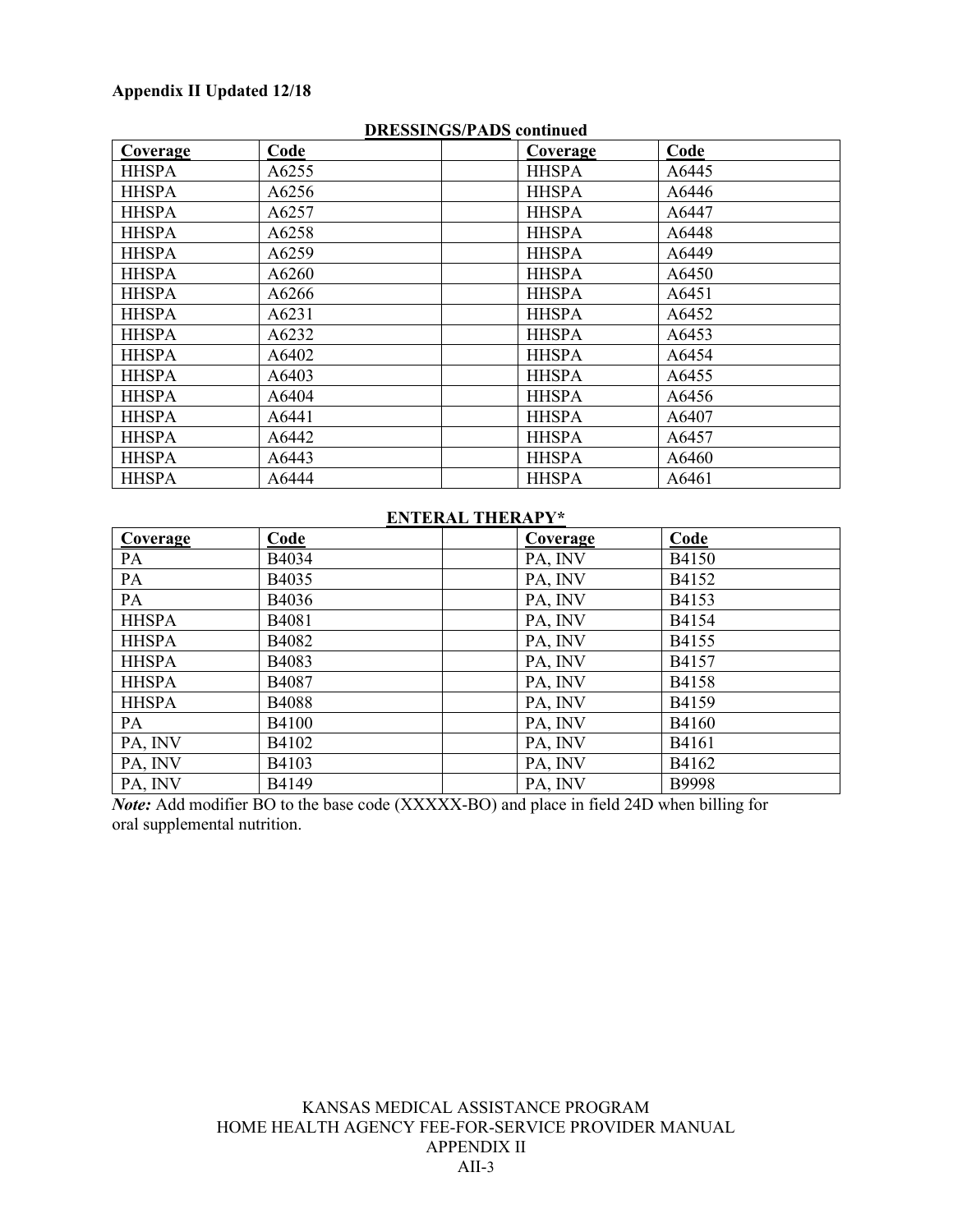**Appendix II Updated 12/18**

**DRESSINGS/PADS continued**

| Coverage | Code | | Coverage | Code |
|---|---|---|---|---|
| HHSPA | A6255 | | HHSPA | A6445 |
| HHSPA | A6256 | | HHSPA | A6446 |
| HHSPA | A6257 | | HHSPA | A6447 |
| HHSPA | A6258 | | HHSPA | A6448 |
| HHSPA | A6259 | | HHSPA | A6449 |
| HHSPA | A6260 | | HHSPA | A6450 |
| HHSPA | A6266 | | HHSPA | A6451 |
| HHSPA | A6231 | | HHSPA | A6452 |
| HHSPA | A6232 | | HHSPA | A6453 |
| HHSPA | A6402 | | HHSPA | A6454 |
| HHSPA | A6403 | | HHSPA | A6455 |
| HHSPA | A6404 | | HHSPA | A6456 |
| HHSPA | A6441 | | HHSPA | A6407 |
| HHSPA | A6442 | | HHSPA | A6457 |
| HHSPA | A6443 | | HHSPA | A6460 |
| HHSPA | A6444 | | HHSPA | A6461 |

**ENTERAL THERAPY***

| Coverage | Code | | Coverage | Code |
|---|---|---|---|---|
| PA | B4034 | | PA, INV | B4150 |
| PA | B4035 | | PA, INV | B4152 |
| PA | B4036 | | PA, INV | B4153 |
| HHSPA | B4081 | | PA, INV | B4154 |
| HHSPA | B4082 | | PA, INV | B4155 |
| HHSPA | B4083 | | PA, INV | B4157 |
| HHSPA | B4087 | | PA, INV | B4158 |
| HHSPA | B4088 | | PA, INV | B4159 |
| PA | B4100 | | PA, INV | B4160 |
| PA, INV | B4102 | | PA, INV | B4161 |
| PA, INV | B4103 | | PA, INV | B4162 |
| PA, INV | B4149 | | PA, INV | B9998 |

*Note:* Add modifier BO to the base code (XXXXX-BO) and place in field 24D when billing for oral supplemental nutrition.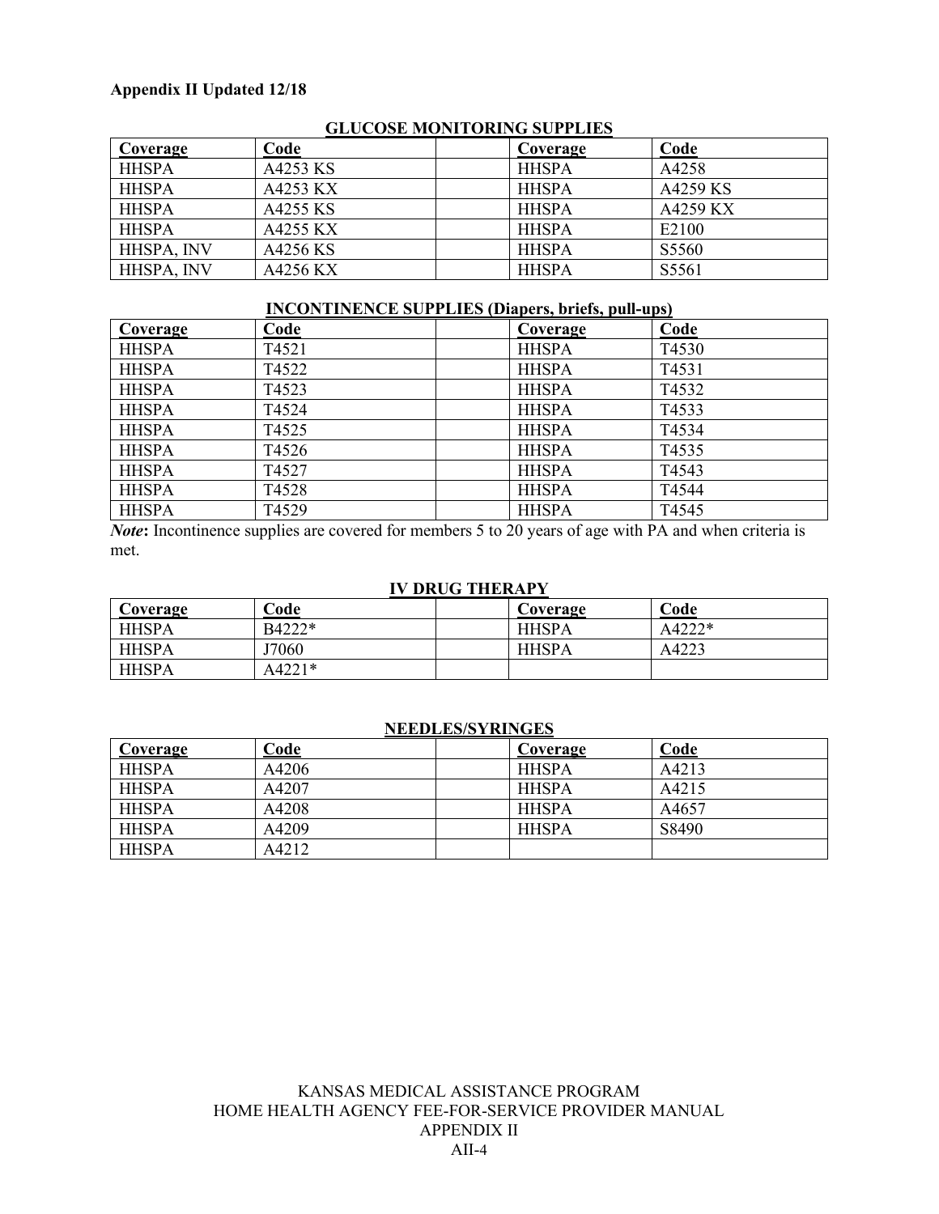**Appendix II Updated 12/18**

**GLUCOSE MONITORING SUPPLIES**

| Coverage | Code | | Coverage | Code |
|---|---|---|---|---|
| HHSPA | A4253 KS | | HHSPA | A4258 |
| HHSPA | A4253 KX | | HHSPA | A4259 KS |
| HHSPA | A4255 KS | | HHSPA | A4259 KX |
| HHSPA | A4255 KX | | HHSPA | E2100 |
| HHSPA, INV | A4256 KS | | HHSPA | S5560 |
| HHSPA, INV | A4256 KX | | HHSPA | S5561 |

**INCONTINENCE SUPPLIES (Diapers, briefs, pull-ups)**

| Coverage | Code | | Coverage | Code |
|---|---|---|---|---|
| HHSPA | T4521 | | HHSPA | T4530 |
| HHSPA | T4522 | | HHSPA | T4531 |
| HHSPA | T4523 | | HHSPA | T4532 |
| HHSPA | T4524 | | HHSPA | T4533 |
| HHSPA | T4525 | | HHSPA | T4534 |
| HHSPA | T4526 | | HHSPA | T4535 |
| HHSPA | T4527 | | HHSPA | T4543 |
| HHSPA | T4528 | | HHSPA | T4544 |
| HHSPA | T4529 | | HHSPA | T4545 |

***Note*:** Incontinence supplies are covered for members 5 to 20 years of age with PA and when criteria is met.

**IV DRUG THERAPY**

| Coverage | Code | | Coverage | Code |
|---|---|---|---|---|
| HHSPA | B4222* | | HHSPA | A4222* |
| HHSPA | J7060 | | HHSPA | A4223 |
| HHSPA | A4221* | | | |

**NEEDLES/SYRINGES**

| Coverage | Code | | Coverage | Code |
|---|---|---|---|---|
| HHSPA | A4206 | | HHSPA | A4213 |
| HHSPA | A4207 | | HHSPA | A4215 |
| HHSPA | A4208 | | HHSPA | A4657 |
| HHSPA | A4209 | | HHSPA | S8490 |
| HHSPA | A4212 | | | |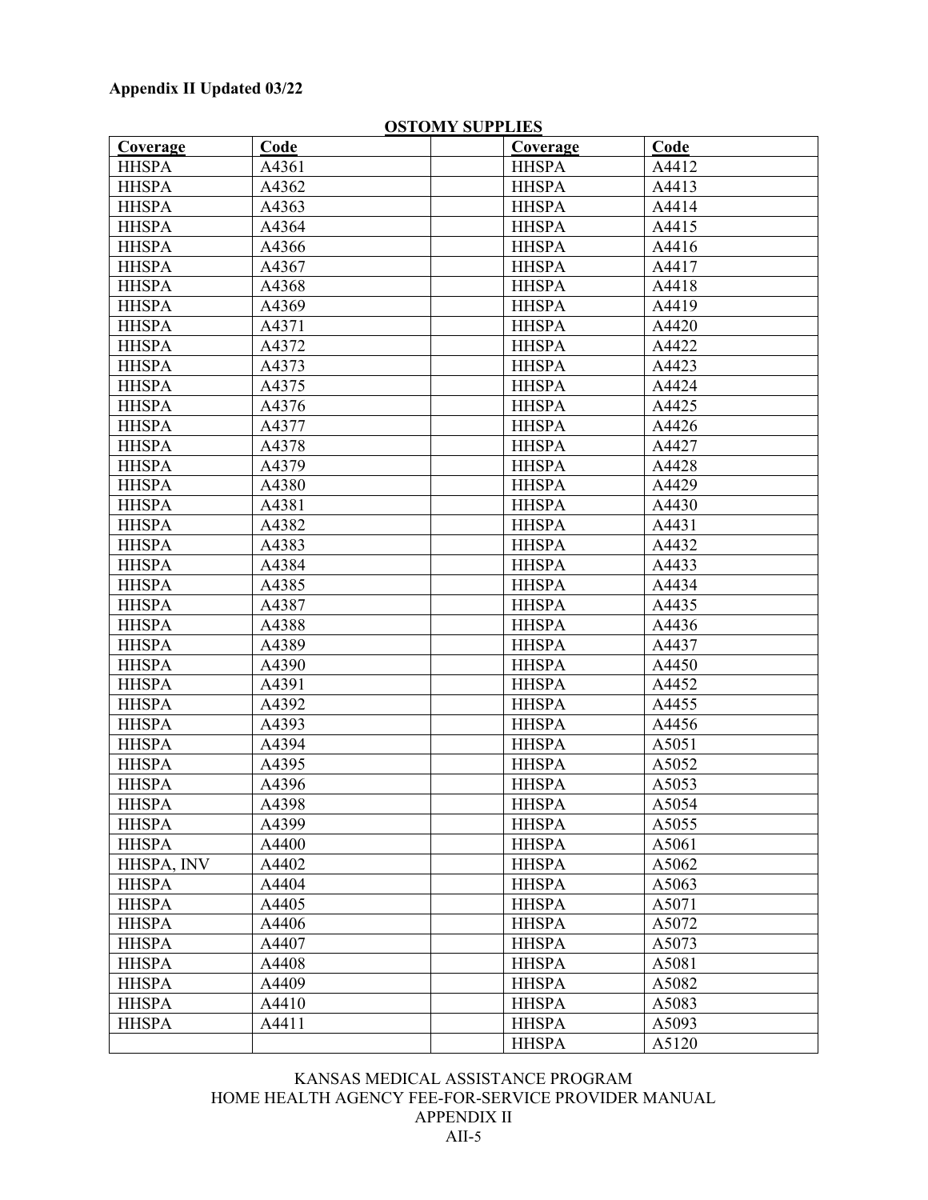**Appendix II Updated 03/22**

## OSTOMY SUPPLIES

| Coverage | Code | | Coverage | Code |
|---|---|---|---|---|
| HHSPA | A4361 | | HHSPA | A4412 |
| HHSPA | A4362 | | HHSPA | A4413 |
| HHSPA | A4363 | | HHSPA | A4414 |
| HHSPA | A4364 | | HHSPA | A4415 |
| HHSPA | A4366 | | HHSPA | A4416 |
| HHSPA | A4367 | | HHSPA | A4417 |
| HHSPA | A4368 | | HHSPA | A4418 |
| HHSPA | A4369 | | HHSPA | A4419 |
| HHSPA | A4371 | | HHSPA | A4420 |
| HHSPA | A4372 | | HHSPA | A4422 |
| HHSPA | A4373 | | HHSPA | A4423 |
| HHSPA | A4375 | | HHSPA | A4424 |
| HHSPA | A4376 | | HHSPA | A4425 |
| HHSPA | A4377 | | HHSPA | A4426 |
| HHSPA | A4378 | | HHSPA | A4427 |
| HHSPA | A4379 | | HHSPA | A4428 |
| HHSPA | A4380 | | HHSPA | A4429 |
| HHSPA | A4381 | | HHSPA | A4430 |
| HHSPA | A4382 | | HHSPA | A4431 |
| HHSPA | A4383 | | HHSPA | A4432 |
| HHSPA | A4384 | | HHSPA | A4433 |
| HHSPA | A4385 | | HHSPA | A4434 |
| HHSPA | A4387 | | HHSPA | A4435 |
| HHSPA | A4388 | | HHSPA | A4436 |
| HHSPA | A4389 | | HHSPA | A4437 |
| HHSPA | A4390 | | HHSPA | A4450 |
| HHSPA | A4391 | | HHSPA | A4452 |
| HHSPA | A4392 | | HHSPA | A4455 |
| HHSPA | A4393 | | HHSPA | A4456 |
| HHSPA | A4394 | | HHSPA | A5051 |
| HHSPA | A4395 | | HHSPA | A5052 |
| HHSPA | A4396 | | HHSPA | A5053 |
| HHSPA | A4398 | | HHSPA | A5054 |
| HHSPA | A4399 | | HHSPA | A5055 |
| HHSPA | A4400 | | HHSPA | A5061 |
| HHSPA, INV | A4402 | | HHSPA | A5062 |
| HHSPA | A4404 | | HHSPA | A5063 |
| HHSPA | A4405 | | HHSPA | A5071 |
| HHSPA | A4406 | | HHSPA | A5072 |
| HHSPA | A4407 | | HHSPA | A5073 |
| HHSPA | A4408 | | HHSPA | A5081 |
| HHSPA | A4409 | | HHSPA | A5082 |
| HHSPA | A4410 | | HHSPA | A5083 |
| HHSPA | A4411 | | HHSPA | A5093 |
| | | | HHSPA | A5120 |

KANSAS MEDICAL ASSISTANCE PROGRAM
HOME HEALTH AGENCY FEE-FOR-SERVICE PROVIDER MANUAL
APPENDIX II
AII-5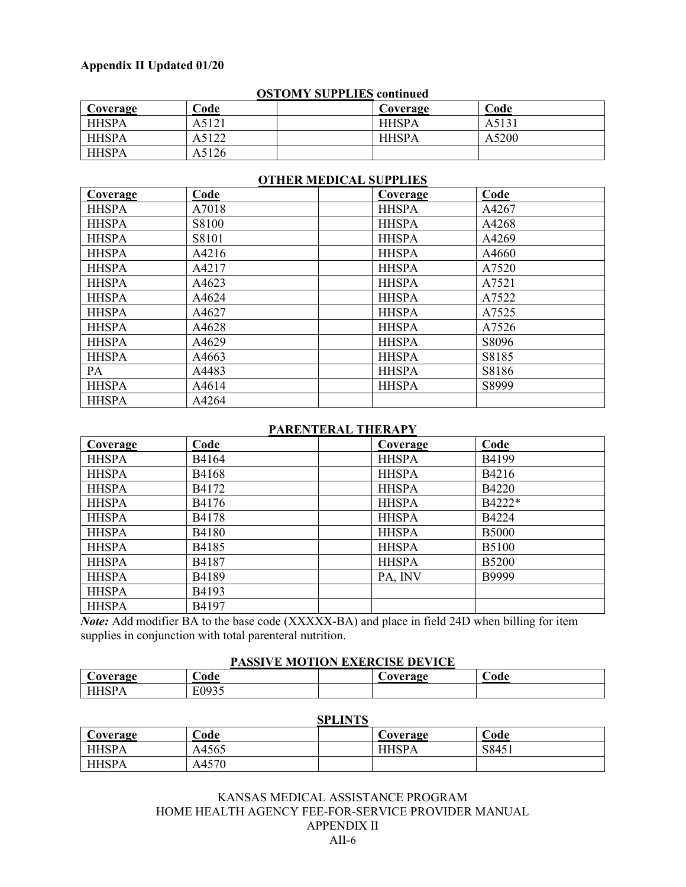Appendix II Updated 01/20

**OSTOMY SUPPLIES continued**

| Coverage | Code | | Coverage | Code |
|---|---|---|---|---|
| HHSPA | A5121 | | HHSPA | A5131 |
| HHSPA | A5122 | | HHSPA | A5200 |
| HHSPA | A5126 | | | |

**OTHER MEDICAL SUPPLIES**

| Coverage | Code | | Coverage | Code |
|---|---|---|---|---|
| HHSPA | A7018 | | HHSPA | A4267 |
| HHSPA | S8100 | | HHSPA | A4268 |
| HHSPA | S8101 | | HHSPA | A4269 |
| HHSPA | A4216 | | HHSPA | A4660 |
| HHSPA | A4217 | | HHSPA | A7520 |
| HHSPA | A4623 | | HHSPA | A7521 |
| HHSPA | A4624 | | HHSPA | A7522 |
| HHSPA | A4627 | | HHSPA | A7525 |
| HHSPA | A4628 | | HHSPA | A7526 |
| HHSPA | A4629 | | HHSPA | S8096 |
| HHSPA | A4663 | | HHSPA | S8185 |
| PA | A4483 | | HHSPA | S8186 |
| HHSPA | A4614 | | HHSPA | S8999 |
| HHSPA | A4264 | | | |

**PARENTERAL THERAPY**

| Coverage | Code | | Coverage | Code |
|---|---|---|---|---|
| HHSPA | B4164 | | HHSPA | B4199 |
| HHSPA | B4168 | | HHSPA | B4216 |
| HHSPA | B4172 | | HHSPA | B4220 |
| HHSPA | B4176 | | HHSPA | B4222* |
| HHSPA | B4178 | | HHSPA | B4224 |
| HHSPA | B4180 | | HHSPA | B5000 |
| HHSPA | B4185 | | HHSPA | B5100 |
| HHSPA | B4187 | | HHSPA | B5200 |
| HHSPA | B4189 | | PA, INV | B9999 |
| HHSPA | B4193 | | | |
| HHSPA | B4197 | | | |

***Note:*** Add modifier BA to the base code (XXXXX-BA) and place in field 24D when billing for item supplies in conjunction with total parenteral nutrition.

**PASSIVE MOTION EXERCISE DEVICE**

| Coverage | Code | | Coverage | Code |
|---|---|---|---|---|
| HHSPA | E0935 | | | |

**SPLINTS**

| Coverage | Code | | Coverage | Code |
|---|---|---|---|---|
| HHSPA | A4565 | | HHSPA | S8451 |
| HHSPA | A4570 | | | |

KANSAS MEDICAL ASSISTANCE PROGRAM
HOME HEALTH AGENCY FEE-FOR-SERVICE PROVIDER MANUAL
APPENDIX II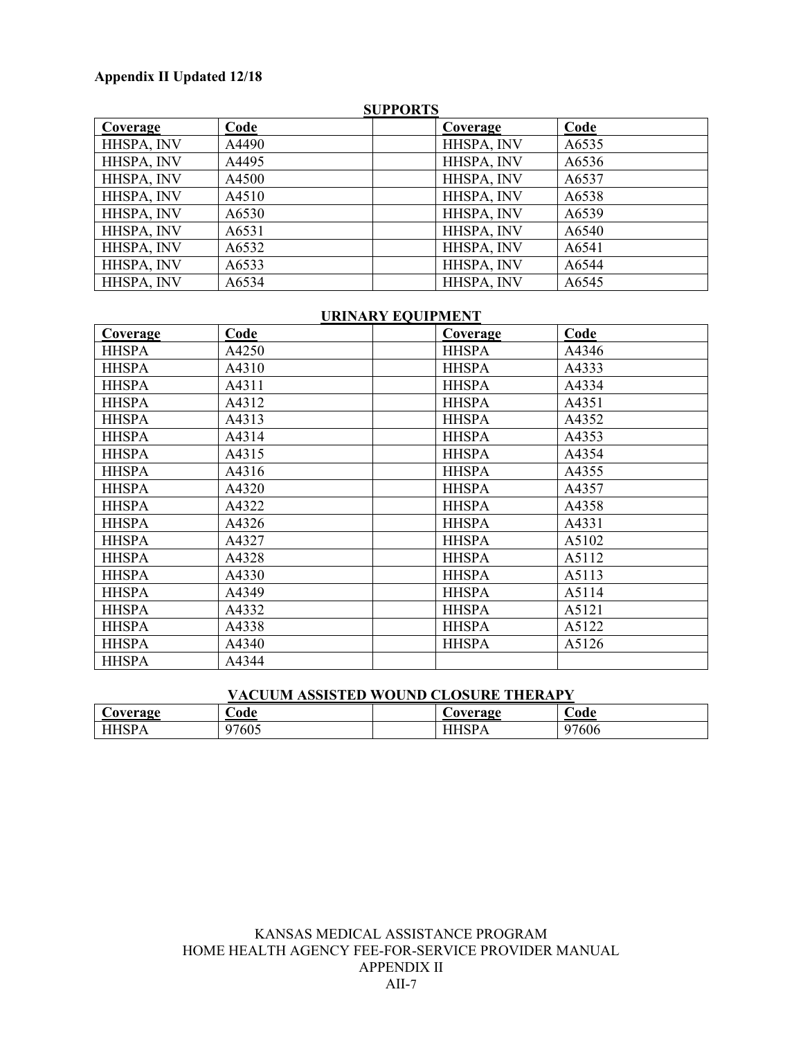**Appendix II Updated 12/18**

## SUPPORTS

| Coverage | Code | | Coverage | Code |
|---|---|---|---|---|
| HHSPA, INV | A4490 | | HHSPA, INV | A6535 |
| HHSPA, INV | A4495 | | HHSPA, INV | A6536 |
| HHSPA, INV | A4500 | | HHSPA, INV | A6537 |
| HHSPA, INV | A4510 | | HHSPA, INV | A6538 |
| HHSPA, INV | A6530 | | HHSPA, INV | A6539 |
| HHSPA, INV | A6531 | | HHSPA, INV | A6540 |
| HHSPA, INV | A6532 | | HHSPA, INV | A6541 |
| HHSPA, INV | A6533 | | HHSPA, INV | A6544 |
| HHSPA, INV | A6534 | | HHSPA, INV | A6545 |

## URINARY EQUIPMENT

| Coverage | Code | | Coverage | Code |
|---|---|---|---|---|
| HHSPA | A4250 | | HHSPA | A4346 |
| HHSPA | A4310 | | HHSPA | A4333 |
| HHSPA | A4311 | | HHSPA | A4334 |
| HHSPA | A4312 | | HHSPA | A4351 |
| HHSPA | A4313 | | HHSPA | A4352 |
| HHSPA | A4314 | | HHSPA | A4353 |
| HHSPA | A4315 | | HHSPA | A4354 |
| HHSPA | A4316 | | HHSPA | A4355 |
| HHSPA | A4320 | | HHSPA | A4357 |
| HHSPA | A4322 | | HHSPA | A4358 |
| HHSPA | A4326 | | HHSPA | A4331 |
| HHSPA | A4327 | | HHSPA | A5102 |
| HHSPA | A4328 | | HHSPA | A5112 |
| HHSPA | A4330 | | HHSPA | A5113 |
| HHSPA | A4349 | | HHSPA | A5114 |
| HHSPA | A4332 | | HHSPA | A5121 |
| HHSPA | A4338 | | HHSPA | A5122 |
| HHSPA | A4340 | | HHSPA | A5126 |
| HHSPA | A4344 | | | |

## VACUUM ASSISTED WOUND CLOSURE THERAPY

| Coverage | Code | | Coverage | Code |
|---|---|---|---|---|
| HHSPA | 97605 | | HHSPA | 97606 |

KANSAS MEDICAL ASSISTANCE PROGRAM
HOME HEALTH AGENCY FEE-FOR-SERVICE PROVIDER MANUAL
APPENDIX II
AII-7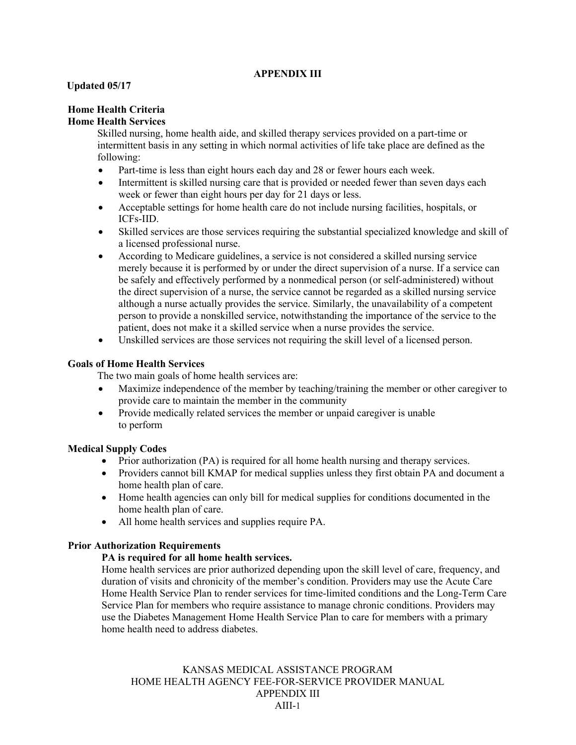# APPENDIX III

**Updated 05/17**

## Home Health Criteria

### Home Health Services

Skilled nursing, home health aide, and skilled therapy services provided on a part-time or intermittent basis in any setting in which normal activities of life take place are defined as the following:

- Part-time is less than eight hours each day and 28 or fewer hours each week.
- Intermittent is skilled nursing care that is provided or needed fewer than seven days each week or fewer than eight hours per day for 21 days or less.
- Acceptable settings for home health care do not include nursing facilities, hospitals, or ICFs-IID.
- Skilled services are those services requiring the substantial specialized knowledge and skill of a licensed professional nurse.
- According to Medicare guidelines, a service is not considered a skilled nursing service merely because it is performed by or under the direct supervision of a nurse. If a service can be safely and effectively performed by a nonmedical person (or self-administered) without the direct supervision of a nurse, the service cannot be regarded as a skilled nursing service although a nurse actually provides the service. Similarly, the unavailability of a competent person to provide a nonskilled service, notwithstanding the importance of the service to the patient, does not make it a skilled service when a nurse provides the service.
- Unskilled services are those services not requiring the skill level of a licensed person.

### Goals of Home Health Services

The two main goals of home health services are:

- Maximize independence of the member by teaching/training the member or other caregiver to provide care to maintain the member in the community
- Provide medically related services the member or unpaid caregiver is unable to perform

### Medical Supply Codes

- Prior authorization (PA) is required for all home health nursing and therapy services.
- Providers cannot bill KMAP for medical supplies unless they first obtain PA and document a home health plan of care.
- Home health agencies can only bill for medical supplies for conditions documented in the home health plan of care.
- All home health services and supplies require PA.

### Prior Authorization Requirements

**PA is required for all home health services.**

Home health services are prior authorized depending upon the skill level of care, frequency, and duration of visits and chronicity of the member's condition. Providers may use the Acute Care Home Health Service Plan to render services for time-limited conditions and the Long-Term Care Service Plan for members who require assistance to manage chronic conditions. Providers may use the Diabetes Management Home Health Service Plan to care for members with a primary home health need to address diabetes.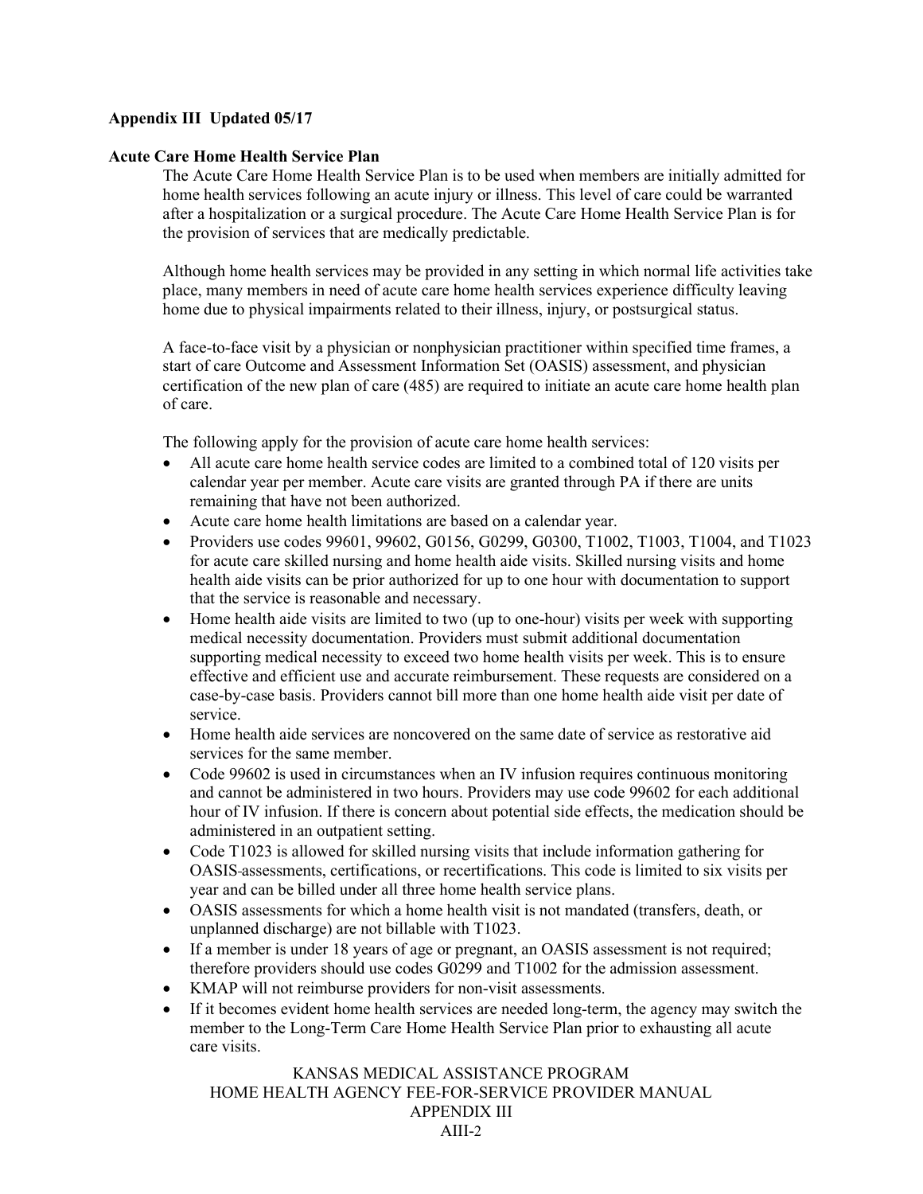**Appendix III Updated 05/17**

**Acute Care Home Health Service Plan**

The Acute Care Home Health Service Plan is to be used when members are initially admitted for home health services following an acute injury or illness. This level of care could be warranted after a hospitalization or a surgical procedure. The Acute Care Home Health Service Plan is for the provision of services that are medically predictable.

Although home health services may be provided in any setting in which normal life activities take place, many members in need of acute care home health services experience difficulty leaving home due to physical impairments related to their illness, injury, or postsurgical status.

A face-to-face visit by a physician or nonphysician practitioner within specified time frames, a start of care Outcome and Assessment Information Set (OASIS) assessment, and physician certification of the new plan of care (485) are required to initiate an acute care home health plan of care.

The following apply for the provision of acute care home health services:

- All acute care home health service codes are limited to a combined total of 120 visits per calendar year per member. Acute care visits are granted through PA if there are units remaining that have not been authorized.
- Acute care home health limitations are based on a calendar year.
- Providers use codes 99601, 99602, G0156, G0299, G0300, T1002, T1003, T1004, and T1023 for acute care skilled nursing and home health aide visits. Skilled nursing visits and home health aide visits can be prior authorized for up to one hour with documentation to support that the service is reasonable and necessary.
- Home health aide visits are limited to two (up to one-hour) visits per week with supporting medical necessity documentation. Providers must submit additional documentation supporting medical necessity to exceed two home health visits per week. This is to ensure effective and efficient use and accurate reimbursement. These requests are considered on a case-by-case basis. Providers cannot bill more than one home health aide visit per date of service.
- Home health aide services are noncovered on the same date of service as restorative aid services for the same member.
- Code 99602 is used in circumstances when an IV infusion requires continuous monitoring and cannot be administered in two hours. Providers may use code 99602 for each additional hour of IV infusion. If there is concern about potential side effects, the medication should be administered in an outpatient setting.
- Code T1023 is allowed for skilled nursing visits that include information gathering for OASIS-assessments, certifications, or recertifications. This code is limited to six visits per year and can be billed under all three home health service plans.
- OASIS assessments for which a home health visit is not mandated (transfers, death, or unplanned discharge) are not billable with T1023.
- If a member is under 18 years of age or pregnant, an OASIS assessment is not required; therefore providers should use codes G0299 and T1002 for the admission assessment.
- KMAP will not reimburse providers for non-visit assessments.
- If it becomes evident home health services are needed long-term, the agency may switch the member to the Long-Term Care Home Health Service Plan prior to exhausting all acute care visits.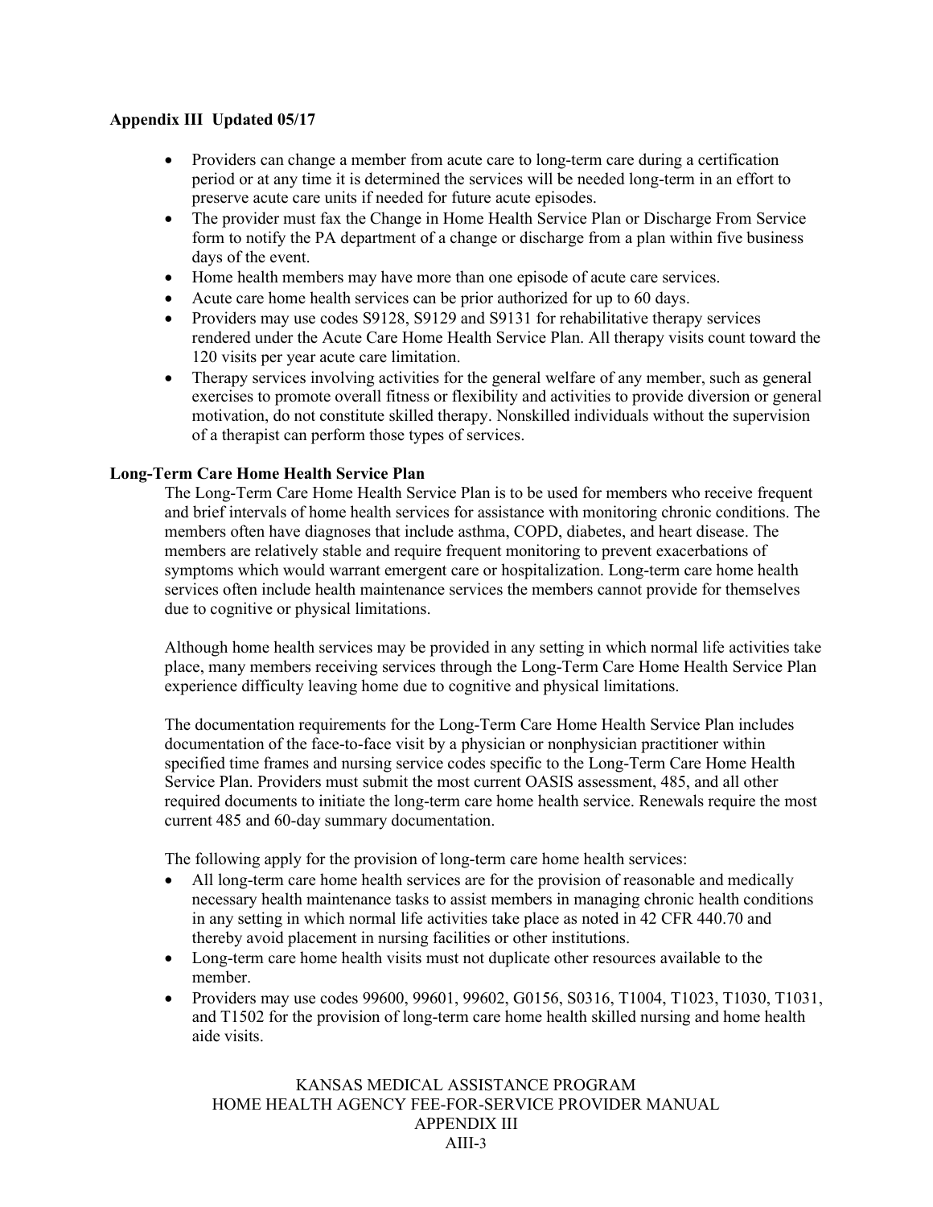**Appendix III Updated 05/17**

- Providers can change a member from acute care to long-term care during a certification period or at any time it is determined the services will be needed long-term in an effort to preserve acute care units if needed for future acute episodes.
- The provider must fax the Change in Home Health Service Plan or Discharge From Service form to notify the PA department of a change or discharge from a plan within five business days of the event.
- Home health members may have more than one episode of acute care services.
- Acute care home health services can be prior authorized for up to 60 days.
- Providers may use codes S9128, S9129 and S9131 for rehabilitative therapy services rendered under the Acute Care Home Health Service Plan. All therapy visits count toward the 120 visits per year acute care limitation.
- Therapy services involving activities for the general welfare of any member, such as general exercises to promote overall fitness or flexibility and activities to provide diversion or general motivation, do not constitute skilled therapy. Nonskilled individuals without the supervision of a therapist can perform those types of services.

**Long-Term Care Home Health Service Plan**

The Long-Term Care Home Health Service Plan is to be used for members who receive frequent and brief intervals of home health services for assistance with monitoring chronic conditions. The members often have diagnoses that include asthma, COPD, diabetes, and heart disease. The members are relatively stable and require frequent monitoring to prevent exacerbations of symptoms which would warrant emergent care or hospitalization. Long-term care home health services often include health maintenance services the members cannot provide for themselves due to cognitive or physical limitations.

Although home health services may be provided in any setting in which normal life activities take place, many members receiving services through the Long-Term Care Home Health Service Plan experience difficulty leaving home due to cognitive and physical limitations.

The documentation requirements for the Long-Term Care Home Health Service Plan includes documentation of the face-to-face visit by a physician or nonphysician practitioner within specified time frames and nursing service codes specific to the Long-Term Care Home Health Service Plan. Providers must submit the most current OASIS assessment, 485, and all other required documents to initiate the long-term care home health service. Renewals require the most current 485 and 60-day summary documentation.

The following apply for the provision of long-term care home health services:

- All long-term care home health services are for the provision of reasonable and medically necessary health maintenance tasks to assist members in managing chronic health conditions in any setting in which normal life activities take place as noted in 42 CFR 440.70 and thereby avoid placement in nursing facilities or other institutions.
- Long-term care home health visits must not duplicate other resources available to the member.
- Providers may use codes 99600, 99601, 99602, G0156, S0316, T1004, T1023, T1030, T1031, and T1502 for the provision of long-term care home health skilled nursing and home health aide visits.

KANSAS MEDICAL ASSISTANCE PROGRAM
HOME HEALTH AGENCY FEE-FOR-SERVICE PROVIDER MANUAL
APPENDIX III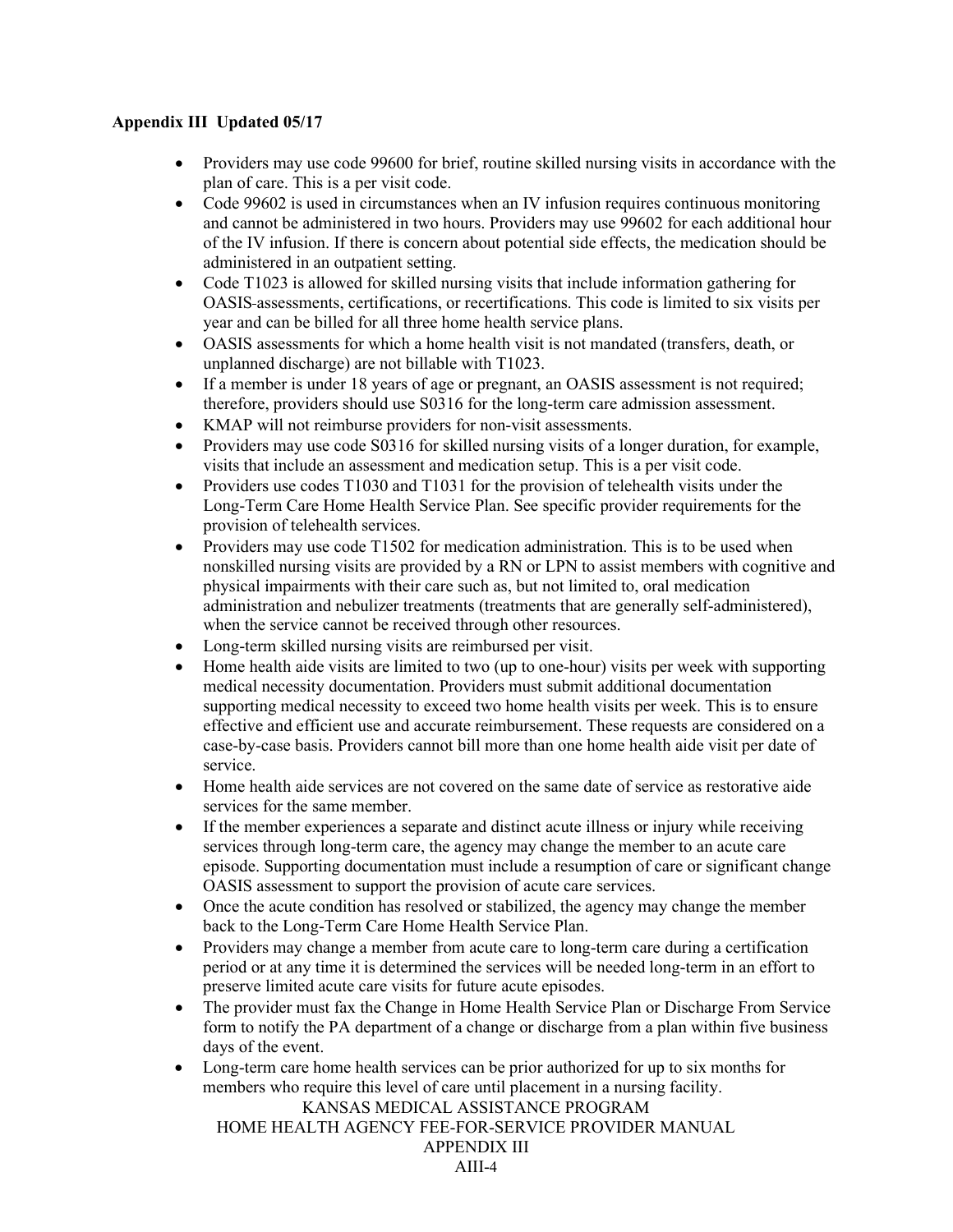**Appendix III Updated 05/17**

- Providers may use code 99600 for brief, routine skilled nursing visits in accordance with the plan of care. This is a per visit code.
- Code 99602 is used in circumstances when an IV infusion requires continuous monitoring and cannot be administered in two hours. Providers may use 99602 for each additional hour of the IV infusion. If there is concern about potential side effects, the medication should be administered in an outpatient setting.
- Code T1023 is allowed for skilled nursing visits that include information gathering for OASIS-assessments, certifications, or recertifications. This code is limited to six visits per year and can be billed for all three home health service plans.
- OASIS assessments for which a home health visit is not mandated (transfers, death, or unplanned discharge) are not billable with T1023.
- If a member is under 18 years of age or pregnant, an OASIS assessment is not required; therefore, providers should use S0316 for the long-term care admission assessment.
- KMAP will not reimburse providers for non-visit assessments.
- Providers may use code S0316 for skilled nursing visits of a longer duration, for example, visits that include an assessment and medication setup. This is a per visit code.
- Providers use codes T1030 and T1031 for the provision of telehealth visits under the Long-Term Care Home Health Service Plan. See specific provider requirements for the provision of telehealth services.
- Providers may use code T1502 for medication administration. This is to be used when nonskilled nursing visits are provided by a RN or LPN to assist members with cognitive and physical impairments with their care such as, but not limited to, oral medication administration and nebulizer treatments (treatments that are generally self-administered), when the service cannot be received through other resources.
- Long-term skilled nursing visits are reimbursed per visit.
- Home health aide visits are limited to two (up to one-hour) visits per week with supporting medical necessity documentation. Providers must submit additional documentation supporting medical necessity to exceed two home health visits per week. This is to ensure effective and efficient use and accurate reimbursement. These requests are considered on a case-by-case basis. Providers cannot bill more than one home health aide visit per date of service.
- Home health aide services are not covered on the same date of service as restorative aide services for the same member.
- If the member experiences a separate and distinct acute illness or injury while receiving services through long-term care, the agency may change the member to an acute care episode. Supporting documentation must include a resumption of care or significant change OASIS assessment to support the provision of acute care services.
- Once the acute condition has resolved or stabilized, the agency may change the member back to the Long-Term Care Home Health Service Plan.
- Providers may change a member from acute care to long-term care during a certification period or at any time it is determined the services will be needed long-term in an effort to preserve limited acute care visits for future acute episodes.
- The provider must fax the Change in Home Health Service Plan or Discharge From Service form to notify the PA department of a change or discharge from a plan within five business days of the event.
- Long-term care home health services can be prior authorized for up to six months for members who require this level of care until placement in a nursing facility.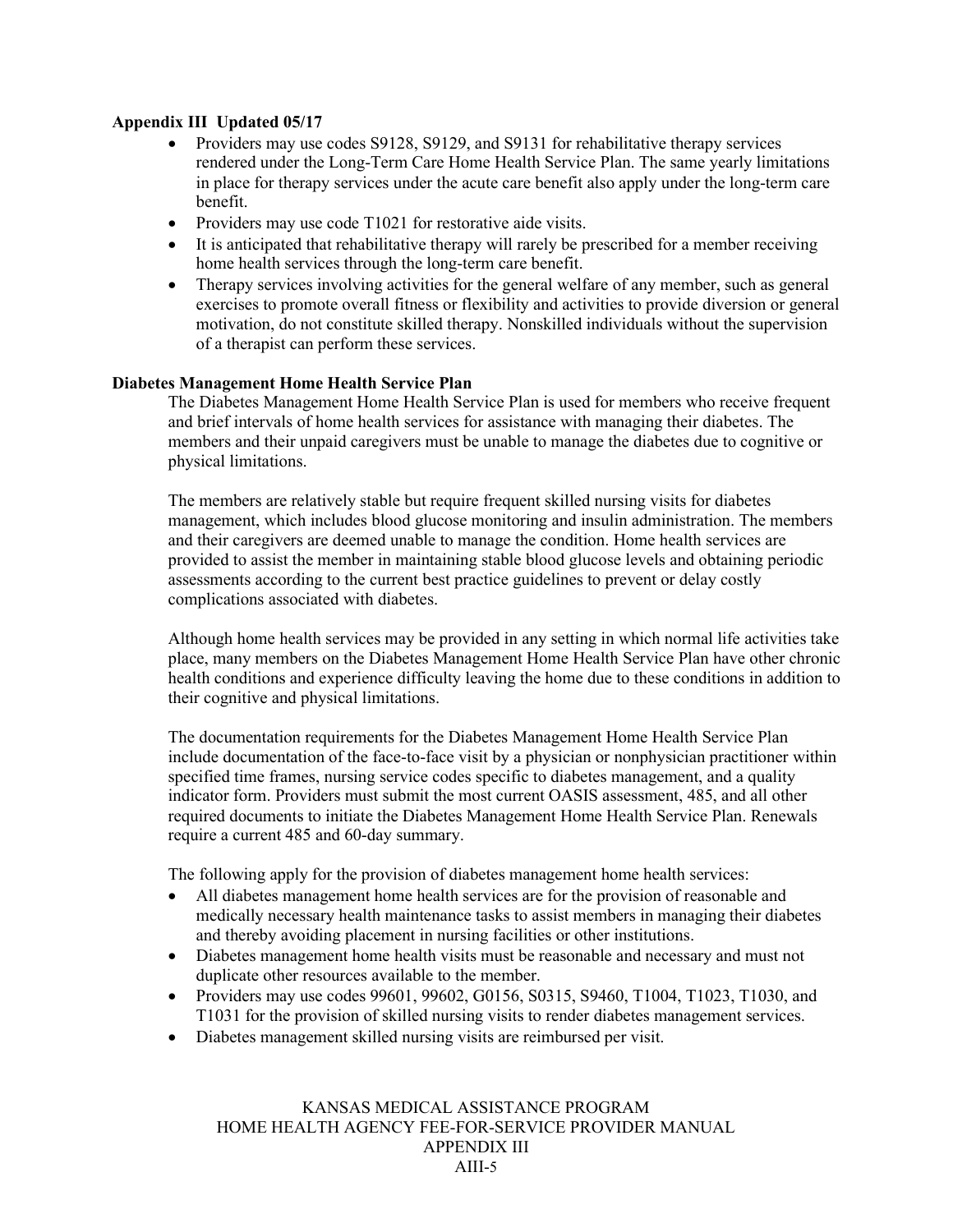**Appendix III Updated 05/17**

- Providers may use codes S9128, S9129, and S9131 for rehabilitative therapy services rendered under the Long-Term Care Home Health Service Plan. The same yearly limitations in place for therapy services under the acute care benefit also apply under the long-term care benefit.
- Providers may use code T1021 for restorative aide visits.
- It is anticipated that rehabilitative therapy will rarely be prescribed for a member receiving home health services through the long-term care benefit.
- Therapy services involving activities for the general welfare of any member, such as general exercises to promote overall fitness or flexibility and activities to provide diversion or general motivation, do not constitute skilled therapy. Nonskilled individuals without the supervision of a therapist can perform these services.

**Diabetes Management Home Health Service Plan**

The Diabetes Management Home Health Service Plan is used for members who receive frequent and brief intervals of home health services for assistance with managing their diabetes. The members and their unpaid caregivers must be unable to manage the diabetes due to cognitive or physical limitations.

The members are relatively stable but require frequent skilled nursing visits for diabetes management, which includes blood glucose monitoring and insulin administration. The members and their caregivers are deemed unable to manage the condition. Home health services are provided to assist the member in maintaining stable blood glucose levels and obtaining periodic assessments according to the current best practice guidelines to prevent or delay costly complications associated with diabetes.

Although home health services may be provided in any setting in which normal life activities take place, many members on the Diabetes Management Home Health Service Plan have other chronic health conditions and experience difficulty leaving the home due to these conditions in addition to their cognitive and physical limitations.

The documentation requirements for the Diabetes Management Home Health Service Plan include documentation of the face-to-face visit by a physician or nonphysician practitioner within specified time frames, nursing service codes specific to diabetes management, and a quality indicator form. Providers must submit the most current OASIS assessment, 485, and all other required documents to initiate the Diabetes Management Home Health Service Plan. Renewals require a current 485 and 60-day summary.

The following apply for the provision of diabetes management home health services:

- All diabetes management home health services are for the provision of reasonable and medically necessary health maintenance tasks to assist members in managing their diabetes and thereby avoiding placement in nursing facilities or other institutions.
- Diabetes management home health visits must be reasonable and necessary and must not duplicate other resources available to the member.
- Providers may use codes 99601, 99602, G0156, S0315, S9460, T1004, T1023, T1030, and T1031 for the provision of skilled nursing visits to render diabetes management services.
- Diabetes management skilled nursing visits are reimbursed per visit.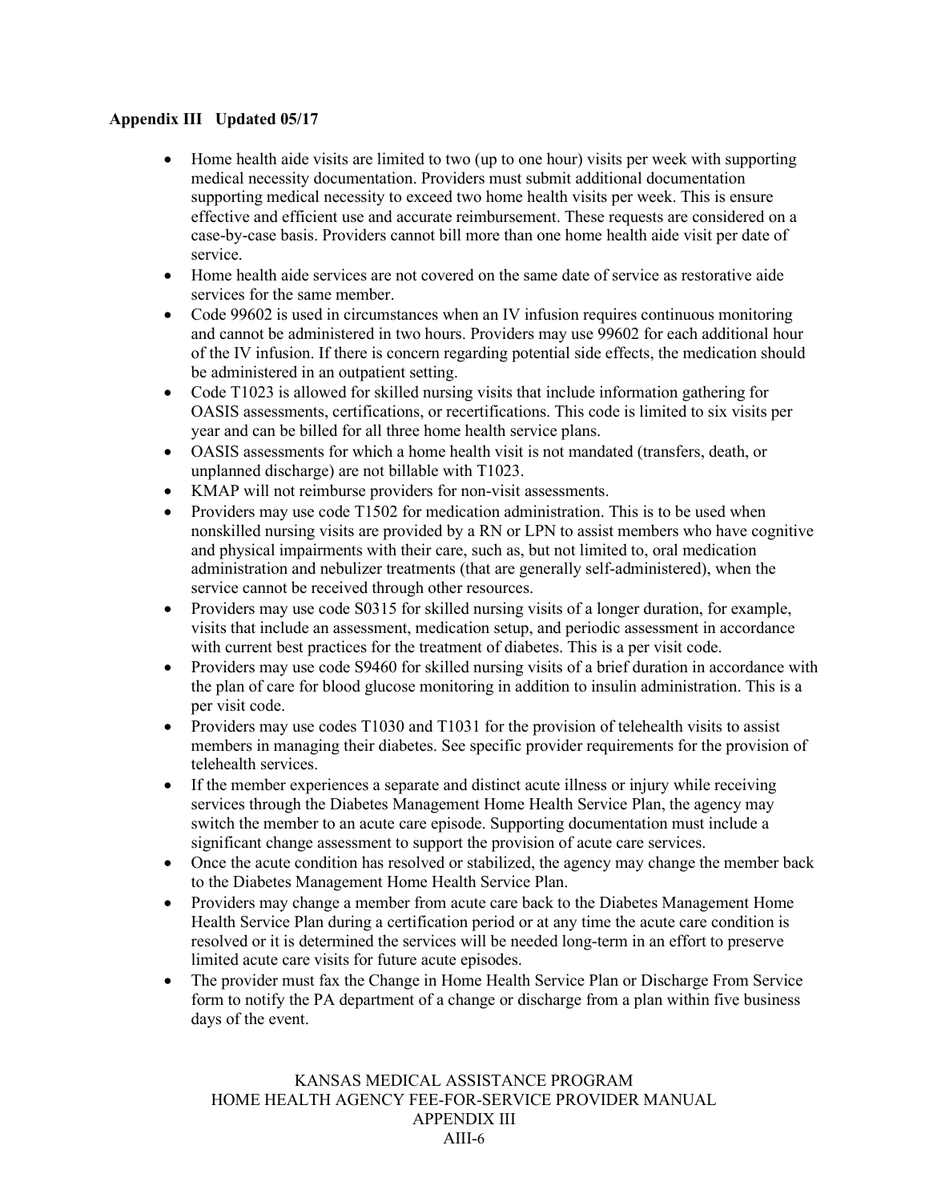**Appendix III Updated 05/17**

- Home health aide visits are limited to two (up to one hour) visits per week with supporting medical necessity documentation. Providers must submit additional documentation supporting medical necessity to exceed two home health visits per week. This is ensure effective and efficient use and accurate reimbursement. These requests are considered on a case-by-case basis. Providers cannot bill more than one home health aide visit per date of service.
- Home health aide services are not covered on the same date of service as restorative aide services for the same member.
- Code 99602 is used in circumstances when an IV infusion requires continuous monitoring and cannot be administered in two hours. Providers may use 99602 for each additional hour of the IV infusion. If there is concern regarding potential side effects, the medication should be administered in an outpatient setting.
- Code T1023 is allowed for skilled nursing visits that include information gathering for OASIS assessments, certifications, or recertifications. This code is limited to six visits per year and can be billed for all three home health service plans.
- OASIS assessments for which a home health visit is not mandated (transfers, death, or unplanned discharge) are not billable with T1023.
- KMAP will not reimburse providers for non-visit assessments.
- Providers may use code T1502 for medication administration. This is to be used when nonskilled nursing visits are provided by a RN or LPN to assist members who have cognitive and physical impairments with their care, such as, but not limited to, oral medication administration and nebulizer treatments (that are generally self-administered), when the service cannot be received through other resources.
- Providers may use code S0315 for skilled nursing visits of a longer duration, for example, visits that include an assessment, medication setup, and periodic assessment in accordance with current best practices for the treatment of diabetes. This is a per visit code.
- Providers may use code S9460 for skilled nursing visits of a brief duration in accordance with the plan of care for blood glucose monitoring in addition to insulin administration. This is a per visit code.
- Providers may use codes T1030 and T1031 for the provision of telehealth visits to assist members in managing their diabetes. See specific provider requirements for the provision of telehealth services.
- If the member experiences a separate and distinct acute illness or injury while receiving services through the Diabetes Management Home Health Service Plan, the agency may switch the member to an acute care episode. Supporting documentation must include a significant change assessment to support the provision of acute care services.
- Once the acute condition has resolved or stabilized, the agency may change the member back to the Diabetes Management Home Health Service Plan.
- Providers may change a member from acute care back to the Diabetes Management Home Health Service Plan during a certification period or at any time the acute care condition is resolved or it is determined the services will be needed long-term in an effort to preserve limited acute care visits for future acute episodes.
- The provider must fax the Change in Home Health Service Plan or Discharge From Service form to notify the PA department of a change or discharge from a plan within five business days of the event.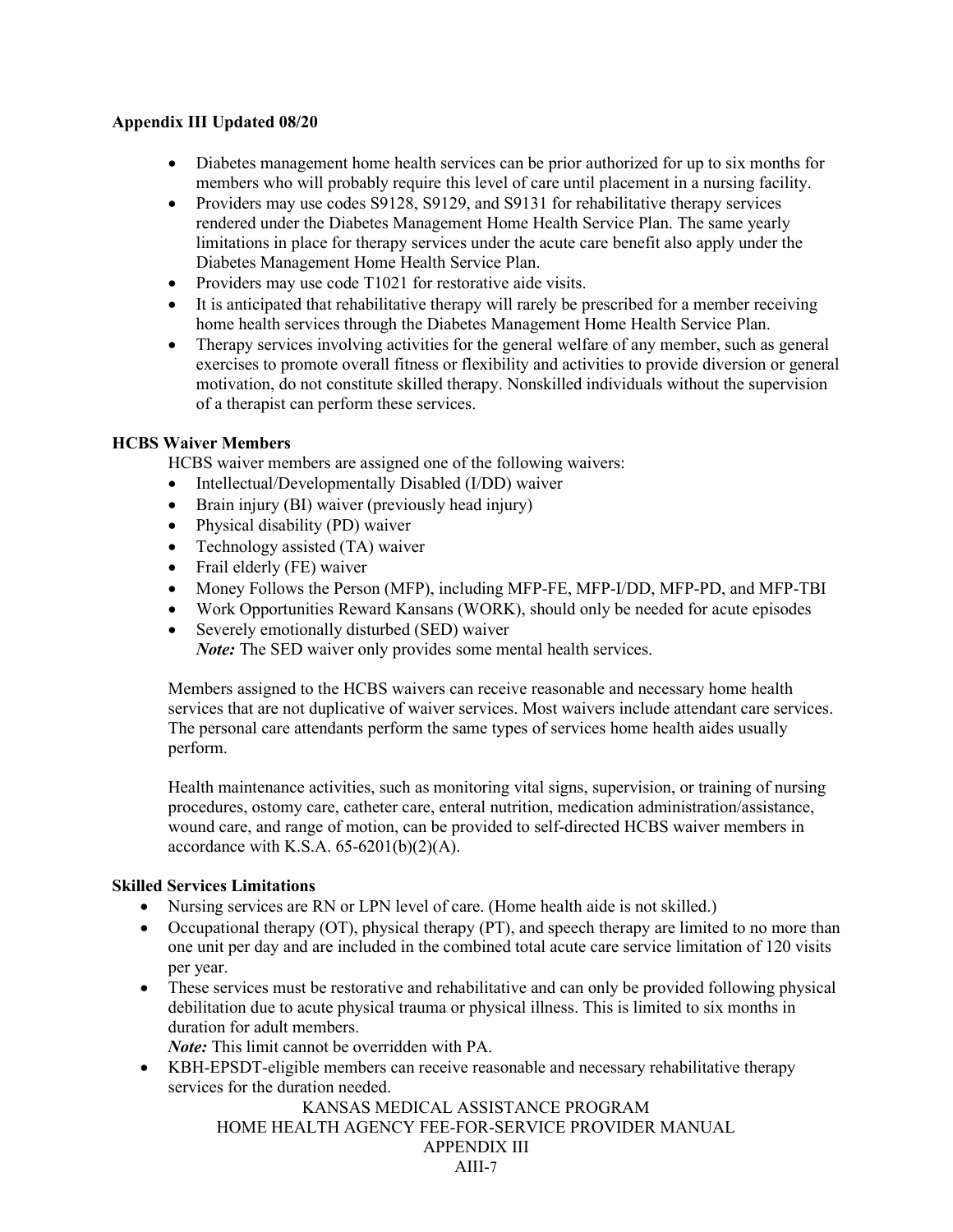**Appendix III Updated 08/20**

- Diabetes management home health services can be prior authorized for up to six months for members who will probably require this level of care until placement in a nursing facility.
- Providers may use codes S9128, S9129, and S9131 for rehabilitative therapy services rendered under the Diabetes Management Home Health Service Plan. The same yearly limitations in place for therapy services under the acute care benefit also apply under the Diabetes Management Home Health Service Plan.
- Providers may use code T1021 for restorative aide visits.
- It is anticipated that rehabilitative therapy will rarely be prescribed for a member receiving home health services through the Diabetes Management Home Health Service Plan.
- Therapy services involving activities for the general welfare of any member, such as general exercises to promote overall fitness or flexibility and activities to provide diversion or general motivation, do not constitute skilled therapy. Nonskilled individuals without the supervision of a therapist can perform these services.

**HCBS Waiver Members**

HCBS waiver members are assigned one of the following waivers:

- Intellectual/Developmentally Disabled (I/DD) waiver
- Brain injury (BI) waiver (previously head injury)
- Physical disability (PD) waiver
- Technology assisted (TA) waiver
- Frail elderly (FE) waiver
- Money Follows the Person (MFP), including MFP-FE, MFP-I/DD, MFP-PD, and MFP-TBI
- Work Opportunities Reward Kansans (WORK), should only be needed for acute episodes
- Severely emotionally disturbed (SED) waiver
  ***Note:*** The SED waiver only provides some mental health services.

Members assigned to the HCBS waivers can receive reasonable and necessary home health services that are not duplicative of waiver services. Most waivers include attendant care services. The personal care attendants perform the same types of services home health aides usually perform.

Health maintenance activities, such as monitoring vital signs, supervision, or training of nursing procedures, ostomy care, catheter care, enteral nutrition, medication administration/assistance, wound care, and range of motion, can be provided to self-directed HCBS waiver members in accordance with K.S.A. 65-6201(b)(2)(A).

**Skilled Services Limitations**

- Nursing services are RN or LPN level of care. (Home health aide is not skilled.)
- Occupational therapy (OT), physical therapy (PT), and speech therapy are limited to no more than one unit per day and are included in the combined total acute care service limitation of 120 visits per year.
- These services must be restorative and rehabilitative and can only be provided following physical debilitation due to acute physical trauma or physical illness. This is limited to six months in duration for adult members.
  ***Note:*** This limit cannot be overridden with PA.
- KBH-EPSDT-eligible members can receive reasonable and necessary rehabilitative therapy services for the duration needed.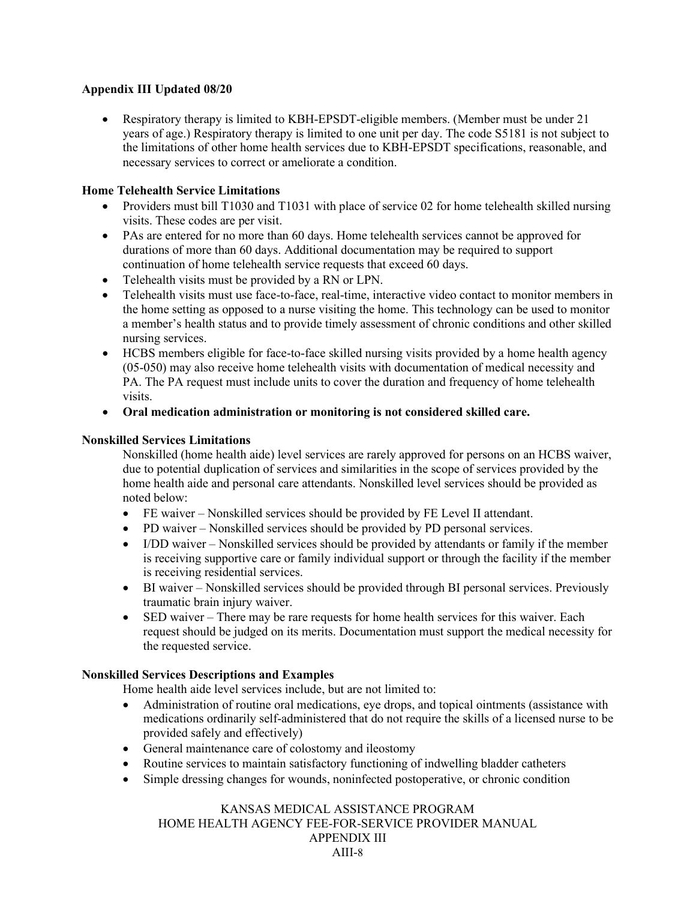**Appendix III Updated 08/20**

- Respiratory therapy is limited to KBH-EPSDT-eligible members. (Member must be under 21 years of age.) Respiratory therapy is limited to one unit per day. The code S5181 is not subject to the limitations of other home health services due to KBH-EPSDT specifications, reasonable, and necessary services to correct or ameliorate a condition.

**Home Telehealth Service Limitations**

- Providers must bill T1030 and T1031 with place of service 02 for home telehealth skilled nursing visits. These codes are per visit.
- PAs are entered for no more than 60 days. Home telehealth services cannot be approved for durations of more than 60 days. Additional documentation may be required to support continuation of home telehealth service requests that exceed 60 days.
- Telehealth visits must be provided by a RN or LPN.
- Telehealth visits must use face-to-face, real-time, interactive video contact to monitor members in the home setting as opposed to a nurse visiting the home. This technology can be used to monitor a member's health status and to provide timely assessment of chronic conditions and other skilled nursing services.
- HCBS members eligible for face-to-face skilled nursing visits provided by a home health agency (05-050) may also receive home telehealth visits with documentation of medical necessity and PA. The PA request must include units to cover the duration and frequency of home telehealth visits.
- **Oral medication administration or monitoring is not considered skilled care.**

**Nonskilled Services Limitations**

Nonskilled (home health aide) level services are rarely approved for persons on an HCBS waiver, due to potential duplication of services and similarities in the scope of services provided by the home health aide and personal care attendants. Nonskilled level services should be provided as noted below:

- FE waiver – Nonskilled services should be provided by FE Level II attendant.
- PD waiver – Nonskilled services should be provided by PD personal services.
- I/DD waiver – Nonskilled services should be provided by attendants or family if the member is receiving supportive care or family individual support or through the facility if the member is receiving residential services.
- BI waiver – Nonskilled services should be provided through BI personal services. Previously traumatic brain injury waiver.
- SED waiver – There may be rare requests for home health services for this waiver. Each request should be judged on its merits. Documentation must support the medical necessity for the requested service.

**Nonskilled Services Descriptions and Examples**

Home health aide level services include, but are not limited to:

- Administration of routine oral medications, eye drops, and topical ointments (assistance with medications ordinarily self-administered that do not require the skills of a licensed nurse to be provided safely and effectively)
- General maintenance care of colostomy and ileostomy
- Routine services to maintain satisfactory functioning of indwelling bladder catheters
- Simple dressing changes for wounds, noninfected postoperative, or chronic condition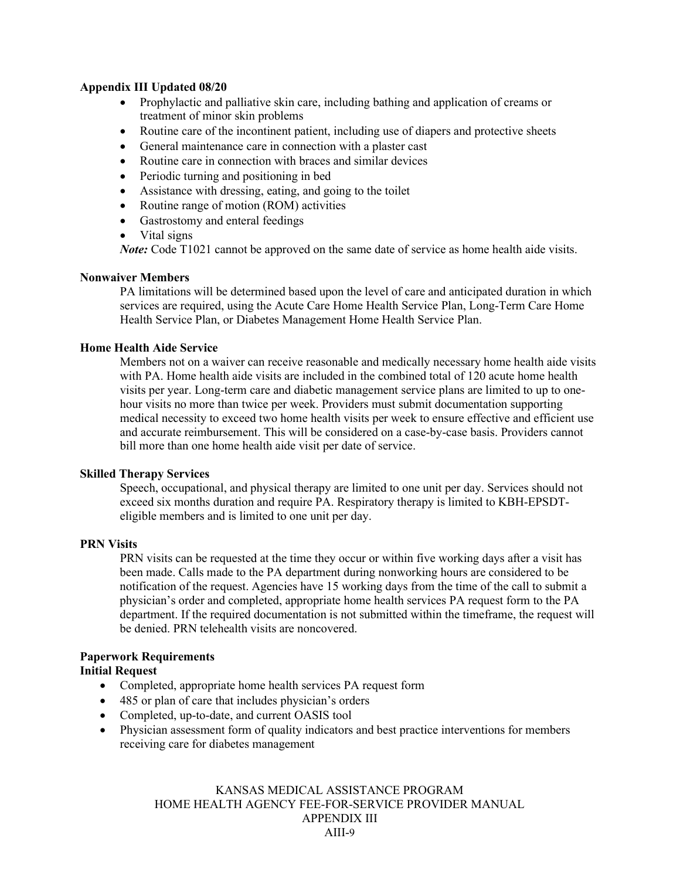**Appendix III Updated 08/20**

- Prophylactic and palliative skin care, including bathing and application of creams or treatment of minor skin problems
- Routine care of the incontinent patient, including use of diapers and protective sheets
- General maintenance care in connection with a plaster cast
- Routine care in connection with braces and similar devices
- Periodic turning and positioning in bed
- Assistance with dressing, eating, and going to the toilet
- Routine range of motion (ROM) activities
- Gastrostomy and enteral feedings
- Vital signs

***Note:*** Code T1021 cannot be approved on the same date of service as home health aide visits.

**Nonwaiver Members**

PA limitations will be determined based upon the level of care and anticipated duration in which services are required, using the Acute Care Home Health Service Plan, Long-Term Care Home Health Service Plan, or Diabetes Management Home Health Service Plan.

**Home Health Aide Service**

Members not on a waiver can receive reasonable and medically necessary home health aide visits with PA. Home health aide visits are included in the combined total of 120 acute home health visits per year. Long-term care and diabetic management service plans are limited to up to one-hour visits no more than twice per week. Providers must submit documentation supporting medical necessity to exceed two home health visits per week to ensure effective and efficient use and accurate reimbursement. This will be considered on a case-by-case basis. Providers cannot bill more than one home health aide visit per date of service.

**Skilled Therapy Services**

Speech, occupational, and physical therapy are limited to one unit per day. Services should not exceed six months duration and require PA. Respiratory therapy is limited to KBH-EPSDT-eligible members and is limited to one unit per day.

**PRN Visits**

PRN visits can be requested at the time they occur or within five working days after a visit has been made. Calls made to the PA department during nonworking hours are considered to be notification of the request. Agencies have 15 working days from the time of the call to submit a physician's order and completed, appropriate home health services PA request form to the PA department. If the required documentation is not submitted within the timeframe, the request will be denied. PRN telehealth visits are noncovered.

**Paperwork Requirements**

**Initial Request**

- Completed, appropriate home health services PA request form
- 485 or plan of care that includes physician's orders
- Completed, up-to-date, and current OASIS tool
- Physician assessment form of quality indicators and best practice interventions for members receiving care for diabetes management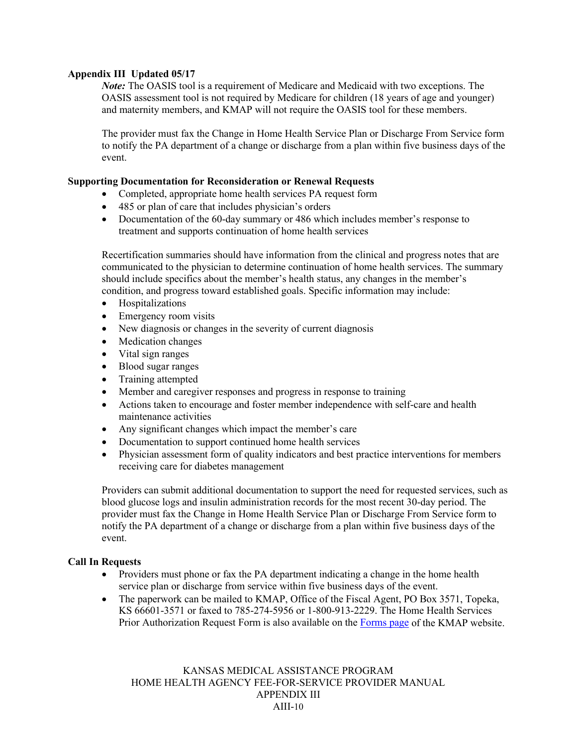**Appendix III Updated 05/17**

*Note:* The OASIS tool is a requirement of Medicare and Medicaid with two exceptions. The OASIS assessment tool is not required by Medicare for children (18 years of age and younger) and maternity members, and KMAP will not require the OASIS tool for these members.

The provider must fax the Change in Home Health Service Plan or Discharge From Service form to notify the PA department of a change or discharge from a plan within five business days of the event.

**Supporting Documentation for Reconsideration or Renewal Requests**

- Completed, appropriate home health services PA request form
- 485 or plan of care that includes physician's orders
- Documentation of the 60-day summary or 486 which includes member's response to treatment and supports continuation of home health services

Recertification summaries should have information from the clinical and progress notes that are communicated to the physician to determine continuation of home health services. The summary should include specifics about the member's health status, any changes in the member's condition, and progress toward established goals. Specific information may include:

- Hospitalizations
- Emergency room visits
- New diagnosis or changes in the severity of current diagnosis
- Medication changes
- Vital sign ranges
- Blood sugar ranges
- Training attempted
- Member and caregiver responses and progress in response to training
- Actions taken to encourage and foster member independence with self-care and health maintenance activities
- Any significant changes which impact the member's care
- Documentation to support continued home health services
- Physician assessment form of quality indicators and best practice interventions for members receiving care for diabetes management

Providers can submit additional documentation to support the need for requested services, such as blood glucose logs and insulin administration records for the most recent 30-day period. The provider must fax the Change in Home Health Service Plan or Discharge From Service form to notify the PA department of a change or discharge from a plan within five business days of the event.

**Call In Requests**

- Providers must phone or fax the PA department indicating a change in the home health service plan or discharge from service within five business days of the event.
- The paperwork can be mailed to KMAP, Office of the Fiscal Agent, PO Box 3571, Topeka, KS 66601-3571 or faxed to 785-274-5956 or 1-800-913-2229. The Home Health Services Prior Authorization Request Form is also available on the Forms page of the KMAP website.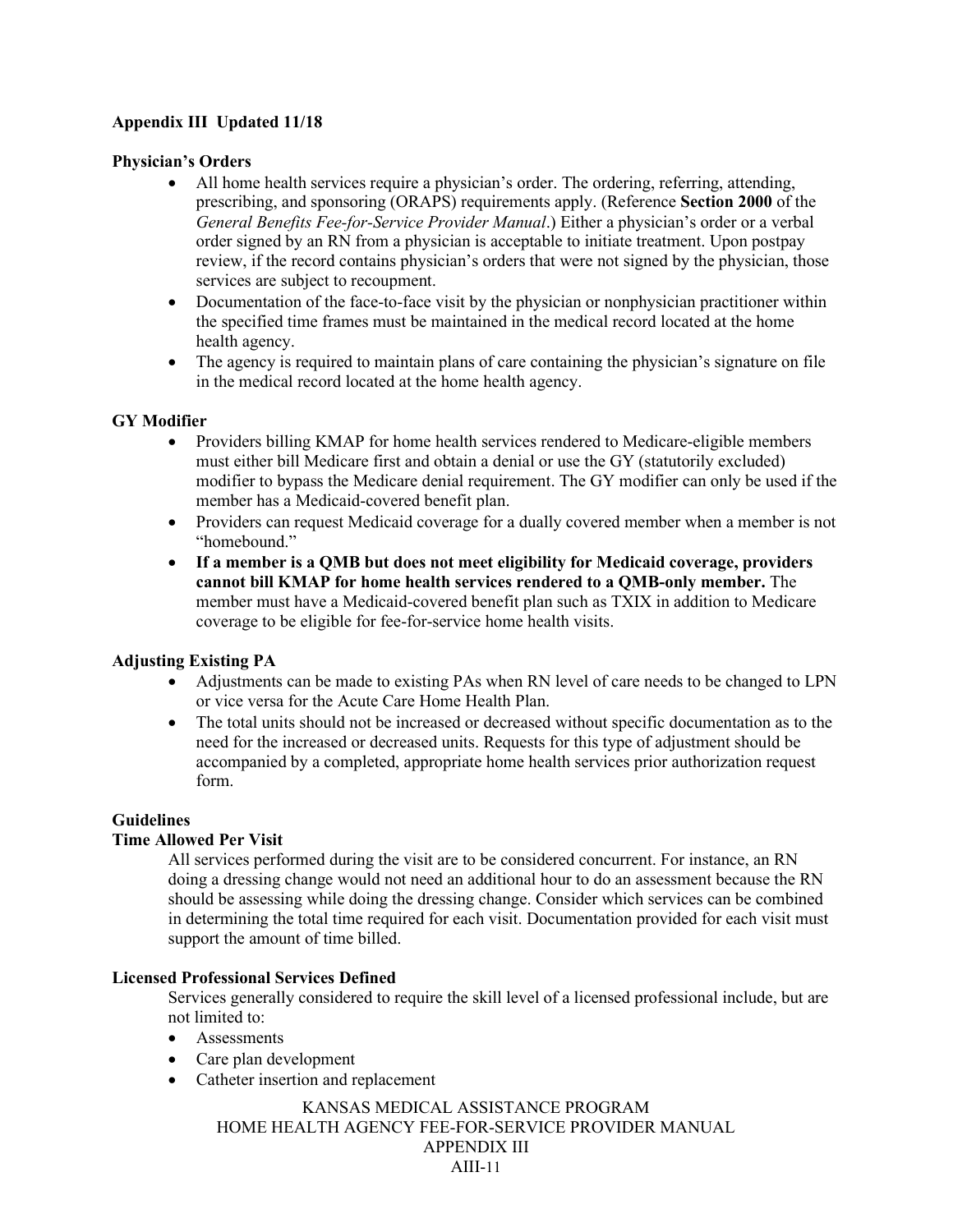**Appendix III Updated 11/18**

**Physician's Orders**

- All home health services require a physician's order. The ordering, referring, attending, prescribing, and sponsoring (ORAPS) requirements apply. (Reference **Section 2000** of the *General Benefits Fee-for-Service Provider Manual*.) Either a physician's order or a verbal order signed by an RN from a physician is acceptable to initiate treatment. Upon postpay review, if the record contains physician's orders that were not signed by the physician, those services are subject to recoupment.
- Documentation of the face-to-face visit by the physician or nonphysician practitioner within the specified time frames must be maintained in the medical record located at the home health agency.
- The agency is required to maintain plans of care containing the physician's signature on file in the medical record located at the home health agency.

**GY Modifier**

- Providers billing KMAP for home health services rendered to Medicare-eligible members must either bill Medicare first and obtain a denial or use the GY (statutorily excluded) modifier to bypass the Medicare denial requirement. The GY modifier can only be used if the member has a Medicaid-covered benefit plan.
- Providers can request Medicaid coverage for a dually covered member when a member is not "homebound."
- **If a member is a QMB but does not meet eligibility for Medicaid coverage, providers cannot bill KMAP for home health services rendered to a QMB-only member.** The member must have a Medicaid-covered benefit plan such as TXIX in addition to Medicare coverage to be eligible for fee-for-service home health visits.

**Adjusting Existing PA**

- Adjustments can be made to existing PAs when RN level of care needs to be changed to LPN or vice versa for the Acute Care Home Health Plan.
- The total units should not be increased or decreased without specific documentation as to the need for the increased or decreased units. Requests for this type of adjustment should be accompanied by a completed, appropriate home health services prior authorization request form.

**Guidelines**

**Time Allowed Per Visit**

All services performed during the visit are to be considered concurrent. For instance, an RN doing a dressing change would not need an additional hour to do an assessment because the RN should be assessing while doing the dressing change. Consider which services can be combined in determining the total time required for each visit. Documentation provided for each visit must support the amount of time billed.

**Licensed Professional Services Defined**

Services generally considered to require the skill level of a licensed professional include, but are not limited to:

- Assessments
- Care plan development
- Catheter insertion and replacement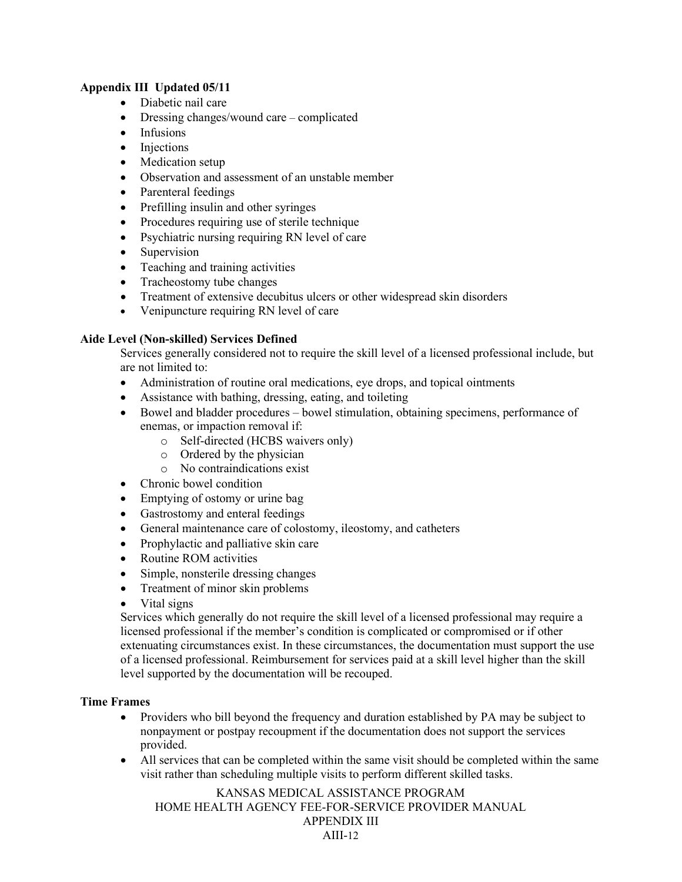**Appendix III Updated 05/11**

- Diabetic nail care
- Dressing changes/wound care – complicated
- Infusions
- Injections
- Medication setup
- Observation and assessment of an unstable member
- Parenteral feedings
- Prefilling insulin and other syringes
- Procedures requiring use of sterile technique
- Psychiatric nursing requiring RN level of care
- Supervision
- Teaching and training activities
- Tracheostomy tube changes
- Treatment of extensive decubitus ulcers or other widespread skin disorders
- Venipuncture requiring RN level of care

**Aide Level (Non-skilled) Services Defined**

Services generally considered not to require the skill level of a licensed professional include, but are not limited to:

- Administration of routine oral medications, eye drops, and topical ointments
- Assistance with bathing, dressing, eating, and toileting
- Bowel and bladder procedures – bowel stimulation, obtaining specimens, performance of enemas, or impaction removal if:
  - Self-directed (HCBS waivers only)
  - Ordered by the physician
  - No contraindications exist
- Chronic bowel condition
- Emptying of ostomy or urine bag
- Gastrostomy and enteral feedings
- General maintenance care of colostomy, ileostomy, and catheters
- Prophylactic and palliative skin care
- Routine ROM activities
- Simple, nonsterile dressing changes
- Treatment of minor skin problems
- Vital signs

Services which generally do not require the skill level of a licensed professional may require a licensed professional if the member's condition is complicated or compromised or if other extenuating circumstances exist. In these circumstances, the documentation must support the use of a licensed professional. Reimbursement for services paid at a skill level higher than the skill level supported by the documentation will be recouped.

**Time Frames**

- Providers who bill beyond the frequency and duration established by PA may be subject to nonpayment or postpay recoupment if the documentation does not support the services provided.
- All services that can be completed within the same visit should be completed within the same visit rather than scheduling multiple visits to perform different skilled tasks.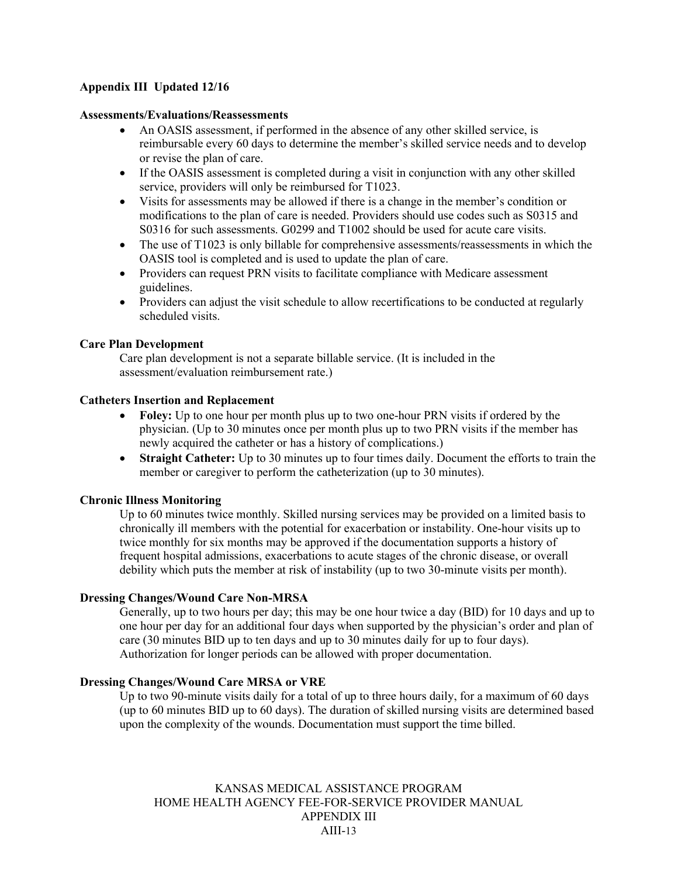**Appendix III Updated 12/16**

**Assessments/Evaluations/Reassessments**

- An OASIS assessment, if performed in the absence of any other skilled service, is reimbursable every 60 days to determine the member's skilled service needs and to develop or revise the plan of care.
- If the OASIS assessment is completed during a visit in conjunction with any other skilled service, providers will only be reimbursed for T1023.
- Visits for assessments may be allowed if there is a change in the member's condition or modifications to the plan of care is needed. Providers should use codes such as S0315 and S0316 for such assessments. G0299 and T1002 should be used for acute care visits.
- The use of T1023 is only billable for comprehensive assessments/reassessments in which the OASIS tool is completed and is used to update the plan of care.
- Providers can request PRN visits to facilitate compliance with Medicare assessment guidelines.
- Providers can adjust the visit schedule to allow recertifications to be conducted at regularly scheduled visits.

**Care Plan Development**

Care plan development is not a separate billable service. (It is included in the assessment/evaluation reimbursement rate.)

**Catheters Insertion and Replacement**

- **Foley:** Up to one hour per month plus up to two one-hour PRN visits if ordered by the physician. (Up to 30 minutes once per month plus up to two PRN visits if the member has newly acquired the catheter or has a history of complications.)
- **Straight Catheter:** Up to 30 minutes up to four times daily. Document the efforts to train the member or caregiver to perform the catheterization (up to 30 minutes).

**Chronic Illness Monitoring**

Up to 60 minutes twice monthly. Skilled nursing services may be provided on a limited basis to chronically ill members with the potential for exacerbation or instability. One-hour visits up to twice monthly for six months may be approved if the documentation supports a history of frequent hospital admissions, exacerbations to acute stages of the chronic disease, or overall debility which puts the member at risk of instability (up to two 30-minute visits per month).

**Dressing Changes/Wound Care Non-MRSA**

Generally, up to two hours per day; this may be one hour twice a day (BID) for 10 days and up to one hour per day for an additional four days when supported by the physician's order and plan of care (30 minutes BID up to ten days and up to 30 minutes daily for up to four days). Authorization for longer periods can be allowed with proper documentation.

**Dressing Changes/Wound Care MRSA or VRE**

Up to two 90-minute visits daily for a total of up to three hours daily, for a maximum of 60 days (up to 60 minutes BID up to 60 days). The duration of skilled nursing visits are determined based upon the complexity of the wounds. Documentation must support the time billed.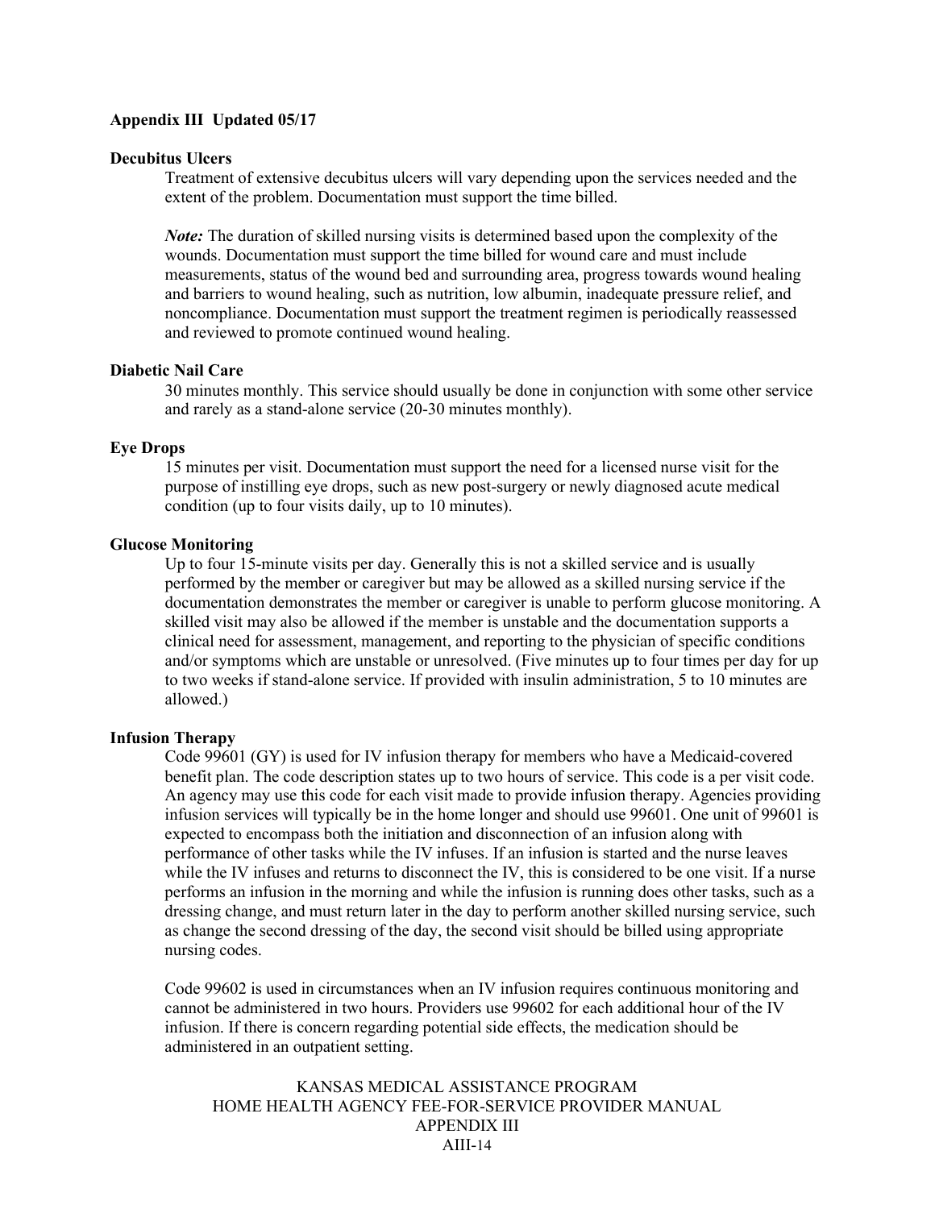**Appendix III Updated 05/17**

**Decubitus Ulcers**

Treatment of extensive decubitus ulcers will vary depending upon the services needed and the extent of the problem. Documentation must support the time billed.

***Note:*** The duration of skilled nursing visits is determined based upon the complexity of the wounds. Documentation must support the time billed for wound care and must include measurements, status of the wound bed and surrounding area, progress towards wound healing and barriers to wound healing, such as nutrition, low albumin, inadequate pressure relief, and noncompliance. Documentation must support the treatment regimen is periodically reassessed and reviewed to promote continued wound healing.

**Diabetic Nail Care**

30 minutes monthly. This service should usually be done in conjunction with some other service and rarely as a stand-alone service (20-30 minutes monthly).

**Eye Drops**

15 minutes per visit. Documentation must support the need for a licensed nurse visit for the purpose of instilling eye drops, such as new post-surgery or newly diagnosed acute medical condition (up to four visits daily, up to 10 minutes).

**Glucose Monitoring**

Up to four 15-minute visits per day. Generally this is not a skilled service and is usually performed by the member or caregiver but may be allowed as a skilled nursing service if the documentation demonstrates the member or caregiver is unable to perform glucose monitoring. A skilled visit may also be allowed if the member is unstable and the documentation supports a clinical need for assessment, management, and reporting to the physician of specific conditions and/or symptoms which are unstable or unresolved. (Five minutes up to four times per day for up to two weeks if stand-alone service. If provided with insulin administration, 5 to 10 minutes are allowed.)

**Infusion Therapy**

Code 99601 (GY) is used for IV infusion therapy for members who have a Medicaid-covered benefit plan. The code description states up to two hours of service. This code is a per visit code. An agency may use this code for each visit made to provide infusion therapy. Agencies providing infusion services will typically be in the home longer and should use 99601. One unit of 99601 is expected to encompass both the initiation and disconnection of an infusion along with performance of other tasks while the IV infuses. If an infusion is started and the nurse leaves while the IV infuses and returns to disconnect the IV, this is considered to be one visit. If a nurse performs an infusion in the morning and while the infusion is running does other tasks, such as a dressing change, and must return later in the day to perform another skilled nursing service, such as change the second dressing of the day, the second visit should be billed using appropriate nursing codes.

Code 99602 is used in circumstances when an IV infusion requires continuous monitoring and cannot be administered in two hours. Providers use 99602 for each additional hour of the IV infusion. If there is concern regarding potential side effects, the medication should be administered in an outpatient setting.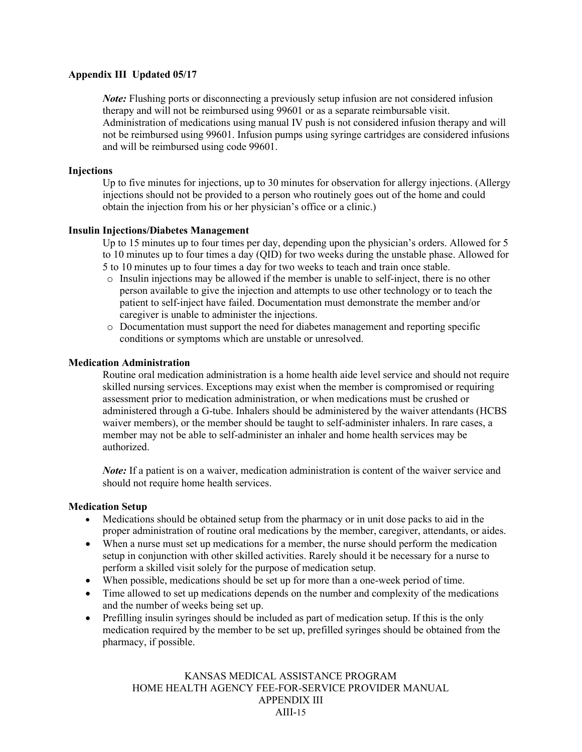**Appendix III Updated 05/17**

*Note:* Flushing ports or disconnecting a previously setup infusion are not considered infusion therapy and will not be reimbursed using 99601 or as a separate reimbursable visit. Administration of medications using manual IV push is not considered infusion therapy and will not be reimbursed using 99601. Infusion pumps using syringe cartridges are considered infusions and will be reimbursed using code 99601.

**Injections**

Up to five minutes for injections, up to 30 minutes for observation for allergy injections. (Allergy injections should not be provided to a person who routinely goes out of the home and could obtain the injection from his or her physician's office or a clinic.)

**Insulin Injections/Diabetes Management**

Up to 15 minutes up to four times per day, depending upon the physician's orders. Allowed for 5 to 10 minutes up to four times a day (QID) for two weeks during the unstable phase. Allowed for 5 to 10 minutes up to four times a day for two weeks to teach and train once stable.

- Insulin injections may be allowed if the member is unable to self-inject, there is no other person available to give the injection and attempts to use other technology or to teach the patient to self-inject have failed. Documentation must demonstrate the member and/or caregiver is unable to administer the injections.
- Documentation must support the need for diabetes management and reporting specific conditions or symptoms which are unstable or unresolved.

**Medication Administration**

Routine oral medication administration is a home health aide level service and should not require skilled nursing services. Exceptions may exist when the member is compromised or requiring assessment prior to medication administration, or when medications must be crushed or administered through a G-tube. Inhalers should be administered by the waiver attendants (HCBS waiver members), or the member should be taught to self-administer inhalers. In rare cases, a member may not be able to self-administer an inhaler and home health services may be authorized.

*Note:* If a patient is on a waiver, medication administration is content of the waiver service and should not require home health services.

**Medication Setup**

- Medications should be obtained setup from the pharmacy or in unit dose packs to aid in the proper administration of routine oral medications by the member, caregiver, attendants, or aides.
- When a nurse must set up medications for a member, the nurse should perform the medication setup in conjunction with other skilled activities. Rarely should it be necessary for a nurse to perform a skilled visit solely for the purpose of medication setup.
- When possible, medications should be set up for more than a one-week period of time.
- Time allowed to set up medications depends on the number and complexity of the medications and the number of weeks being set up.
- Prefilling insulin syringes should be included as part of medication setup. If this is the only medication required by the member to be set up, prefilled syringes should be obtained from the pharmacy, if possible.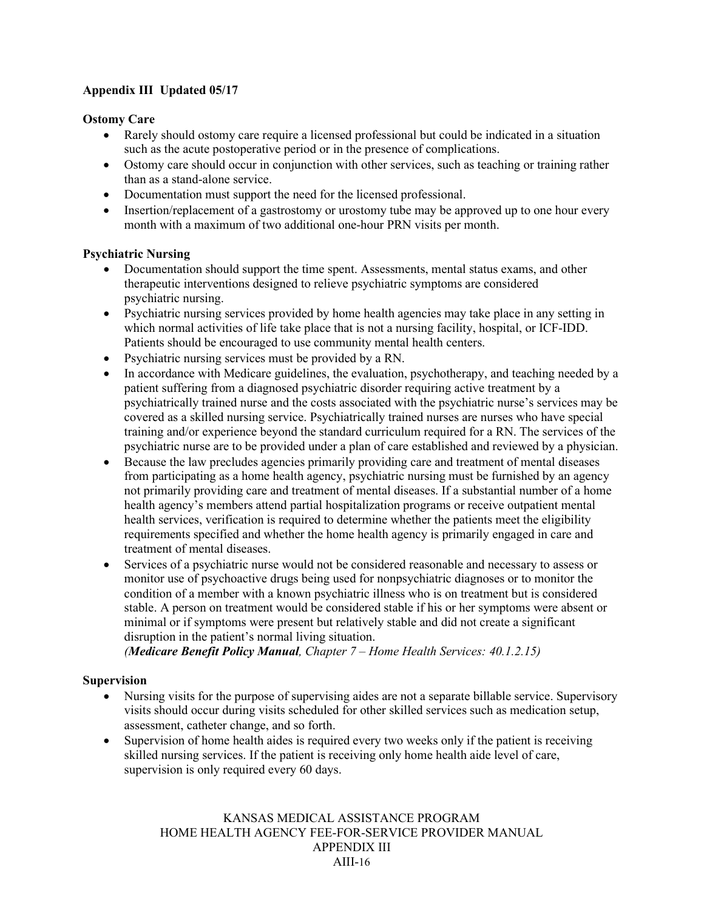**Appendix III Updated 05/17**

**Ostomy Care**

- Rarely should ostomy care require a licensed professional but could be indicated in a situation such as the acute postoperative period or in the presence of complications.
- Ostomy care should occur in conjunction with other services, such as teaching or training rather than as a stand-alone service.
- Documentation must support the need for the licensed professional.
- Insertion/replacement of a gastrostomy or urostomy tube may be approved up to one hour every month with a maximum of two additional one-hour PRN visits per month.

**Psychiatric Nursing**

- Documentation should support the time spent. Assessments, mental status exams, and other therapeutic interventions designed to relieve psychiatric symptoms are considered psychiatric nursing.
- Psychiatric nursing services provided by home health agencies may take place in any setting in which normal activities of life take place that is not a nursing facility, hospital, or ICF-IDD. Patients should be encouraged to use community mental health centers.
- Psychiatric nursing services must be provided by a RN.
- In accordance with Medicare guidelines, the evaluation, psychotherapy, and teaching needed by a patient suffering from a diagnosed psychiatric disorder requiring active treatment by a psychiatrically trained nurse and the costs associated with the psychiatric nurse's services may be covered as a skilled nursing service. Psychiatrically trained nurses are nurses who have special training and/or experience beyond the standard curriculum required for a RN. The services of the psychiatric nurse are to be provided under a plan of care established and reviewed by a physician.
- Because the law precludes agencies primarily providing care and treatment of mental diseases from participating as a home health agency, psychiatric nursing must be furnished by an agency not primarily providing care and treatment of mental diseases. If a substantial number of a home health agency's members attend partial hospitalization programs or receive outpatient mental health services, verification is required to determine whether the patients meet the eligibility requirements specified and whether the home health agency is primarily engaged in care and treatment of mental diseases.
- Services of a psychiatric nurse would not be considered reasonable and necessary to assess or monitor use of psychoactive drugs being used for nonpsychiatric diagnoses or to monitor the condition of a member with a known psychiatric illness who is on treatment but is considered stable. A person on treatment would be considered stable if his or her symptoms were absent or minimal or if symptoms were present but relatively stable and did not create a significant disruption in the patient's normal living situation.
  *(**Medicare Benefit Policy Manual**, Chapter 7 – Home Health Services: 40.1.2.15)*

**Supervision**

- Nursing visits for the purpose of supervising aides are not a separate billable service. Supervisory visits should occur during visits scheduled for other skilled services such as medication setup, assessment, catheter change, and so forth.
- Supervision of home health aides is required every two weeks only if the patient is receiving skilled nursing services. If the patient is receiving only home health aide level of care, supervision is only required every 60 days.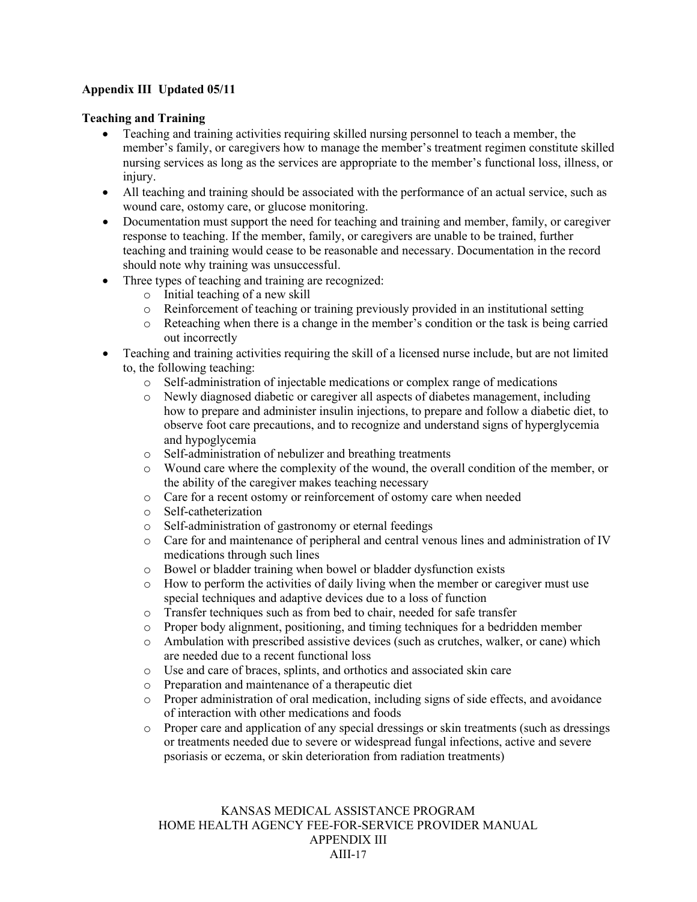**Appendix III Updated 05/11**

**Teaching and Training**

- Teaching and training activities requiring skilled nursing personnel to teach a member, the member's family, or caregivers how to manage the member's treatment regimen constitute skilled nursing services as long as the services are appropriate to the member's functional loss, illness, or injury.
- All teaching and training should be associated with the performance of an actual service, such as wound care, ostomy care, or glucose monitoring.
- Documentation must support the need for teaching and training and member, family, or caregiver response to teaching. If the member, family, or caregivers are unable to be trained, further teaching and training would cease to be reasonable and necessary. Documentation in the record should note why training was unsuccessful.
- Three types of teaching and training are recognized:
  - Initial teaching of a new skill
  - Reinforcement of teaching or training previously provided in an institutional setting
  - Reteaching when there is a change in the member's condition or the task is being carried out incorrectly
- Teaching and training activities requiring the skill of a licensed nurse include, but are not limited to, the following teaching:
  - Self-administration of injectable medications or complex range of medications
  - Newly diagnosed diabetic or caregiver all aspects of diabetes management, including how to prepare and administer insulin injections, to prepare and follow a diabetic diet, to observe foot care precautions, and to recognize and understand signs of hyperglycemia and hypoglycemia
  - Self-administration of nebulizer and breathing treatments
  - Wound care where the complexity of the wound, the overall condition of the member, or the ability of the caregiver makes teaching necessary
  - Care for a recent ostomy or reinforcement of ostomy care when needed
  - Self-catheterization
  - Self-administration of gastronomy or eternal feedings
  - Care for and maintenance of peripheral and central venous lines and administration of IV medications through such lines
  - Bowel or bladder training when bowel or bladder dysfunction exists
  - How to perform the activities of daily living when the member or caregiver must use special techniques and adaptive devices due to a loss of function
  - Transfer techniques such as from bed to chair, needed for safe transfer
  - Proper body alignment, positioning, and timing techniques for a bedridden member
  - Ambulation with prescribed assistive devices (such as crutches, walker, or cane) which are needed due to a recent functional loss
  - Use and care of braces, splints, and orthotics and associated skin care
  - Preparation and maintenance of a therapeutic diet
  - Proper administration of oral medication, including signs of side effects, and avoidance of interaction with other medications and foods
  - Proper care and application of any special dressings or skin treatments (such as dressings or treatments needed due to severe or widespread fungal infections, active and severe psoriasis or eczema, or skin deterioration from radiation treatments)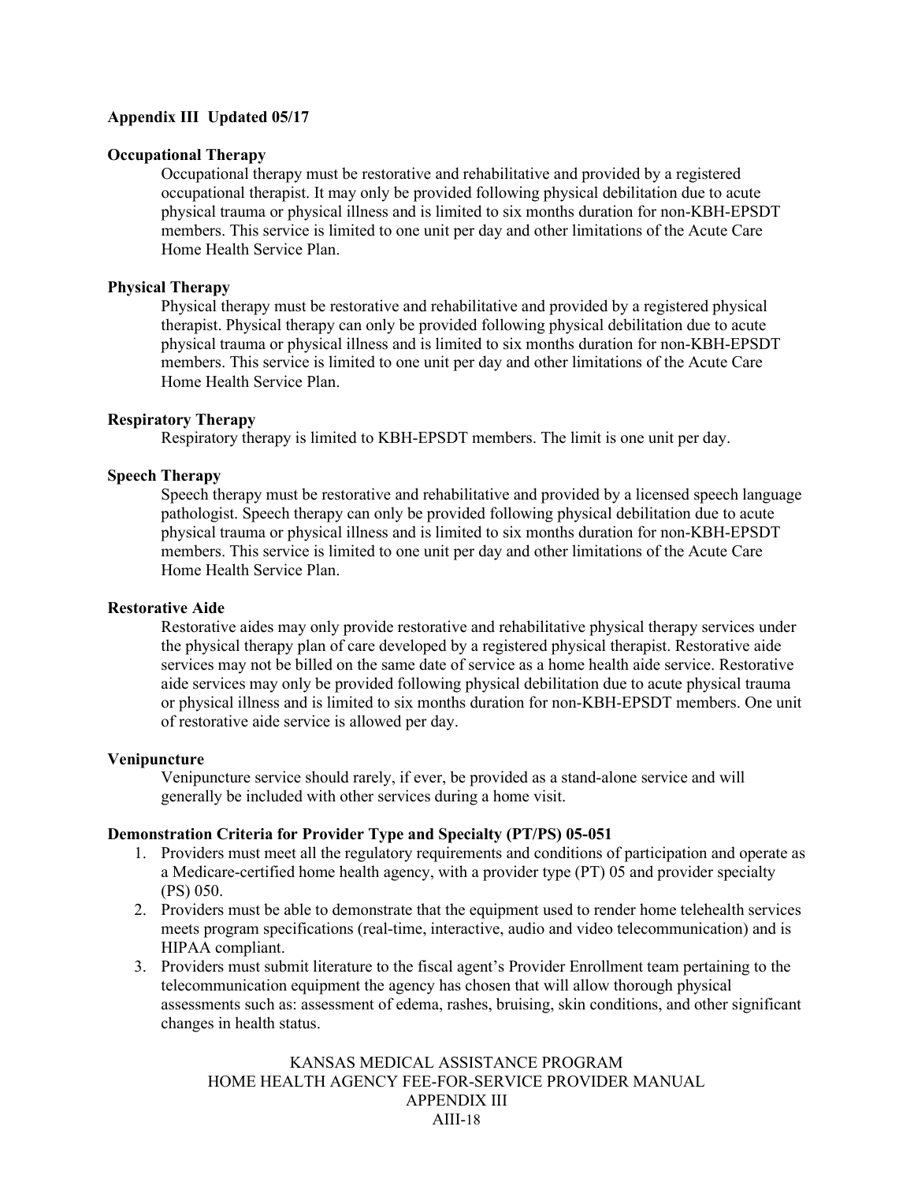**Appendix III Updated 05/17**

**Occupational Therapy**

Occupational therapy must be restorative and rehabilitative and provided by a registered occupational therapist. It may only be provided following physical debilitation due to acute physical trauma or physical illness and is limited to six months duration for non-KBH-EPSDT members. This service is limited to one unit per day and other limitations of the Acute Care Home Health Service Plan.

**Physical Therapy**

Physical therapy must be restorative and rehabilitative and provided by a registered physical therapist. Physical therapy can only be provided following physical debilitation due to acute physical trauma or physical illness and is limited to six months duration for non-KBH-EPSDT members. This service is limited to one unit per day and other limitations of the Acute Care Home Health Service Plan.

**Respiratory Therapy**

Respiratory therapy is limited to KBH-EPSDT members. The limit is one unit per day.

**Speech Therapy**

Speech therapy must be restorative and rehabilitative and provided by a licensed speech language pathologist. Speech therapy can only be provided following physical debilitation due to acute physical trauma or physical illness and is limited to six months duration for non-KBH-EPSDT members. This service is limited to one unit per day and other limitations of the Acute Care Home Health Service Plan.

**Restorative Aide**

Restorative aides may only provide restorative and rehabilitative physical therapy services under the physical therapy plan of care developed by a registered physical therapist. Restorative aide services may not be billed on the same date of service as a home health aide service. Restorative aide services may only be provided following physical debilitation due to acute physical trauma or physical illness and is limited to six months duration for non-KBH-EPSDT members. One unit of restorative aide service is allowed per day.

**Venipuncture**

Venipuncture service should rarely, if ever, be provided as a stand-alone service and will generally be included with other services during a home visit.

**Demonstration Criteria for Provider Type and Specialty (PT/PS) 05-051**

1. Providers must meet all the regulatory requirements and conditions of participation and operate as a Medicare-certified home health agency, with a provider type (PT) 05 and provider specialty (PS) 050.
2. Providers must be able to demonstrate that the equipment used to render home telehealth services meets program specifications (real-time, interactive, audio and video telecommunication) and is HIPAA compliant.
3. Providers must submit literature to the fiscal agent's Provider Enrollment team pertaining to the telecommunication equipment the agency has chosen that will allow thorough physical assessments such as: assessment of edema, rashes, bruising, skin conditions, and other significant changes in health status.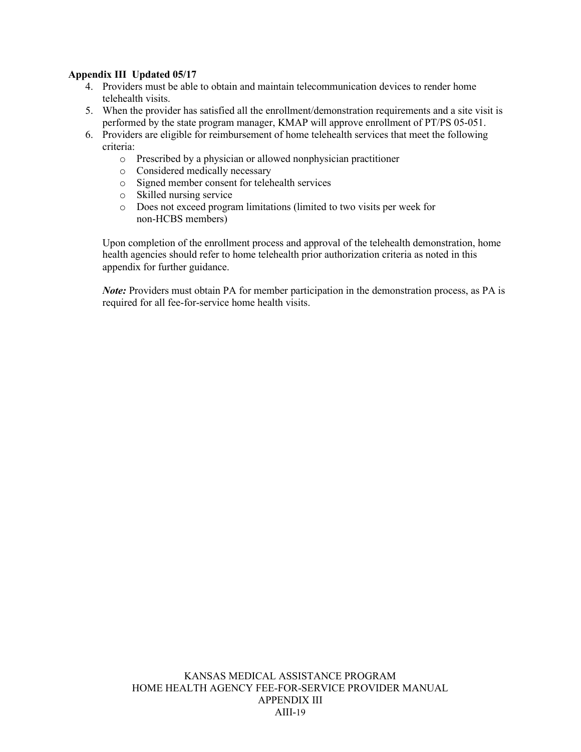**Appendix III Updated 05/17**

4. Providers must be able to obtain and maintain telecommunication devices to render home telehealth visits.
5. When the provider has satisfied all the enrollment/demonstration requirements and a site visit is performed by the state program manager, KMAP will approve enrollment of PT/PS 05-051.
6. Providers are eligible for reimbursement of home telehealth services that meet the following criteria:
   - Prescribed by a physician or allowed nonphysician practitioner
   - Considered medically necessary
   - Signed member consent for telehealth services
   - Skilled nursing service
   - Does not exceed program limitations (limited to two visits per week for non-HCBS members)

   Upon completion of the enrollment process and approval of the telehealth demonstration, home health agencies should refer to home telehealth prior authorization criteria as noted in this appendix for further guidance.

   ***Note:*** Providers must obtain PA for member participation in the demonstration process, as PA is required for all fee-for-service home health visits.